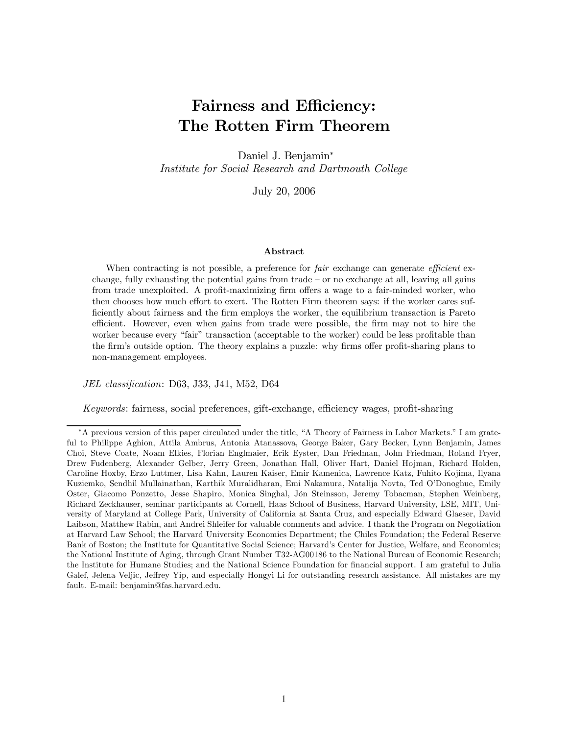# Fairness and Efficiency: The Rotten Firm Theorem

Daniel J. Benjamin*

*Institute for Social Research and Dartmouth College*

July 20, 2006

### Abstract

When contracting is not possible, a preference for *fair* exchange can generate *efficient* exchange, fully exhausting the potential gains from trade – or no exchange at all, leaving all gains from trade unexploited. A profit-maximizing firm offers a wage to a fair-minded worker, who then chooses how much effort to exert. The Rotten Firm theorem says: if the worker cares sufficiently about fairness and the firm employs the worker, the equilibrium transaction is Pareto efficient. However, even when gains from trade were possible, the firm may not to hire the worker because every "fair" transaction (acceptable to the worker) could be less profitable than the firm's outside option. The theory explains a puzzle: why firms offer profit-sharing plans to non-management employees.

*JEL classification*: D63, J33, J41, M52, D64

*Keywords*: fairness, social preferences, gift-exchange, efficiency wages, profit-sharing

---

*A previous version of this paper circulated under the title, "A Theory of Fairness in Labor Markets." I am grateful to Philippe Aghion, Attila Ambrus, Antonia Atanassova, George Baker, Gary Becker, Lynn Benjamin, James Choi, Steve Coate, Noam Elkies, Florian Englmaier, Erik Eyster, Dan Friedman, John Friedman, Roland Fryer, Drew Fudenberg, Alexander Gelber, Jerry Green, Jonathan Hall, Oliver Hart, Daniel Hojman, Richard Holden, Caroline Hoxby, Erzo Luttmer, Lisa Kahn, Lauren Kaiser, Emir Kamenica, Lawrence Katz, Fuhito Kojima, Ilyana Kuziemko, Sendhil Mullainathan, Karthik Muralidharan, Emi Nakamura, Natalija Novta, Ted O'Donoghue, Emily Oster, Giacomo Ponzetto, Jesse Shapiro, Monica Singhal, Jón Steinsson, Jeremy Tobacman, Stephen Weinberg, Richard Zeckhauser, seminar participants at Cornell, Haas School of Business, Harvard University, LSE, MIT, University of Maryland at College Park, University of California at Santa Cruz, and especially Edward Glaeser, David Laibson, Matthew Rabin, and Andrei Shleifer for valuable comments and advice. I thank the Program on Negotiation at Harvard Law School; the Harvard University Economics Department; the Chiles Foundation; the Federal Reserve Bank of Boston; the Institute for Quantitative Social Science; Harvard's Center for Justice, Welfare, and Economics; the National Institute of Aging, through Grant Number T32-AG00186 to the National Bureau of Economic Research; the Institute for Humane Studies; and the National Science Foundation for financial support. I am grateful to Julia Galef, Jelena Veljic, Jeffrey Yip, and especially Hongyi Li for outstanding research assistance. All mistakes are my fault. E-mail: benjamin@fas.harvard.edu.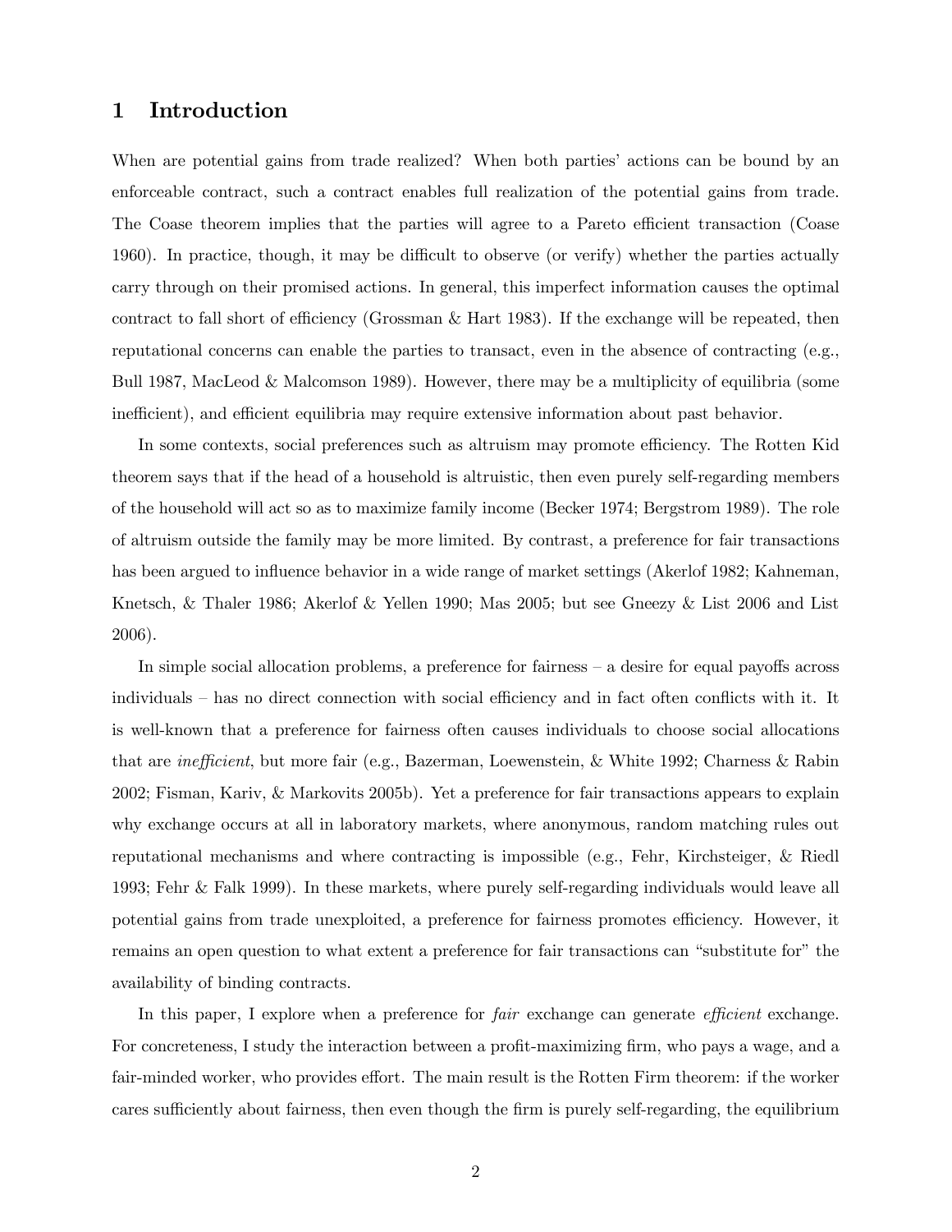# 1 Introduction

When are potential gains from trade realized? When both parties' actions can be bound by an enforceable contract, such a contract enables full realization of the potential gains from trade. The Coase theorem implies that the parties will agree to a Pareto efficient transaction (Coase 1960). In practice, though, it may be difficult to observe (or verify) whether the parties actually carry through on their promised actions. In general, this imperfect information causes the optimal contract to fall short of efficiency (Grossman & Hart 1983). If the exchange will be repeated, then reputational concerns can enable the parties to transact, even in the absence of contracting (e.g., Bull 1987, MacLeod & Malcomson 1989). However, there may be a multiplicity of equilibria (some inefficient), and efficient equilibria may require extensive information about past behavior.

In some contexts, social preferences such as altruism may promote efficiency. The Rotten Kid theorem says that if the head of a household is altruistic, then even purely self-regarding members of the household will act so as to maximize family income (Becker 1974; Bergstrom 1989). The role of altruism outside the family may be more limited. By contrast, a preference for fair transactions has been argued to influence behavior in a wide range of market settings (Akerlof 1982; Kahneman, Knetsch, & Thaler 1986; Akerlof & Yellen 1990; Mas 2005; but see Gneezy & List 2006 and List 2006).

In simple social allocation problems, a preference for fairness – a desire for equal payoffs across individuals – has no direct connection with social efficiency and in fact often conflicts with it. It is well-known that a preference for fairness often causes individuals to choose social allocations that are *inefficient*, but more fair (e.g., Bazerman, Loewenstein, & White 1992; Charness & Rabin 2002; Fisman, Kariv, & Markovits 2005b). Yet a preference for fair transactions appears to explain why exchange occurs at all in laboratory markets, where anonymous, random matching rules out reputational mechanisms and where contracting is impossible (e.g., Fehr, Kirchsteiger, & Riedl 1993; Fehr & Falk 1999). In these markets, where purely self-regarding individuals would leave all potential gains from trade unexploited, a preference for fairness promotes efficiency. However, it remains an open question to what extent a preference for fair transactions can "substitute for" the availability of binding contracts.

In this paper, I explore when a preference for *fair* exchange can generate *efficient* exchange. For concreteness, I study the interaction between a profit-maximizing firm, who pays a wage, and a fair-minded worker, who provides effort. The main result is the Rotten Firm theorem: if the worker cares sufficiently about fairness, then even though the firm is purely self-regarding, the equilibrium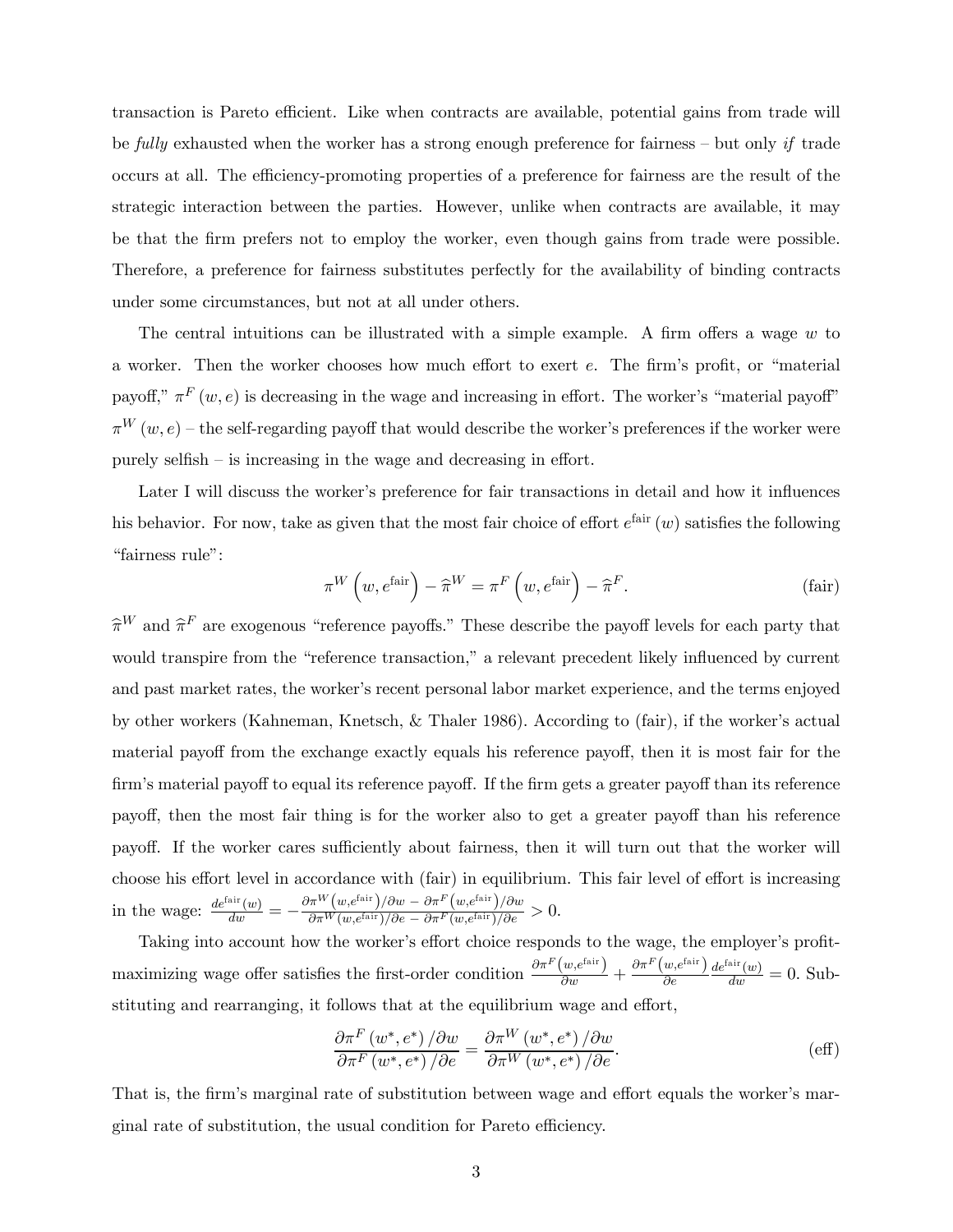transaction is Pareto efficient. Like when contracts are available, potential gains from trade will be *fully* exhausted when the worker has a strong enough preference for fairness – but only *if* trade occurs at all. The efficiency-promoting properties of a preference for fairness are the result of the strategic interaction between the parties. However, unlike when contracts are available, it may be that the firm prefers not to employ the worker, even though gains from trade were possible. Therefore, a preference for fairness substitutes perfectly for the availability of binding contracts under some circumstances, but not at all under others.

The central intuitions can be illustrated with a simple example. A firm offers a wage $w$ to a worker. Then the worker chooses how much effort to exert $e$. The firm's profit, or "material payoff," $\pi^F(w, e)$ is decreasing in the wage and increasing in effort. The worker's "material payoff" $\pi^W(w, e)$ – the self-regarding payoff that would describe the worker's preferences if the worker were purely selfish – is increasing in the wage and decreasing in effort.

Later I will discuss the worker's preference for fair transactions in detail and how it influences his behavior. For now, take as given that the most fair choice of effort $e^{\text{fair}}(w)$ satisfies the following "fairness rule":

$$\pi^W\left(w, e^{\text{fair}}\right) - \widehat{\pi}^W = \pi^F\left(w, e^{\text{fair}}\right) - \widehat{\pi}^F. \tag{fair}$$

$\widehat{\pi}^W$ and $\widehat{\pi}^F$ are exogenous "reference payoffs." These describe the payoff levels for each party that would transpire from the "reference transaction," a relevant precedent likely influenced by current and past market rates, the worker's recent personal labor market experience, and the terms enjoyed by other workers (Kahneman, Knetsch, & Thaler 1986). According to (fair), if the worker's actual material payoff from the exchange exactly equals his reference payoff, then it is most fair for the firm's material payoff to equal its reference payoff. If the firm gets a greater payoff than its reference payoff, then the most fair thing is for the worker also to get a greater payoff than his reference payoff. If the worker cares sufficiently about fairness, then it will turn out that the worker will choose his effort level in accordance with (fair) in equilibrium. This fair level of effort is increasing in the wage: $\frac{de^{\text{fair}}(w)}{dw} = -\frac{\partial \pi^W\left(w, e^{\text{fair}}\right)/\partial w \,-\, \partial \pi^F\left(w, e^{\text{fair}}\right)/\partial w}{\partial \pi^W\left(w, e^{\text{fair}}\right)/\partial e \,-\, \partial \pi^F\left(w, e^{\text{fair}}\right)/\partial e} > 0$.

Taking into account how the worker's effort choice responds to the wage, the employer's profit-maximizing wage offer satisfies the first-order condition $\frac{\partial \pi^F\left(w, e^{\text{fair}}\right)}{\partial w} + \frac{\partial \pi^F\left(w, e^{\text{fair}}\right)}{\partial e}\frac{de^{\text{fair}}(w)}{dw} = 0$. Substituting and rearranging, it follows that at the equilibrium wage and effort,

$$\frac{\partial \pi^F(w^*, e^*)/\partial w}{\partial \pi^F(w^*, e^*)/\partial e} = \frac{\partial \pi^W(w^*, e^*)/\partial w}{\partial \pi^W(w^*, e^*)/\partial e}. \tag{eff}$$

That is, the firm's marginal rate of substitution between wage and effort equals the worker's marginal rate of substitution, the usual condition for Pareto efficiency.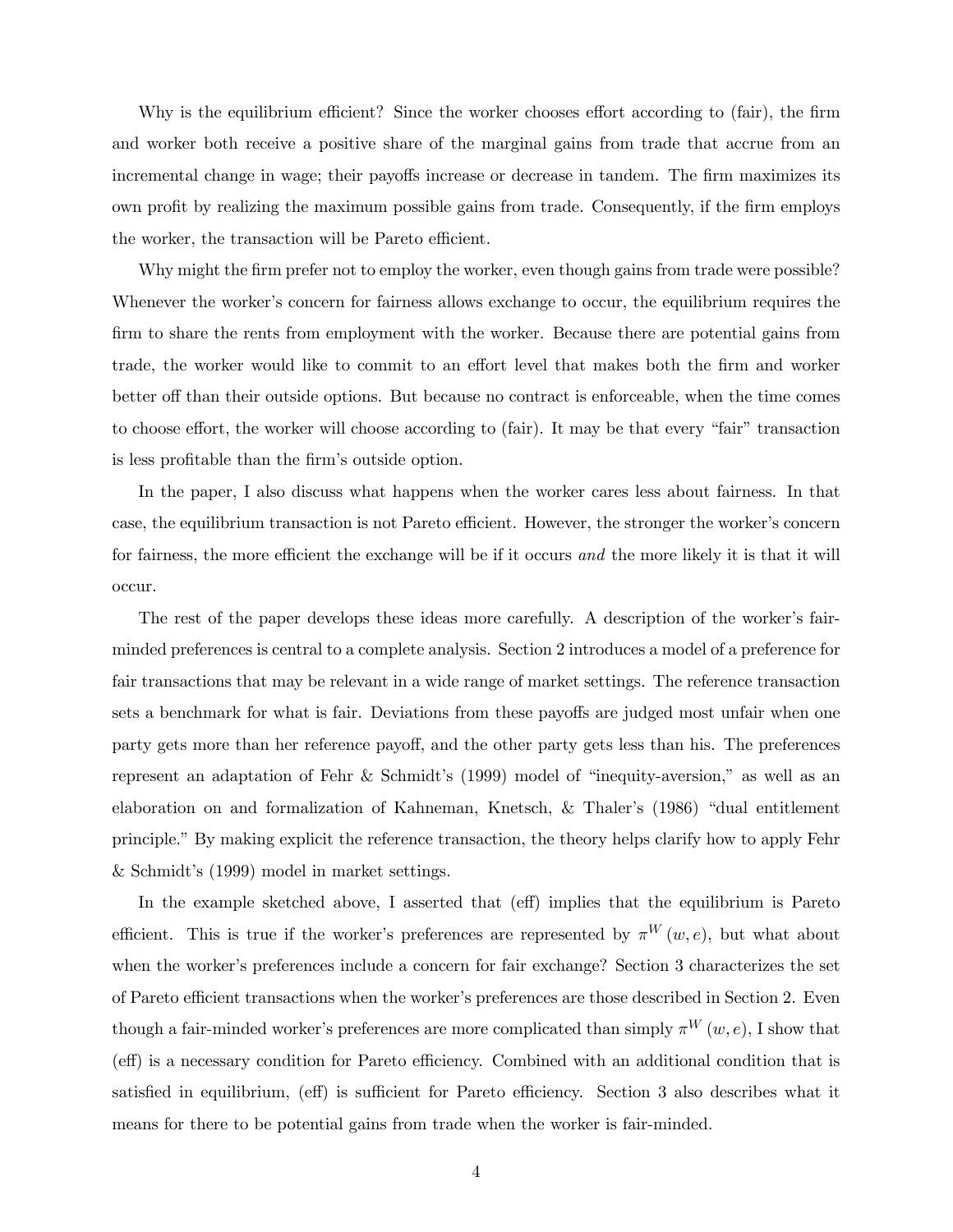Why is the equilibrium efficient? Since the worker chooses effort according to (fair), the firm and worker both receive a positive share of the marginal gains from trade that accrue from an incremental change in wage; their payoffs increase or decrease in tandem. The firm maximizes its own profit by realizing the maximum possible gains from trade. Consequently, if the firm employs the worker, the transaction will be Pareto efficient.

Why might the firm prefer not to employ the worker, even though gains from trade were possible? Whenever the worker's concern for fairness allows exchange to occur, the equilibrium requires the firm to share the rents from employment with the worker. Because there are potential gains from trade, the worker would like to commit to an effort level that makes both the firm and worker better off than their outside options. But because no contract is enforceable, when the time comes to choose effort, the worker will choose according to (fair). It may be that every "fair" transaction is less profitable than the firm's outside option.

In the paper, I also discuss what happens when the worker cares less about fairness. In that case, the equilibrium transaction is not Pareto efficient. However, the stronger the worker's concern for fairness, the more efficient the exchange will be if it occurs *and* the more likely it is that it will occur.

The rest of the paper develops these ideas more carefully. A description of the worker's fair-minded preferences is central to a complete analysis. Section 2 introduces a model of a preference for fair transactions that may be relevant in a wide range of market settings. The reference transaction sets a benchmark for what is fair. Deviations from these payoffs are judged most unfair when one party gets more than her reference payoff, and the other party gets less than his. The preferences represent an adaptation of Fehr & Schmidt's (1999) model of "inequity-aversion," as well as an elaboration on and formalization of Kahneman, Knetsch, & Thaler's (1986) "dual entitlement principle." By making explicit the reference transaction, the theory helps clarify how to apply Fehr & Schmidt's (1999) model in market settings.

In the example sketched above, I asserted that (eff) implies that the equilibrium is Pareto efficient. This is true if the worker's preferences are represented by $\pi^W(w, e)$, but what about when the worker's preferences include a concern for fair exchange? Section 3 characterizes the set of Pareto efficient transactions when the worker's preferences are those described in Section 2. Even though a fair-minded worker's preferences are more complicated than simply $\pi^W(w, e)$, I show that (eff) is a necessary condition for Pareto efficiency. Combined with an additional condition that is satisfied in equilibrium, (eff) is sufficient for Pareto efficiency. Section 3 also describes what it means for there to be potential gains from trade when the worker is fair-minded.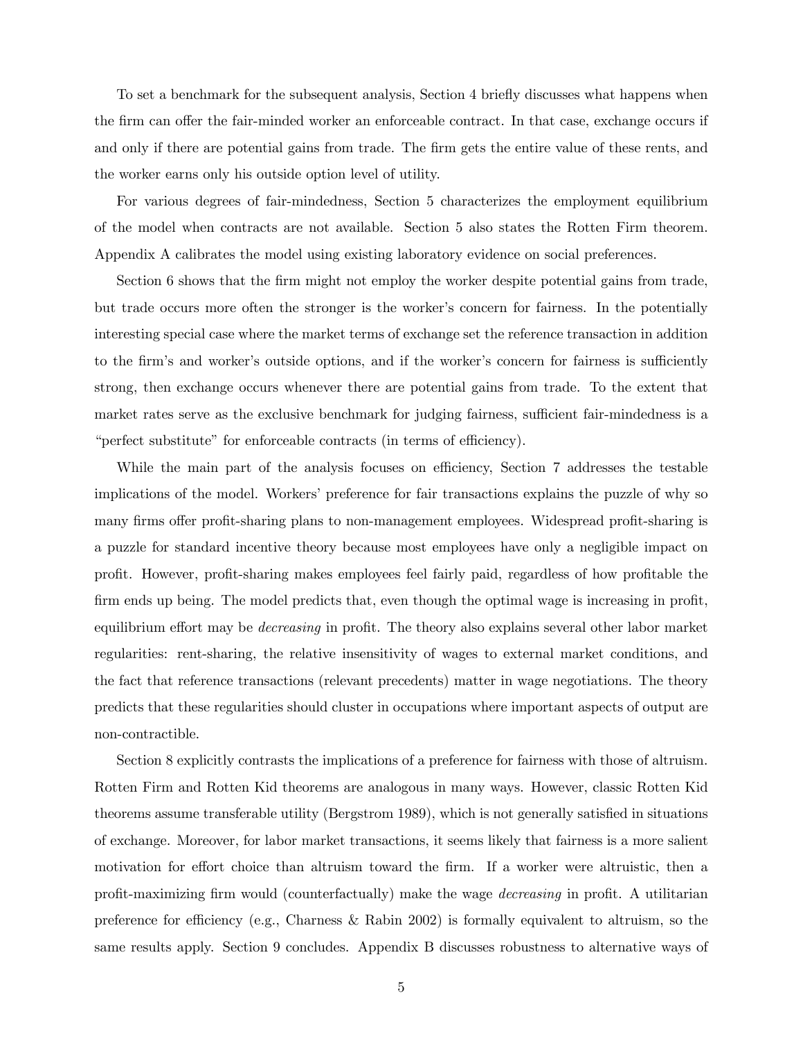To set a benchmark for the subsequent analysis, Section 4 briefly discusses what happens when the firm can offer the fair-minded worker an enforceable contract. In that case, exchange occurs if and only if there are potential gains from trade. The firm gets the entire value of these rents, and the worker earns only his outside option level of utility.

For various degrees of fair-mindedness, Section 5 characterizes the employment equilibrium of the model when contracts are not available. Section 5 also states the Rotten Firm theorem. Appendix A calibrates the model using existing laboratory evidence on social preferences.

Section 6 shows that the firm might not employ the worker despite potential gains from trade, but trade occurs more often the stronger is the worker's concern for fairness. In the potentially interesting special case where the market terms of exchange set the reference transaction in addition to the firm's and worker's outside options, and if the worker's concern for fairness is sufficiently strong, then exchange occurs whenever there are potential gains from trade. To the extent that market rates serve as the exclusive benchmark for judging fairness, sufficient fair-mindedness is a "perfect substitute" for enforceable contracts (in terms of efficiency).

While the main part of the analysis focuses on efficiency, Section 7 addresses the testable implications of the model. Workers' preference for fair transactions explains the puzzle of why so many firms offer profit-sharing plans to non-management employees. Widespread profit-sharing is a puzzle for standard incentive theory because most employees have only a negligible impact on profit. However, profit-sharing makes employees feel fairly paid, regardless of how profitable the firm ends up being. The model predicts that, even though the optimal wage is increasing in profit, equilibrium effort may be *decreasing* in profit. The theory also explains several other labor market regularities: rent-sharing, the relative insensitivity of wages to external market conditions, and the fact that reference transactions (relevant precedents) matter in wage negotiations. The theory predicts that these regularities should cluster in occupations where important aspects of output are non-contractible.

Section 8 explicitly contrasts the implications of a preference for fairness with those of altruism. Rotten Firm and Rotten Kid theorems are analogous in many ways. However, classic Rotten Kid theorems assume transferable utility (Bergstrom 1989), which is not generally satisfied in situations of exchange. Moreover, for labor market transactions, it seems likely that fairness is a more salient motivation for effort choice than altruism toward the firm. If a worker were altruistic, then a profit-maximizing firm would (counterfactually) make the wage *decreasing* in profit. A utilitarian preference for efficiency (e.g., Charness & Rabin 2002) is formally equivalent to altruism, so the same results apply. Section 9 concludes. Appendix B discusses robustness to alternative ways of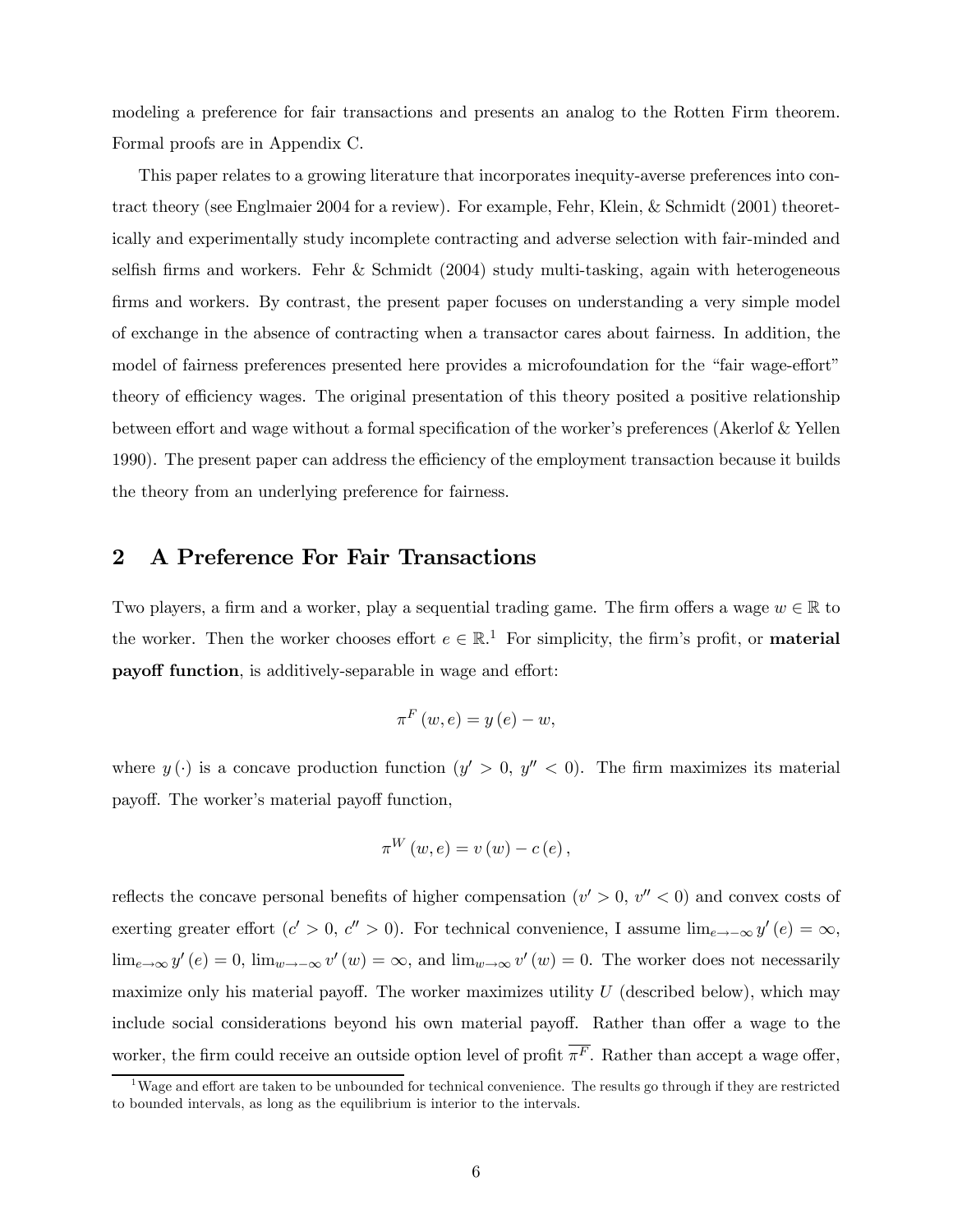modeling a preference for fair transactions and presents an analog to the Rotten Firm theorem. Formal proofs are in Appendix C.

This paper relates to a growing literature that incorporates inequity-averse preferences into contract theory (see Englmaier 2004 for a review). For example, Fehr, Klein, & Schmidt (2001) theoretically and experimentally study incomplete contracting and adverse selection with fair-minded and selfish firms and workers. Fehr & Schmidt (2004) study multi-tasking, again with heterogeneous firms and workers. By contrast, the present paper focuses on understanding a very simple model of exchange in the absence of contracting when a transactor cares about fairness. In addition, the model of fairness preferences presented here provides a microfoundation for the "fair wage-effort" theory of efficiency wages. The original presentation of this theory posited a positive relationship between effort and wage without a formal specification of the worker's preferences (Akerlof & Yellen 1990). The present paper can address the efficiency of the employment transaction because it builds the theory from an underlying preference for fairness.

## 2 A Preference For Fair Transactions

Two players, a firm and a worker, play a sequential trading game. The firm offers a wage $w \in \mathbb{R}$ to the worker. Then the worker chooses effort $e \in \mathbb{R}$.[1] For simplicity, the firm's profit, or **material payoff function**, is additively-separable in wage and effort:

$$\pi^F(w, e) = y(e) - w,$$

where $y(\cdot)$ is a concave production function ($y' > 0$, $y'' < 0$). The firm maximizes its material payoff. The worker's material payoff function,

$$\pi^W(w, e) = v(w) - c(e),$$

reflects the concave personal benefits of higher compensation ($v' > 0$, $v'' < 0$) and convex costs of exerting greater effort ($c' > 0$, $c'' > 0$). For technical convenience, I assume $\lim_{e \to -\infty} y'(e) = \infty$, $\lim_{e \to \infty} y'(e) = 0$, $\lim_{w \to -\infty} v'(w) = \infty$, and $\lim_{w \to \infty} v'(w) = 0$. The worker does not necessarily maximize only his material payoff. The worker maximizes utility $U$ (described below), which may include social considerations beyond his own material payoff. Rather than offer a wage to the worker, the firm could receive an outside option level of profit $\overline{\pi^F}$. Rather than accept a wage offer,

[1] Wage and effort are taken to be unbounded for technical convenience. The results go through if they are restricted to bounded intervals, as long as the equilibrium is interior to the intervals.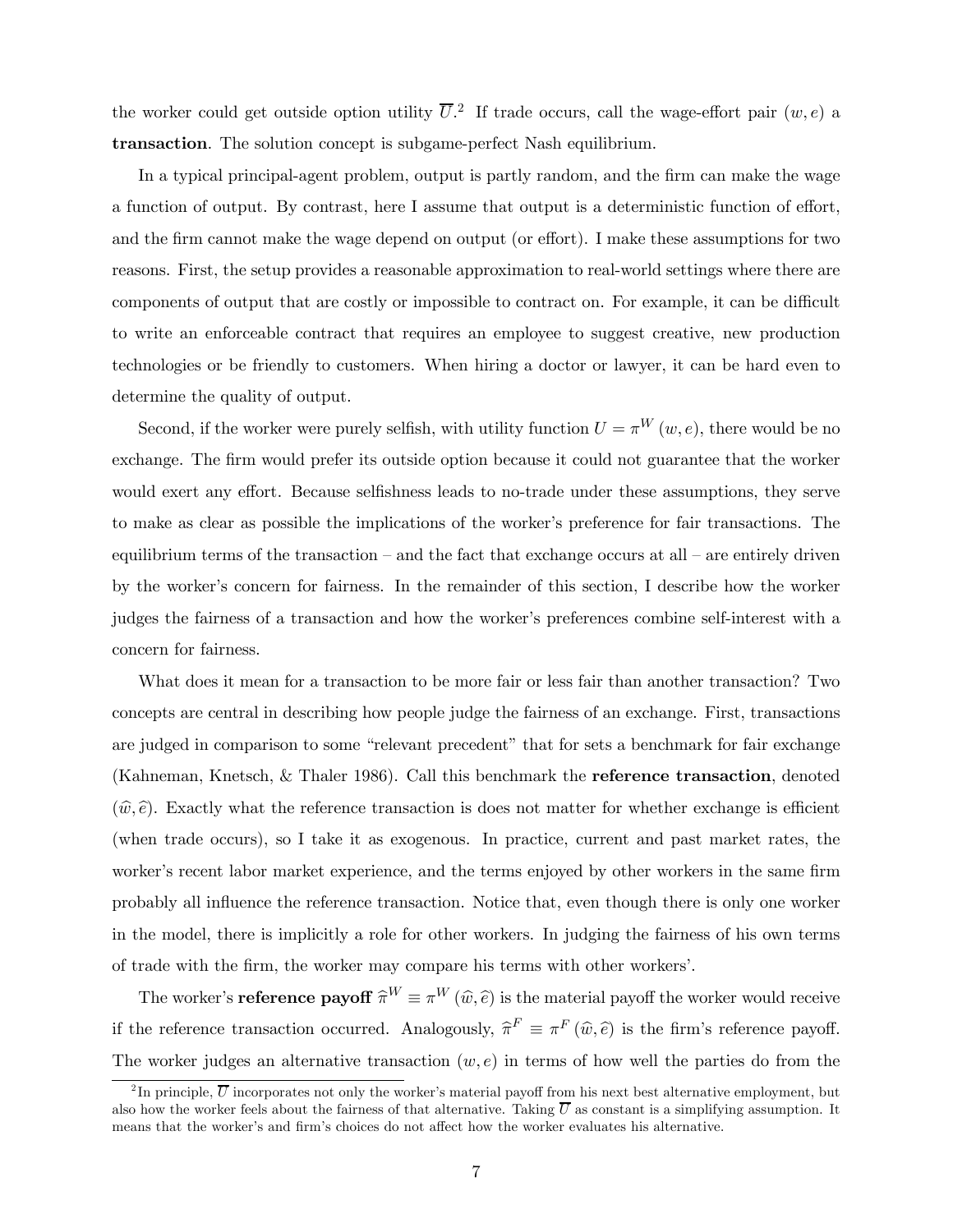the worker could get outside option utility $\overline{U}$.[2] If trade occurs, call the wage-effort pair $(w, e)$ a **transaction**. The solution concept is subgame-perfect Nash equilibrium.

In a typical principal-agent problem, output is partly random, and the firm can make the wage a function of output. By contrast, here I assume that output is a deterministic function of effort, and the firm cannot make the wage depend on output (or effort). I make these assumptions for two reasons. First, the setup provides a reasonable approximation to real-world settings where there are components of output that are costly or impossible to contract on. For example, it can be difficult to write an enforceable contract that requires an employee to suggest creative, new production technologies or be friendly to customers. When hiring a doctor or lawyer, it can be hard even to determine the quality of output.

Second, if the worker were purely selfish, with utility function $U = \pi^W(w, e)$, there would be no exchange. The firm would prefer its outside option because it could not guarantee that the worker would exert any effort. Because selfishness leads to no-trade under these assumptions, they serve to make as clear as possible the implications of the worker's preference for fair transactions. The equilibrium terms of the transaction – and the fact that exchange occurs at all – are entirely driven by the worker's concern for fairness. In the remainder of this section, I describe how the worker judges the fairness of a transaction and how the worker's preferences combine self-interest with a concern for fairness.

What does it mean for a transaction to be more fair or less fair than another transaction? Two concepts are central in describing how people judge the fairness of an exchange. First, transactions are judged in comparison to some "relevant precedent" that for sets a benchmark for fair exchange (Kahneman, Knetsch, & Thaler 1986). Call this benchmark the **reference transaction**, denoted $(\widehat{w}, \widehat{e})$. Exactly what the reference transaction is does not matter for whether exchange is efficient (when trade occurs), so I take it as exogenous. In practice, current and past market rates, the worker's recent labor market experience, and the terms enjoyed by other workers in the same firm probably all influence the reference transaction. Notice that, even though there is only one worker in the model, there is implicitly a role for other workers. In judging the fairness of his own terms of trade with the firm, the worker may compare his terms with other workers'.

The worker's **reference payoff** $\widehat{\pi}^W \equiv \pi^W(\widehat{w}, \widehat{e})$ is the material payoff the worker would receive if the reference transaction occurred. Analogously, $\widehat{\pi}^F \equiv \pi^F(\widehat{w}, \widehat{e})$ is the firm's reference payoff. The worker judges an alternative transaction $(w, e)$ in terms of how well the parties do from the

[2] In principle, $\overline{U}$ incorporates not only the worker's material payoff from his next best alternative employment, but also how the worker feels about the fairness of that alternative. Taking $\overline{U}$ as constant is a simplifying assumption. It means that the worker's and firm's choices do not affect how the worker evaluates his alternative.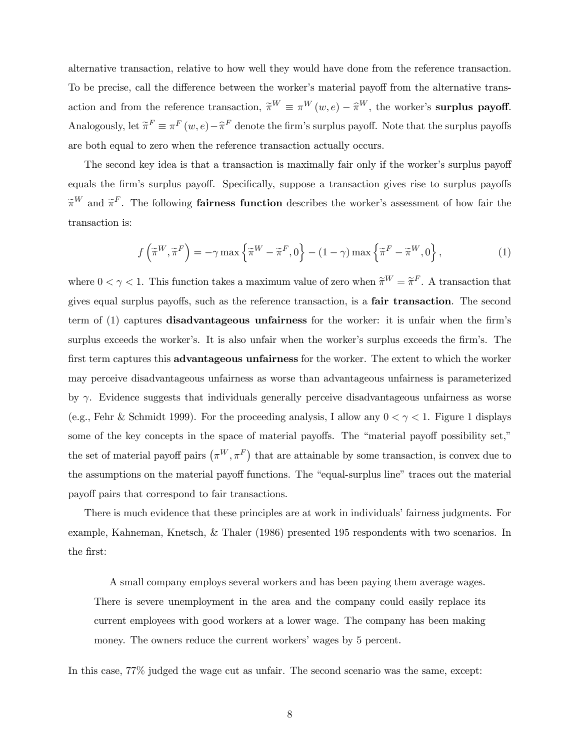alternative transaction, relative to how well they would have done from the reference transaction. To be precise, call the difference between the worker's material payoff from the alternative transaction and from the reference transaction, $\widetilde{\pi}^W \equiv \pi^W(w,e) - \widehat{\pi}^W$, the worker's **surplus payoff**. Analogously, let $\widetilde{\pi}^F \equiv \pi^F(w,e) - \widehat{\pi}^F$ denote the firm's surplus payoff. Note that the surplus payoffs are both equal to zero when the reference transaction actually occurs.

The second key idea is that a transaction is maximally fair only if the worker's surplus payoff equals the firm's surplus payoff. Specifically, suppose a transaction gives rise to surplus payoffs $\widetilde{\pi}^W$ and $\widetilde{\pi}^F$. The following **fairness function** describes the worker's assessment of how fair the transaction is:

$$f\left(\widetilde{\pi}^W, \widetilde{\pi}^F\right) = -\gamma \max\left\{\widetilde{\pi}^W - \widetilde{\pi}^F, 0\right\} - (1-\gamma)\max\left\{\widetilde{\pi}^F - \widetilde{\pi}^W, 0\right\}, \tag{1}$$

where $0 < \gamma < 1$. This function takes a maximum value of zero when $\widetilde{\pi}^W = \widetilde{\pi}^F$. A transaction that gives equal surplus payoffs, such as the reference transaction, is a **fair transaction**. The second term of (1) captures **disadvantageous unfairness** for the worker: it is unfair when the firm's surplus exceeds the worker's. It is also unfair when the worker's surplus exceeds the firm's. The first term captures this **advantageous unfairness** for the worker. The extent to which the worker may perceive disadvantageous unfairness as worse than advantageous unfairness is parameterized by $\gamma$. Evidence suggests that individuals generally perceive disadvantageous unfairness as worse (e.g., Fehr & Schmidt 1999). For the proceeding analysis, I allow any $0 < \gamma < 1$. Figure 1 displays some of the key concepts in the space of material payoffs. The "material payoff possibility set," the set of material payoff pairs $\left(\pi^W, \pi^F\right)$ that are attainable by some transaction, is convex due to the assumptions on the material payoff functions. The "equal-surplus line" traces out the material payoff pairs that correspond to fair transactions.

There is much evidence that these principles are at work in individuals' fairness judgments. For example, Kahneman, Knetsch, & Thaler (1986) presented 195 respondents with two scenarios. In the first:

> A small company employs several workers and has been paying them average wages. There is severe unemployment in the area and the company could easily replace its current employees with good workers at a lower wage. The company has been making money. The owners reduce the current workers' wages by 5 percent.

In this case, 77% judged the wage cut as unfair. The second scenario was the same, except: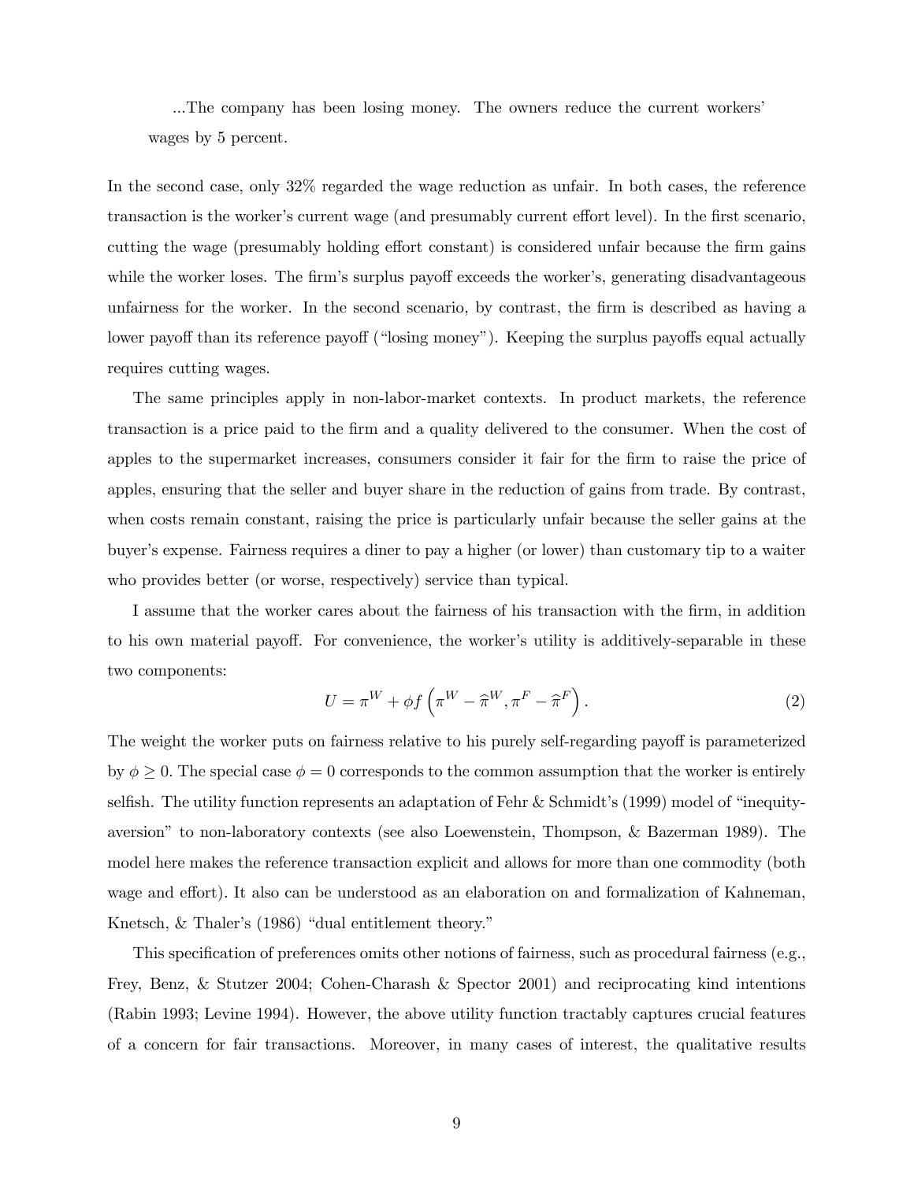> ...The company has been losing money. The owners reduce the current workers' wages by 5 percent.

In the second case, only 32% regarded the wage reduction as unfair. In both cases, the reference transaction is the worker's current wage (and presumably current effort level). In the first scenario, cutting the wage (presumably holding effort constant) is considered unfair because the firm gains while the worker loses. The firm's surplus payoff exceeds the worker's, generating disadvantageous unfairness for the worker. In the second scenario, by contrast, the firm is described as having a lower payoff than its reference payoff ("losing money"). Keeping the surplus payoffs equal actually requires cutting wages.

The same principles apply in non-labor-market contexts. In product markets, the reference transaction is a price paid to the firm and a quality delivered to the consumer. When the cost of apples to the supermarket increases, consumers consider it fair for the firm to raise the price of apples, ensuring that the seller and buyer share in the reduction of gains from trade. By contrast, when costs remain constant, raising the price is particularly unfair because the seller gains at the buyer's expense. Fairness requires a diner to pay a higher (or lower) than customary tip to a waiter who provides better (or worse, respectively) service than typical.

I assume that the worker cares about the fairness of his transaction with the firm, in addition to his own material payoff. For convenience, the worker's utility is additively-separable in these two components:

$$U = \pi^W + \phi f\left(\pi^W - \widehat{\pi}^W, \pi^F - \widehat{\pi}^F\right). \tag{2}$$

The weight the worker puts on fairness relative to his purely self-regarding payoff is parameterized by $\phi \geq 0$. The special case $\phi = 0$ corresponds to the common assumption that the worker is entirely selfish. The utility function represents an adaptation of Fehr & Schmidt's (1999) model of "inequity-aversion" to non-laboratory contexts (see also Loewenstein, Thompson, & Bazerman 1989). The model here makes the reference transaction explicit and allows for more than one commodity (both wage and effort). It also can be understood as an elaboration on and formalization of Kahneman, Knetsch, & Thaler's (1986) "dual entitlement theory."

This specification of preferences omits other notions of fairness, such as procedural fairness (e.g., Frey, Benz, & Stutzer 2004; Cohen-Charash & Spector 2001) and reciprocating kind intentions (Rabin 1993; Levine 1994). However, the above utility function tractably captures crucial features of a concern for fair transactions. Moreover, in many cases of interest, the qualitative results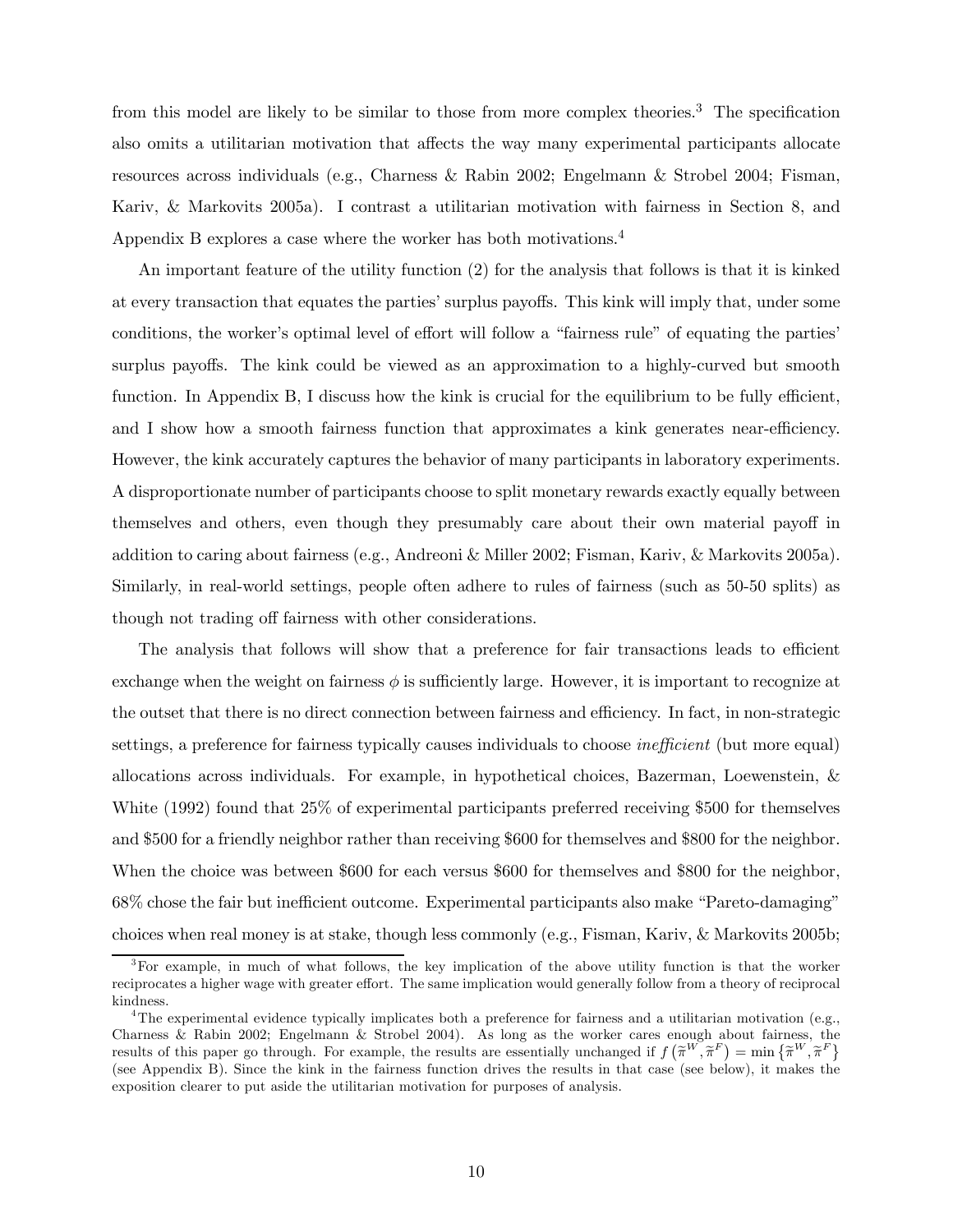from this model are likely to be similar to those from more complex theories.[3] The specification also omits a utilitarian motivation that affects the way many experimental participants allocate resources across individuals (e.g., Charness & Rabin 2002; Engelmann & Strobel 2004; Fisman, Kariv, & Markovits 2005a). I contrast a utilitarian motivation with fairness in Section 8, and Appendix B explores a case where the worker has both motivations.[4]

An important feature of the utility function (2) for the analysis that follows is that it is kinked at every transaction that equates the parties' surplus payoffs. This kink will imply that, under some conditions, the worker's optimal level of effort will follow a "fairness rule" of equating the parties' surplus payoffs. The kink could be viewed as an approximation to a highly-curved but smooth function. In Appendix B, I discuss how the kink is crucial for the equilibrium to be fully efficient, and I show how a smooth fairness function that approximates a kink generates near-efficiency. However, the kink accurately captures the behavior of many participants in laboratory experiments. A disproportionate number of participants choose to split monetary rewards exactly equally between themselves and others, even though they presumably care about their own material payoff in addition to caring about fairness (e.g., Andreoni & Miller 2002; Fisman, Kariv, & Markovits 2005a). Similarly, in real-world settings, people often adhere to rules of fairness (such as 50-50 splits) as though not trading off fairness with other considerations.

The analysis that follows will show that a preference for fair transactions leads to efficient exchange when the weight on fairness $\phi$ is sufficiently large. However, it is important to recognize at the outset that there is no direct connection between fairness and efficiency. In fact, in non-strategic settings, a preference for fairness typically causes individuals to choose *inefficient* (but more equal) allocations across individuals. For example, in hypothetical choices, Bazerman, Loewenstein, & White (1992) found that 25% of experimental participants preferred receiving \$500 for themselves and \$500 for a friendly neighbor rather than receiving \$600 for themselves and \$800 for the neighbor. When the choice was between \$600 for each versus \$600 for themselves and \$800 for the neighbor, 68% chose the fair but inefficient outcome. Experimental participants also make "Pareto-damaging" choices when real money is at stake, though less commonly (e.g., Fisman, Kariv, & Markovits 2005b;

[3] For example, in much of what follows, the key implication of the above utility function is that the worker reciprocates a higher wage with greater effort. The same implication would generally follow from a theory of reciprocal kindness.

[4] The experimental evidence typically implicates both a preference for fairness and a utilitarian motivation (e.g., Charness & Rabin 2002; Engelmann & Strobel 2004). As long as the worker cares enough about fairness, the results of this paper go through. For example, the results are essentially unchanged if $f\left(\widetilde{\pi}^{W}, \widetilde{\pi}^{F}\right) = \min\left\{\widetilde{\pi}^{W}, \widetilde{\pi}^{F}\right\}$ (see Appendix B). Since the kink in the fairness function drives the results in that case (see below), it makes the exposition clearer to put aside the utilitarian motivation for purposes of analysis.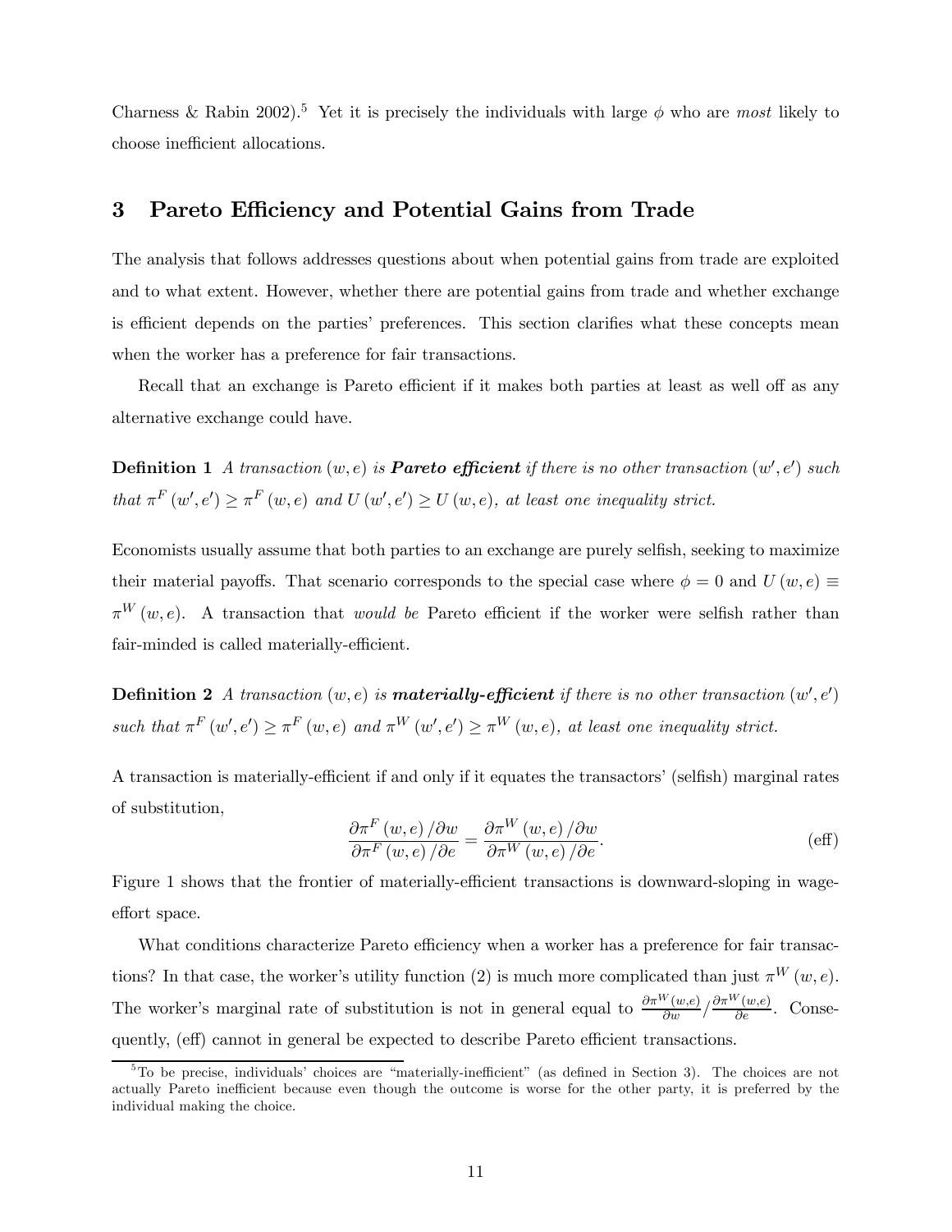Charness & Rabin 2002).[5] Yet it is precisely the individuals with large $\phi$ who are *most* likely to choose inefficient allocations.

## 3 Pareto Efficiency and Potential Gains from Trade

The analysis that follows addresses questions about when potential gains from trade are exploited and to what extent. However, whether there are potential gains from trade and whether exchange is efficient depends on the parties' preferences. This section clarifies what these concepts mean when the worker has a preference for fair transactions.

Recall that an exchange is Pareto efficient if it makes both parties at least as well off as any alternative exchange could have.

**Definition 1** *A transaction $(w, e)$ is **Pareto efficient** if there is no other transaction $(w', e')$ such that $\pi^F(w', e') \geq \pi^F(w, e)$ and $U(w', e') \geq U(w, e)$, at least one inequality strict.*

Economists usually assume that both parties to an exchange are purely selfish, seeking to maximize their material payoffs. That scenario corresponds to the special case where $\phi = 0$ and $U(w, e) \equiv \pi^W(w, e)$. A transaction that *would be* Pareto efficient if the worker were selfish rather than fair-minded is called materially-efficient.

**Definition 2** *A transaction $(w, e)$ is **materially-efficient** if there is no other transaction $(w', e')$ such that $\pi^F(w', e') \geq \pi^F(w, e)$ and $\pi^W(w', e') \geq \pi^W(w, e)$, at least one inequality strict.*

A transaction is materially-efficient if and only if it equates the transactors' (selfish) marginal rates of substitution,

$$\frac{\partial \pi^F(w, e) / \partial w}{\partial \pi^F(w, e) / \partial e} = \frac{\partial \pi^W(w, e) / \partial w}{\partial \pi^W(w, e) / \partial e}. \qquad \text{(eff)}$$

Figure 1 shows that the frontier of materially-efficient transactions is downward-sloping in wage-effort space.

What conditions characterize Pareto efficiency when a worker has a preference for fair transactions? In that case, the worker's utility function (2) is much more complicated than just $\pi^W(w, e)$. The worker's marginal rate of substitution is not in general equal to $\frac{\partial \pi^W(w,e)}{\partial w} / \frac{\partial \pi^W(w,e)}{\partial e}$. Consequently, (eff) cannot in general be expected to describe Pareto efficient transactions.

[5] To be precise, individuals' choices are "materially-inefficient" (as defined in Section 3). The choices are not actually Pareto inefficient because even though the outcome is worse for the other party, it is preferred by the individual making the choice.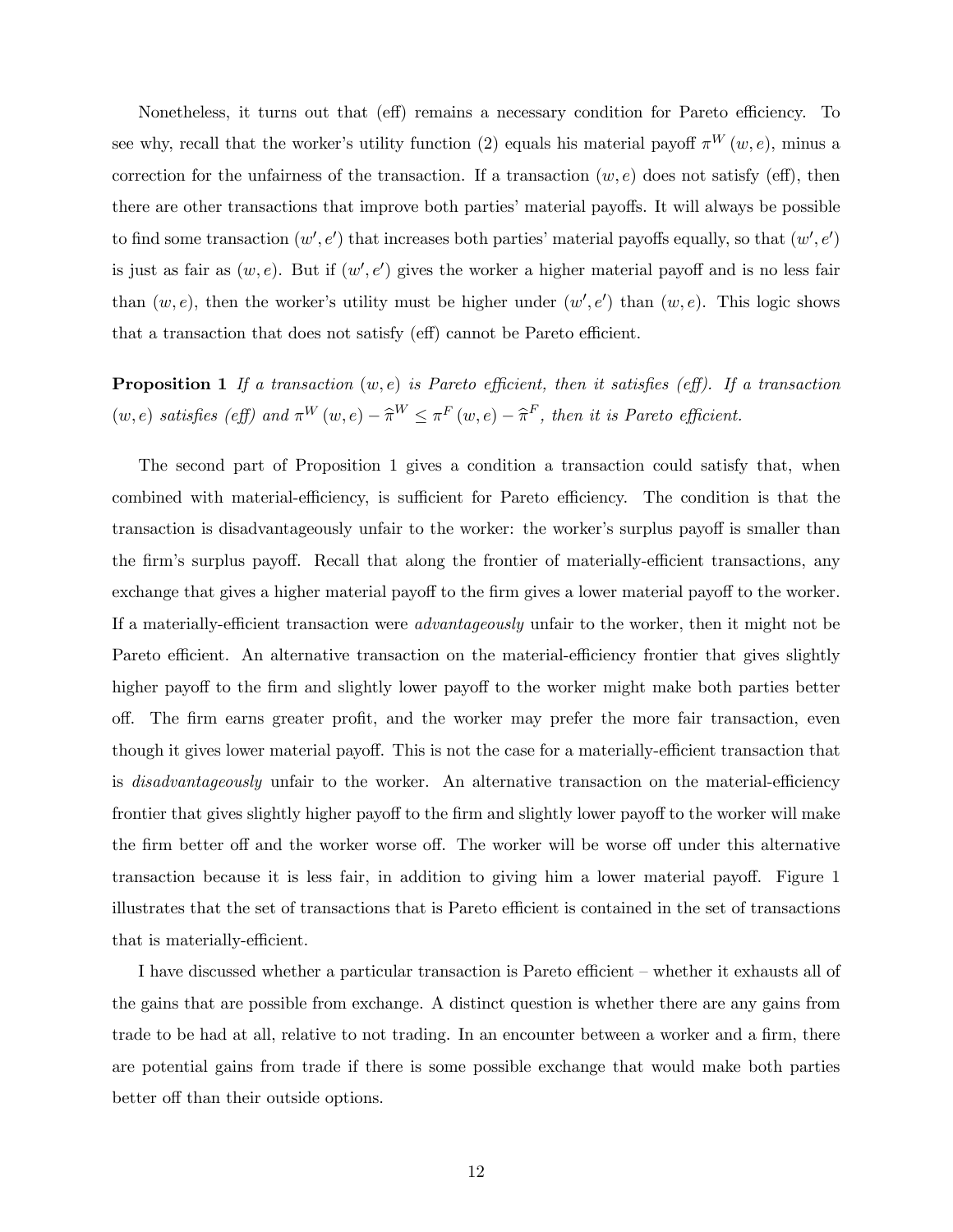Nonetheless, it turns out that (eff) remains a necessary condition for Pareto efficiency. To see why, recall that the worker's utility function (2) equals his material payoff $\pi^W(w,e)$, minus a correction for the unfairness of the transaction. If a transaction $(w,e)$ does not satisfy (eff), then there are other transactions that improve both parties' material payoffs. It will always be possible to find some transaction $(w',e')$ that increases both parties' material payoffs equally, so that $(w',e')$ is just as fair as $(w,e)$. But if $(w',e')$ gives the worker a higher material payoff and is no less fair than $(w,e)$, then the worker's utility must be higher under $(w',e')$ than $(w,e)$. This logic shows that a transaction that does not satisfy (eff) cannot be Pareto efficient.

**Proposition 1** *If a transaction $(w,e)$ is Pareto efficient, then it satisfies (eff). If a transaction $(w,e)$ satisfies (eff) and $\pi^W(w,e) - \widehat{\pi}^W \leq \pi^F(w,e) - \widehat{\pi}^F$, then it is Pareto efficient.*

The second part of Proposition 1 gives a condition a transaction could satisfy that, when combined with material-efficiency, is sufficient for Pareto efficiency. The condition is that the transaction is disadvantageously unfair to the worker: the worker's surplus payoff is smaller than the firm's surplus payoff. Recall that along the frontier of materially-efficient transactions, any exchange that gives a higher material payoff to the firm gives a lower material payoff to the worker. If a materially-efficient transaction were *advantageously* unfair to the worker, then it might not be Pareto efficient. An alternative transaction on the material-efficiency frontier that gives slightly higher payoff to the firm and slightly lower payoff to the worker might make both parties better off. The firm earns greater profit, and the worker may prefer the more fair transaction, even though it gives lower material payoff. This is not the case for a materially-efficient transaction that is *disadvantageously* unfair to the worker. An alternative transaction on the material-efficiency frontier that gives slightly higher payoff to the firm and slightly lower payoff to the worker will make the firm better off and the worker worse off. The worker will be worse off under this alternative transaction because it is less fair, in addition to giving him a lower material payoff. Figure 1 illustrates that the set of transactions that is Pareto efficient is contained in the set of transactions that is materially-efficient.

I have discussed whether a particular transaction is Pareto efficient – whether it exhausts all of the gains that are possible from exchange. A distinct question is whether there are any gains from trade to be had at all, relative to not trading. In an encounter between a worker and a firm, there are potential gains from trade if there is some possible exchange that would make both parties better off than their outside options.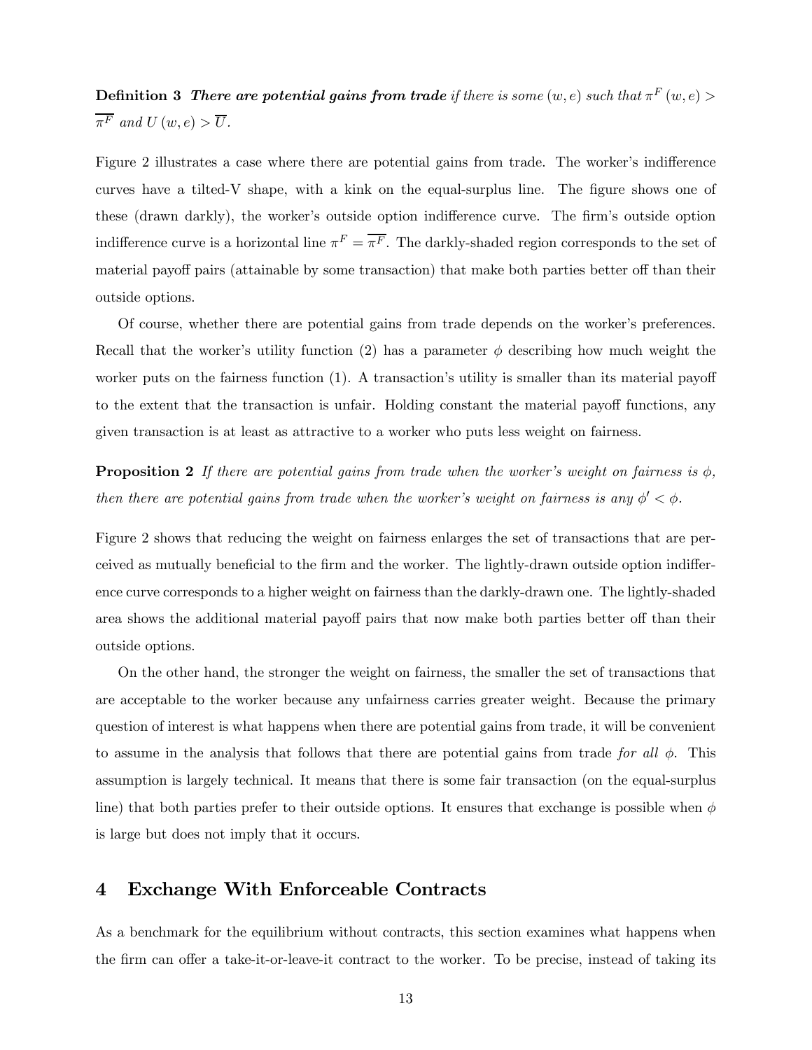**Definition 3** ***There are potential gains from trade*** *if there is some* $(w, e)$ *such that* $\pi^F(w, e) > \overline{\pi^F}$ *and* $U(w, e) > \overline{U}$.

Figure 2 illustrates a case where there are potential gains from trade. The worker's indifference curves have a tilted-V shape, with a kink on the equal-surplus line. The figure shows one of these (drawn darkly), the worker's outside option indifference curve. The firm's outside option indifference curve is a horizontal line $\pi^F = \overline{\pi^F}$. The darkly-shaded region corresponds to the set of material payoff pairs (attainable by some transaction) that make both parties better off than their outside options.

Of course, whether there are potential gains from trade depends on the worker's preferences. Recall that the worker's utility function (2) has a parameter $\phi$ describing how much weight the worker puts on the fairness function (1). A transaction's utility is smaller than its material payoff to the extent that the transaction is unfair. Holding constant the material payoff functions, any given transaction is at least as attractive to a worker who puts less weight on fairness.

**Proposition 2** *If there are potential gains from trade when the worker's weight on fairness is* $\phi$*, then there are potential gains from trade when the worker's weight on fairness is any* $\phi' < \phi$.

Figure 2 shows that reducing the weight on fairness enlarges the set of transactions that are perceived as mutually beneficial to the firm and the worker. The lightly-drawn outside option indifference curve corresponds to a higher weight on fairness than the darkly-drawn one. The lightly-shaded area shows the additional material payoff pairs that now make both parties better off than their outside options.

On the other hand, the stronger the weight on fairness, the smaller the set of transactions that are acceptable to the worker because any unfairness carries greater weight. Because the primary question of interest is what happens when there are potential gains from trade, it will be convenient to assume in the analysis that follows that there are potential gains from trade *for all* $\phi$. This assumption is largely technical. It means that there is some fair transaction (on the equal-surplus line) that both parties prefer to their outside options. It ensures that exchange is possible when $\phi$ is large but does not imply that it occurs.

## 4 Exchange With Enforceable Contracts

As a benchmark for the equilibrium without contracts, this section examines what happens when the firm can offer a take-it-or-leave-it contract to the worker. To be precise, instead of taking its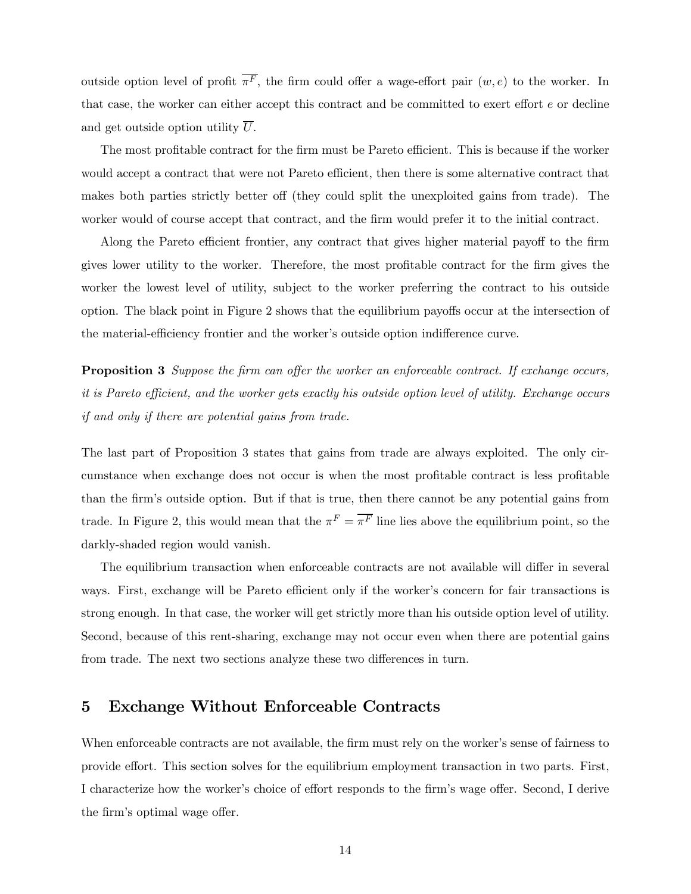outside option level of profit $\overline{\pi^F}$, the firm could offer a wage-effort pair $(w, e)$ to the worker. In that case, the worker can either accept this contract and be committed to exert effort $e$ or decline and get outside option utility $\overline{U}$.

The most profitable contract for the firm must be Pareto efficient. This is because if the worker would accept a contract that were not Pareto efficient, then there is some alternative contract that makes both parties strictly better off (they could split the unexploited gains from trade). The worker would of course accept that contract, and the firm would prefer it to the initial contract.

Along the Pareto efficient frontier, any contract that gives higher material payoff to the firm gives lower utility to the worker. Therefore, the most profitable contract for the firm gives the worker the lowest level of utility, subject to the worker preferring the contract to his outside option. The black point in Figure 2 shows that the equilibrium payoffs occur at the intersection of the material-efficiency frontier and the worker's outside option indifference curve.

**Proposition 3** *Suppose the firm can offer the worker an enforceable contract. If exchange occurs, it is Pareto efficient, and the worker gets exactly his outside option level of utility. Exchange occurs if and only if there are potential gains from trade.*

The last part of Proposition 3 states that gains from trade are always exploited. The only circumstance when exchange does not occur is when the most profitable contract is less profitable than the firm's outside option. But if that is true, then there cannot be any potential gains from trade. In Figure 2, this would mean that the $\pi^F = \overline{\pi^F}$ line lies above the equilibrium point, so the darkly-shaded region would vanish.

The equilibrium transaction when enforceable contracts are not available will differ in several ways. First, exchange will be Pareto efficient only if the worker's concern for fair transactions is strong enough. In that case, the worker will get strictly more than his outside option level of utility. Second, because of this rent-sharing, exchange may not occur even when there are potential gains from trade. The next two sections analyze these two differences in turn.

## 5 Exchange Without Enforceable Contracts

When enforceable contracts are not available, the firm must rely on the worker's sense of fairness to provide effort. This section solves for the equilibrium employment transaction in two parts. First, I characterize how the worker's choice of effort responds to the firm's wage offer. Second, I derive the firm's optimal wage offer.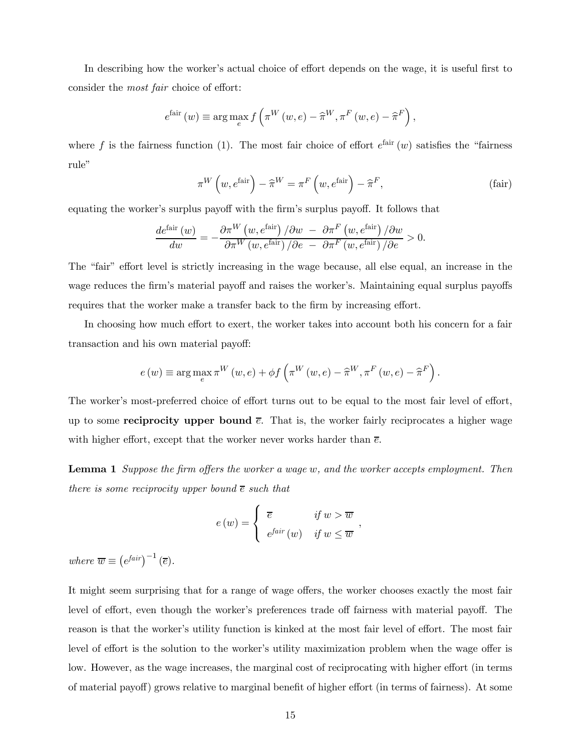In describing how the worker's actual choice of effort depends on the wage, it is useful first to consider the *most fair* choice of effort:

$$e^{\text{fair}}(w) \equiv \arg\max_{e} f\left(\pi^{W}(w,e) - \widehat{\pi}^{W}, \pi^{F}(w,e) - \widehat{\pi}^{F}\right),$$

where $f$ is the fairness function (1). The most fair choice of effort $e^{\text{fair}}(w)$ satisfies the "fairness rule"

$$\pi^{W}\left(w, e^{\text{fair}}\right) - \widehat{\pi}^{W} = \pi^{F}\left(w, e^{\text{fair}}\right) - \widehat{\pi}^{F}, \tag{fair}$$

equating the worker's surplus payoff with the firm's surplus payoff. It follows that

$$\frac{de^{\text{fair}}(w)}{dw} = -\frac{\partial\pi^{W}\left(w, e^{\text{fair}}\right)/\partial w \;-\; \partial\pi^{F}\left(w, e^{\text{fair}}\right)/\partial w}{\partial\pi^{W}\left(w, e^{\text{fair}}\right)/\partial e \;-\; \partial\pi^{F}\left(w, e^{\text{fair}}\right)/\partial e} > 0.$$

The "fair" effort level is strictly increasing in the wage because, all else equal, an increase in the wage reduces the firm's material payoff and raises the worker's. Maintaining equal surplus payoffs requires that the worker make a transfer back to the firm by increasing effort.

In choosing how much effort to exert, the worker takes into account both his concern for a fair transaction and his own material payoff:

$$e(w) \equiv \arg\max_{e} \pi^{W}(w,e) + \phi f\left(\pi^{W}(w,e) - \widehat{\pi}^{W}, \pi^{F}(w,e) - \widehat{\pi}^{F}\right).$$

The worker's most-preferred choice of effort turns out to be equal to the most fair level of effort, up to some **reciprocity upper bound** $\overline{e}$. That is, the worker fairly reciprocates a higher wage with higher effort, except that the worker never works harder than $\overline{e}$.

**Lemma 1** *Suppose the firm offers the worker a wage $w$, and the worker accepts employment. Then there is some reciprocity upper bound $\overline{e}$ such that*

$$e(w) = \begin{cases} \overline{e} & \text{if } w > \overline{w} \\ e^{fair}(w) & \text{if } w \leq \overline{w} \end{cases},$$

*where $\overline{w} \equiv \left(e^{fair}\right)^{-1}(\overline{e})$.*

It might seem surprising that for a range of wage offers, the worker chooses exactly the most fair level of effort, even though the worker's preferences trade off fairness with material payoff. The reason is that the worker's utility function is kinked at the most fair level of effort. The most fair level of effort is the solution to the worker's utility maximization problem when the wage offer is low. However, as the wage increases, the marginal cost of reciprocating with higher effort (in terms of material payoff) grows relative to marginal benefit of higher effort (in terms of fairness). At some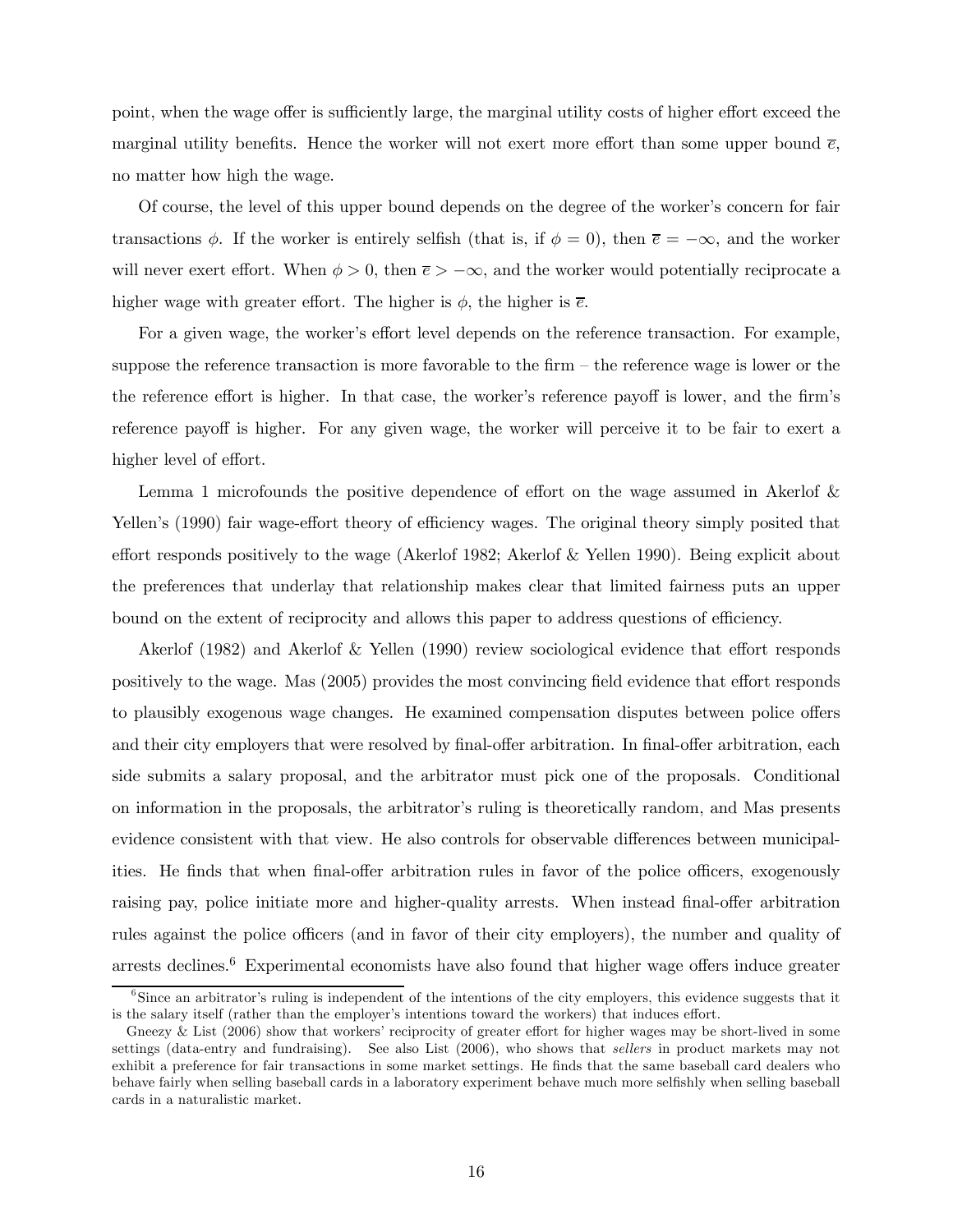point, when the wage offer is sufficiently large, the marginal utility costs of higher effort exceed the marginal utility benefits. Hence the worker will not exert more effort than some upper bound $\overline{e}$, no matter how high the wage.

Of course, the level of this upper bound depends on the degree of the worker's concern for fair transactions $\phi$. If the worker is entirely selfish (that is, if $\phi = 0$), then $\overline{e} = -\infty$, and the worker will never exert effort. When $\phi > 0$, then $\overline{e} > -\infty$, and the worker would potentially reciprocate a higher wage with greater effort. The higher is $\phi$, the higher is $\overline{e}$.

For a given wage, the worker's effort level depends on the reference transaction. For example, suppose the reference transaction is more favorable to the firm – the reference wage is lower or the the reference effort is higher. In that case, the worker's reference payoff is lower, and the firm's reference payoff is higher. For any given wage, the worker will perceive it to be fair to exert a higher level of effort.

Lemma 1 microfounds the positive dependence of effort on the wage assumed in Akerlof & Yellen's (1990) fair wage-effort theory of efficiency wages. The original theory simply posited that effort responds positively to the wage (Akerlof 1982; Akerlof & Yellen 1990). Being explicit about the preferences that underlay that relationship makes clear that limited fairness puts an upper bound on the extent of reciprocity and allows this paper to address questions of efficiency.

Akerlof (1982) and Akerlof & Yellen (1990) review sociological evidence that effort responds positively to the wage. Mas (2005) provides the most convincing field evidence that effort responds to plausibly exogenous wage changes. He examined compensation disputes between police offers and their city employers that were resolved by final-offer arbitration. In final-offer arbitration, each side submits a salary proposal, and the arbitrator must pick one of the proposals. Conditional on information in the proposals, the arbitrator's ruling is theoretically random, and Mas presents evidence consistent with that view. He also controls for observable differences between municipalities. He finds that when final-offer arbitration rules in favor of the police officers, exogenously raising pay, police initiate more and higher-quality arrests. When instead final-offer arbitration rules against the police officers (and in favor of their city employers), the number and quality of arrests declines.[6] Experimental economists have also found that higher wage offers induce greater

[6] Since an arbitrator's ruling is independent of the intentions of the city employers, this evidence suggests that it is the salary itself (rather than the employer's intentions toward the workers) that induces effort.

Gneezy & List (2006) show that workers' reciprocity of greater effort for higher wages may be short-lived in some settings (data-entry and fundraising). See also List (2006), who shows that *sellers* in product markets may not exhibit a preference for fair transactions in some market settings. He finds that the same baseball card dealers who behave fairly when selling baseball cards in a laboratory experiment behave much more selfishly when selling baseball cards in a naturalistic market.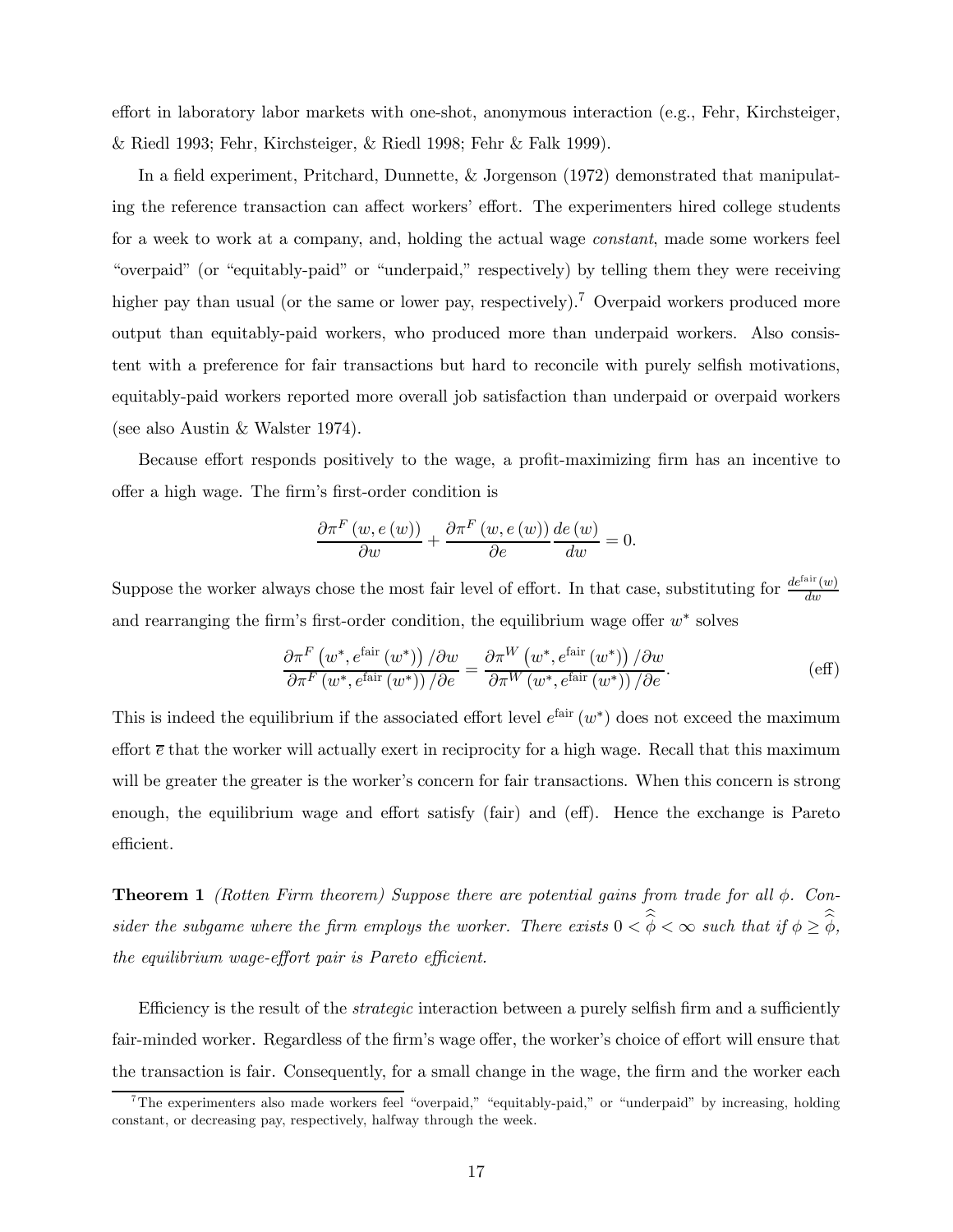effort in laboratory labor markets with one-shot, anonymous interaction (e.g., Fehr, Kirchsteiger, & Riedl 1993; Fehr, Kirchsteiger, & Riedl 1998; Fehr & Falk 1999).

In a field experiment, Pritchard, Dunnette, & Jorgenson (1972) demonstrated that manipulating the reference transaction can affect workers' effort. The experimenters hired college students for a week to work at a company, and, holding the actual wage *constant*, made some workers feel "overpaid" (or "equitably-paid" or "underpaid," respectively) by telling them they were receiving higher pay than usual (or the same or lower pay, respectively).[7] Overpaid workers produced more output than equitably-paid workers, who produced more than underpaid workers. Also consistent with a preference for fair transactions but hard to reconcile with purely selfish motivations, equitably-paid workers reported more overall job satisfaction than underpaid or overpaid workers (see also Austin & Walster 1974).

Because effort responds positively to the wage, a profit-maximizing firm has an incentive to offer a high wage. The firm's first-order condition is

$$\frac{\partial \pi^F (w, e(w))}{\partial w} + \frac{\partial \pi^F (w, e(w))}{\partial e} \frac{de(w)}{dw} = 0.$$

Suppose the worker always chose the most fair level of effort. In that case, substituting for $\frac{de^{\text{fair}}(w)}{dw}$ and rearranging the firm's first-order condition, the equilibrium wage offer $w^*$ solves

$$\frac{\partial \pi^F \left(w^*, e^{\text{fair}}(w^*)\right) / \partial w}{\partial \pi^F \left(w^*, e^{\text{fair}}(w^*)\right) / \partial e} = \frac{\partial \pi^W \left(w^*, e^{\text{fair}}(w^*)\right) / \partial w}{\partial \pi^W \left(w^*, e^{\text{fair}}(w^*)\right) / \partial e}. \tag{eff}$$

This is indeed the equilibrium if the associated effort level $e^{\text{fair}}(w^*)$ does not exceed the maximum effort $\overline{e}$ that the worker will actually exert in reciprocity for a high wage. Recall that this maximum will be greater the greater is the worker's concern for fair transactions. When this concern is strong enough, the equilibrium wage and effort satisfy (fair) and (eff). Hence the exchange is Pareto efficient.

**Theorem 1** *(Rotten Firm theorem) Suppose there are potential gains from trade for all $\phi$. Consider the subgame where the firm employs the worker. There exists $0 < \widehat{\widehat{\phi}} < \infty$ such that if $\phi \geq \widehat{\widehat{\phi}}$, the equilibrium wage-effort pair is Pareto efficient.*

Efficiency is the result of the *strategic* interaction between a purely selfish firm and a sufficiently fair-minded worker. Regardless of the firm's wage offer, the worker's choice of effort will ensure that the transaction is fair. Consequently, for a small change in the wage, the firm and the worker each

[7] The experimenters also made workers feel "overpaid," "equitably-paid," or "underpaid" by increasing, holding constant, or decreasing pay, respectively, halfway through the week.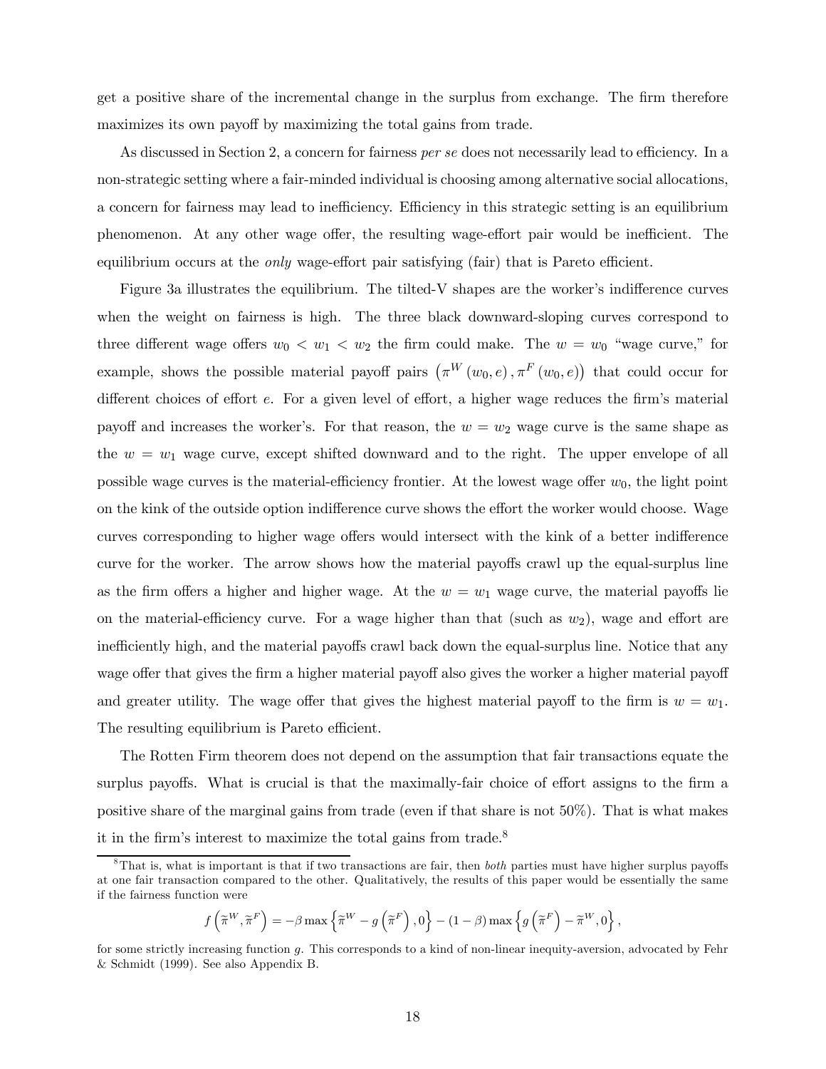get a positive share of the incremental change in the surplus from exchange. The firm therefore maximizes its own payoff by maximizing the total gains from trade.

As discussed in Section 2, a concern for fairness *per se* does not necessarily lead to efficiency. In a non-strategic setting where a fair-minded individual is choosing among alternative social allocations, a concern for fairness may lead to inefficiency. Efficiency in this strategic setting is an equilibrium phenomenon. At any other wage offer, the resulting wage-effort pair would be inefficient. The equilibrium occurs at the *only* wage-effort pair satisfying (fair) that is Pareto efficient.

Figure 3a illustrates the equilibrium. The tilted-V shapes are the worker's indifference curves when the weight on fairness is high. The three black downward-sloping curves correspond to three different wage offers $w_0 < w_1 < w_2$ the firm could make. The $w = w_0$ "wage curve," for example, shows the possible material payoff pairs $\left(\pi^W(w_0, e), \pi^F(w_0, e)\right)$ that could occur for different choices of effort $e$. For a given level of effort, a higher wage reduces the firm's material payoff and increases the worker's. For that reason, the $w = w_2$ wage curve is the same shape as the $w = w_1$ wage curve, except shifted downward and to the right. The upper envelope of all possible wage curves is the material-efficiency frontier. At the lowest wage offer $w_0$, the light point on the kink of the outside option indifference curve shows the effort the worker would choose. Wage curves corresponding to higher wage offers would intersect with the kink of a better indifference curve for the worker. The arrow shows how the material payoffs crawl up the equal-surplus line as the firm offers a higher and higher wage. At the $w = w_1$ wage curve, the material payoffs lie on the material-efficiency curve. For a wage higher than that (such as $w_2$), wage and effort are inefficiently high, and the material payoffs crawl back down the equal-surplus line. Notice that any wage offer that gives the firm a higher material payoff also gives the worker a higher material payoff and greater utility. The wage offer that gives the highest material payoff to the firm is $w = w_1$. The resulting equilibrium is Pareto efficient.

The Rotten Firm theorem does not depend on the assumption that fair transactions equate the surplus payoffs. What is crucial is that the maximally-fair choice of effort assigns to the firm a positive share of the marginal gains from trade (even if that share is not 50%). That is what makes it in the firm's interest to maximize the total gains from trade.[8]

[8] That is, what is important is that if two transactions are fair, then *both* parties must have higher surplus payoffs at one fair transaction compared to the other. Qualitatively, the results of this paper would be essentially the same if the fairness function were

$$f\left(\widetilde{\pi}^W, \widetilde{\pi}^F\right) = -\beta \max\left\{\widetilde{\pi}^W - g\left(\widetilde{\pi}^F\right), 0\right\} - (1-\beta)\max\left\{g\left(\widetilde{\pi}^F\right) - \widetilde{\pi}^W, 0\right\},$$

for some strictly increasing function $g$. This corresponds to a kind of non-linear inequity-aversion, advocated by Fehr & Schmidt (1999). See also Appendix B.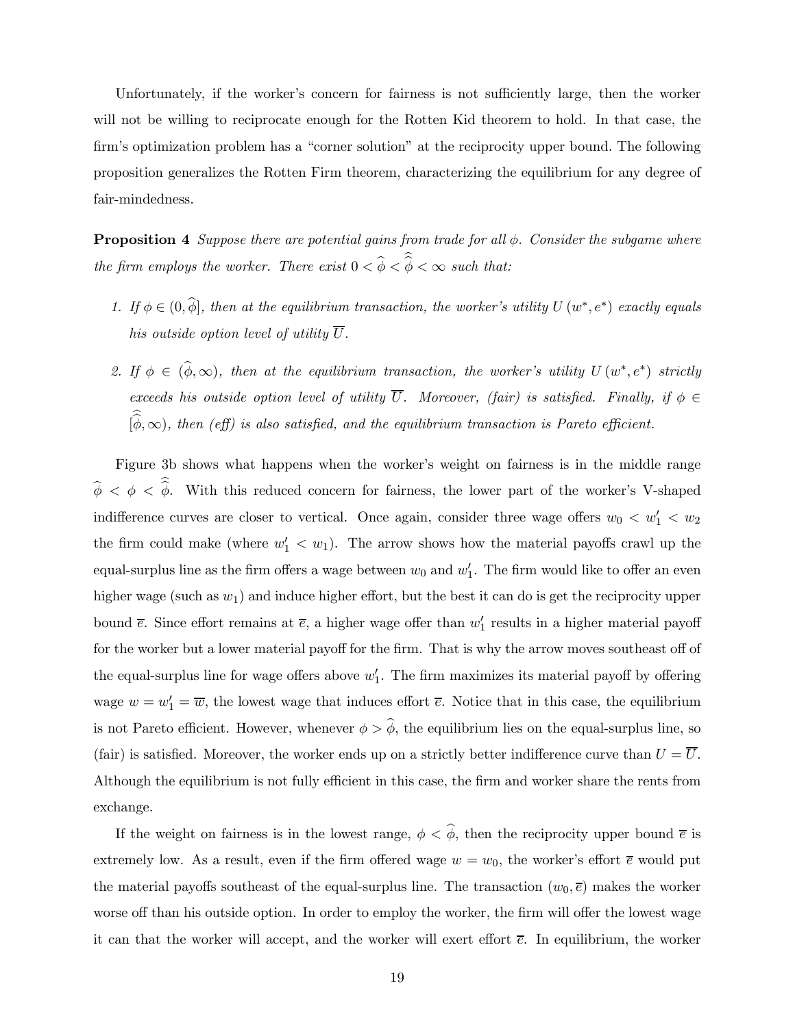Unfortunately, if the worker's concern for fairness is not sufficiently large, then the worker will not be willing to reciprocate enough for the Rotten Kid theorem to hold. In that case, the firm's optimization problem has a "corner solution" at the reciprocity upper bound. The following proposition generalizes the Rotten Firm theorem, characterizing the equilibrium for any degree of fair-mindedness.

**Proposition 4** *Suppose there are potential gains from trade for all $\phi$. Consider the subgame where the firm employs the worker. There exist $0 < \widehat{\phi} < \widehat{\widehat{\phi}} < \infty$ such that:*

1. *If $\phi \in (0, \widehat{\phi}]$, then at the equilibrium transaction, the worker's utility $U(w^*, e^*)$ exactly equals his outside option level of utility $\overline{U}$.*
2. *If $\phi \in (\widehat{\phi}, \infty)$, then at the equilibrium transaction, the worker's utility $U(w^*, e^*)$ strictly exceeds his outside option level of utility $\overline{U}$. Moreover, (fair) is satisfied. Finally, if $\phi \in [\widehat{\widehat{\phi}}, \infty)$, then (eff) is also satisfied, and the equilibrium transaction is Pareto efficient.*

Figure 3b shows what happens when the worker's weight on fairness is in the middle range $\widehat{\phi} < \phi < \widehat{\widehat{\phi}}$. With this reduced concern for fairness, the lower part of the worker's V-shaped indifference curves are closer to vertical. Once again, consider three wage offers $w_0 < w_1' < w_2$ the firm could make (where $w_1' < w_1$). The arrow shows how the material payoffs crawl up the equal-surplus line as the firm offers a wage between $w_0$ and $w_1'$. The firm would like to offer an even higher wage (such as $w_1$) and induce higher effort, but the best it can do is get the reciprocity upper bound $\overline{e}$. Since effort remains at $\overline{e}$, a higher wage offer than $w_1'$ results in a higher material payoff for the worker but a lower material payoff for the firm. That is why the arrow moves southeast off of the equal-surplus line for wage offers above $w_1'$. The firm maximizes its material payoff by offering wage $w = w_1' = \overline{w}$, the lowest wage that induces effort $\overline{e}$. Notice that in this case, the equilibrium is not Pareto efficient. However, whenever $\phi > \widehat{\phi}$, the equilibrium lies on the equal-surplus line, so (fair) is satisfied. Moreover, the worker ends up on a strictly better indifference curve than $U = \overline{U}$. Although the equilibrium is not fully efficient in this case, the firm and worker share the rents from exchange.

If the weight on fairness is in the lowest range, $\phi < \widehat{\phi}$, then the reciprocity upper bound $\overline{e}$ is extremely low. As a result, even if the firm offered wage $w = w_0$, the worker's effort $\overline{e}$ would put the material payoffs southeast of the equal-surplus line. The transaction $(w_0, \overline{e})$ makes the worker worse off than his outside option. In order to employ the worker, the firm will offer the lowest wage it can that the worker will accept, and the worker will exert effort $\overline{e}$. In equilibrium, the worker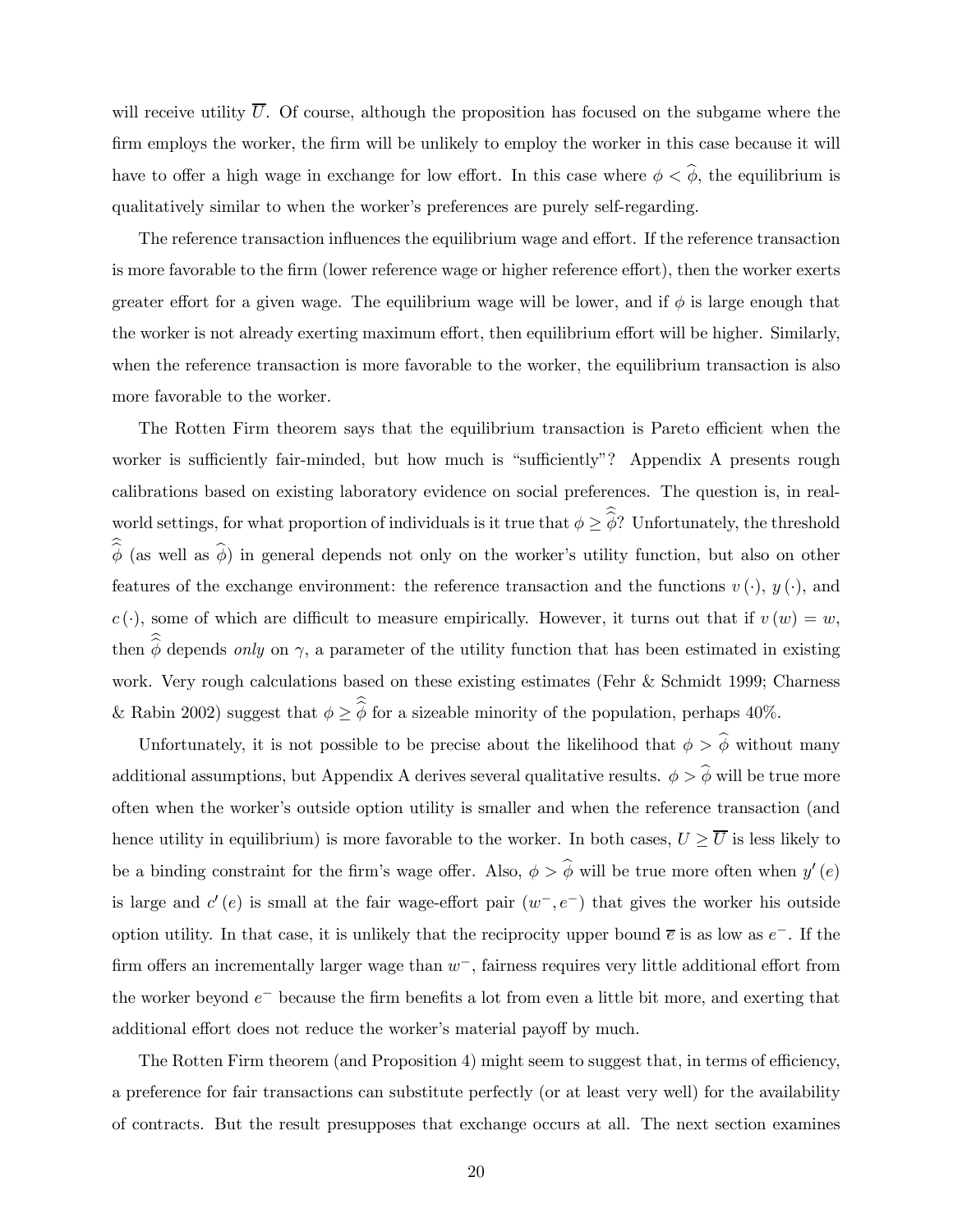will receive utility $\overline{U}$. Of course, although the proposition has focused on the subgame where the firm employs the worker, the firm will be unlikely to employ the worker in this case because it will have to offer a high wage in exchange for low effort. In this case where $\phi < \widehat{\phi}$, the equilibrium is qualitatively similar to when the worker's preferences are purely self-regarding.

The reference transaction influences the equilibrium wage and effort. If the reference transaction is more favorable to the firm (lower reference wage or higher reference effort), then the worker exerts greater effort for a given wage. The equilibrium wage will be lower, and if $\phi$ is large enough that the worker is not already exerting maximum effort, then equilibrium effort will be higher. Similarly, when the reference transaction is more favorable to the worker, the equilibrium transaction is also more favorable to the worker.

The Rotten Firm theorem says that the equilibrium transaction is Pareto efficient when the worker is sufficiently fair-minded, but how much is "sufficiently"? Appendix A presents rough calibrations based on existing laboratory evidence on social preferences. The question is, in real-world settings, for what proportion of individuals is it true that $\phi \geq \widehat{\widehat{\phi}}$? Unfortunately, the threshold $\widehat{\widehat{\phi}}$ (as well as $\widehat{\phi}$) in general depends not only on the worker's utility function, but also on other features of the exchange environment: the reference transaction and the functions $v(\cdot)$, $y(\cdot)$, and $c(\cdot)$, some of which are difficult to measure empirically. However, it turns out that if $v(w) = w$, then $\widehat{\widehat{\phi}}$ depends *only* on $\gamma$, a parameter of the utility function that has been estimated in existing work. Very rough calculations based on these existing estimates (Fehr & Schmidt 1999; Charness & Rabin 2002) suggest that $\phi \geq \widehat{\widehat{\phi}}$ for a sizeable minority of the population, perhaps 40%.

Unfortunately, it is not possible to be precise about the likelihood that $\phi > \widehat{\phi}$ without many additional assumptions, but Appendix A derives several qualitative results. $\phi > \widehat{\phi}$ will be true more often when the worker's outside option utility is smaller and when the reference transaction (and hence utility in equilibrium) is more favorable to the worker. In both cases, $U \geq \overline{U}$ is less likely to be a binding constraint for the firm's wage offer. Also, $\phi > \widehat{\phi}$ will be true more often when $y'(e)$ is large and $c'(e)$ is small at the fair wage-effort pair $(w^{-}, e^{-})$ that gives the worker his outside option utility. In that case, it is unlikely that the reciprocity upper bound $\overline{e}$ is as low as $e^{-}$. If the firm offers an incrementally larger wage than $w^{-}$, fairness requires very little additional effort from the worker beyond $e^{-}$ because the firm benefits a lot from even a little bit more, and exerting that additional effort does not reduce the worker's material payoff by much.

The Rotten Firm theorem (and Proposition 4) might seem to suggest that, in terms of efficiency, a preference for fair transactions can substitute perfectly (or at least very well) for the availability of contracts. But the result presupposes that exchange occurs at all. The next section examines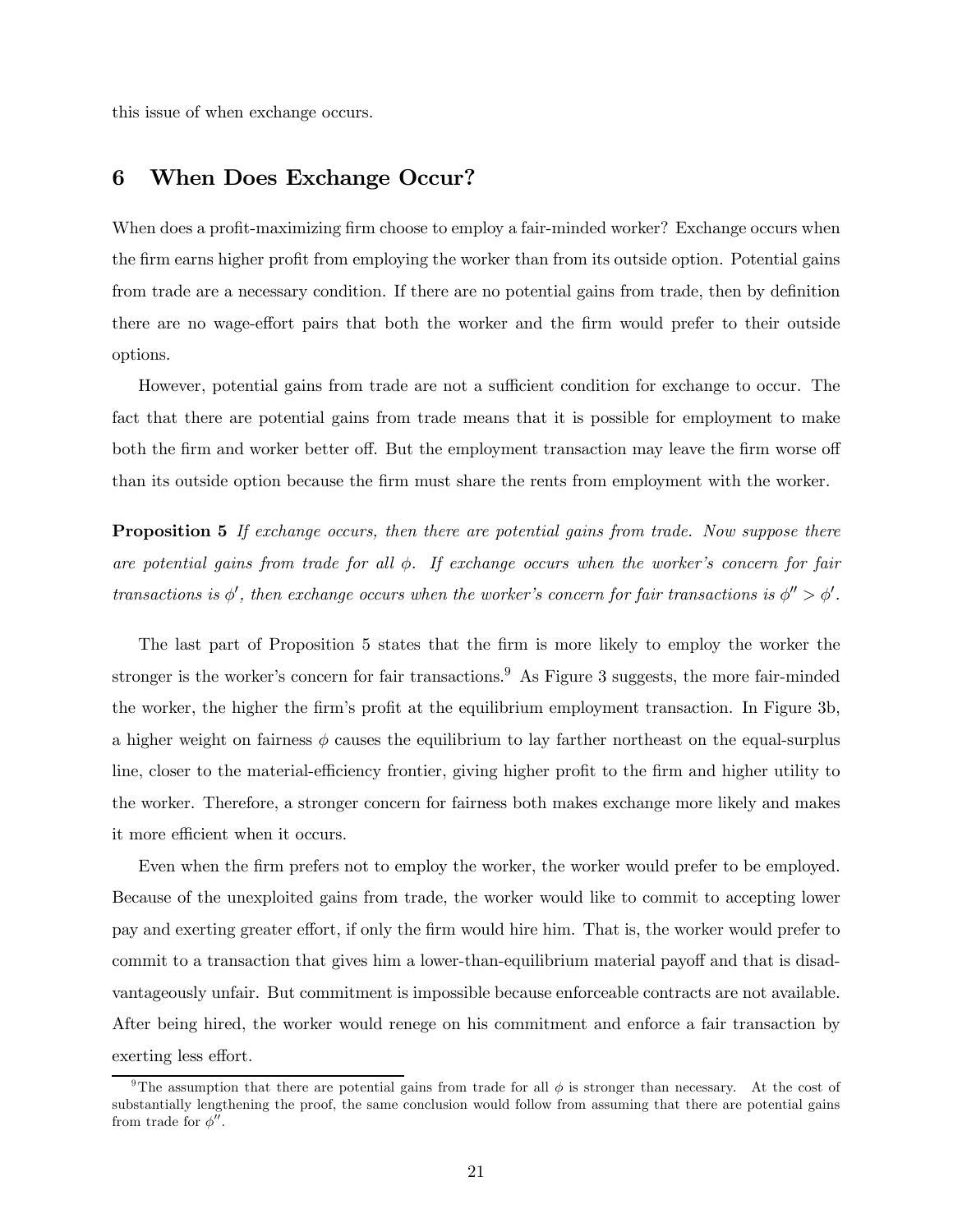this issue of when exchange occurs.

## 6 When Does Exchange Occur?

When does a profit-maximizing firm choose to employ a fair-minded worker? Exchange occurs when the firm earns higher profit from employing the worker than from its outside option. Potential gains from trade are a necessary condition. If there are no potential gains from trade, then by definition there are no wage-effort pairs that both the worker and the firm would prefer to their outside options.

However, potential gains from trade are not a sufficient condition for exchange to occur. The fact that there are potential gains from trade means that it is possible for employment to make both the firm and worker better off. But the employment transaction may leave the firm worse off than its outside option because the firm must share the rents from employment with the worker.

**Proposition 5** *If exchange occurs, then there are potential gains from trade. Now suppose there are potential gains from trade for all $\phi$. If exchange occurs when the worker's concern for fair transactions is $\phi'$, then exchange occurs when the worker's concern for fair transactions is $\phi'' > \phi'$.*

The last part of Proposition 5 states that the firm is more likely to employ the worker the stronger is the worker's concern for fair transactions.[9] As Figure 3 suggests, the more fair-minded the worker, the higher the firm's profit at the equilibrium employment transaction. In Figure 3b, a higher weight on fairness $\phi$ causes the equilibrium to lay farther northeast on the equal-surplus line, closer to the material-efficiency frontier, giving higher profit to the firm and higher utility to the worker. Therefore, a stronger concern for fairness both makes exchange more likely and makes it more efficient when it occurs.

Even when the firm prefers not to employ the worker, the worker would prefer to be employed. Because of the unexploited gains from trade, the worker would like to commit to accepting lower pay and exerting greater effort, if only the firm would hire him. That is, the worker would prefer to commit to a transaction that gives him a lower-than-equilibrium material payoff and that is disadvantageously unfair. But commitment is impossible because enforceable contracts are not available. After being hired, the worker would renege on his commitment and enforce a fair transaction by exerting less effort.

[9] The assumption that there are potential gains from trade for all $\phi$ is stronger than necessary. At the cost of substantially lengthening the proof, the same conclusion would follow from assuming that there are potential gains from trade for $\phi''$.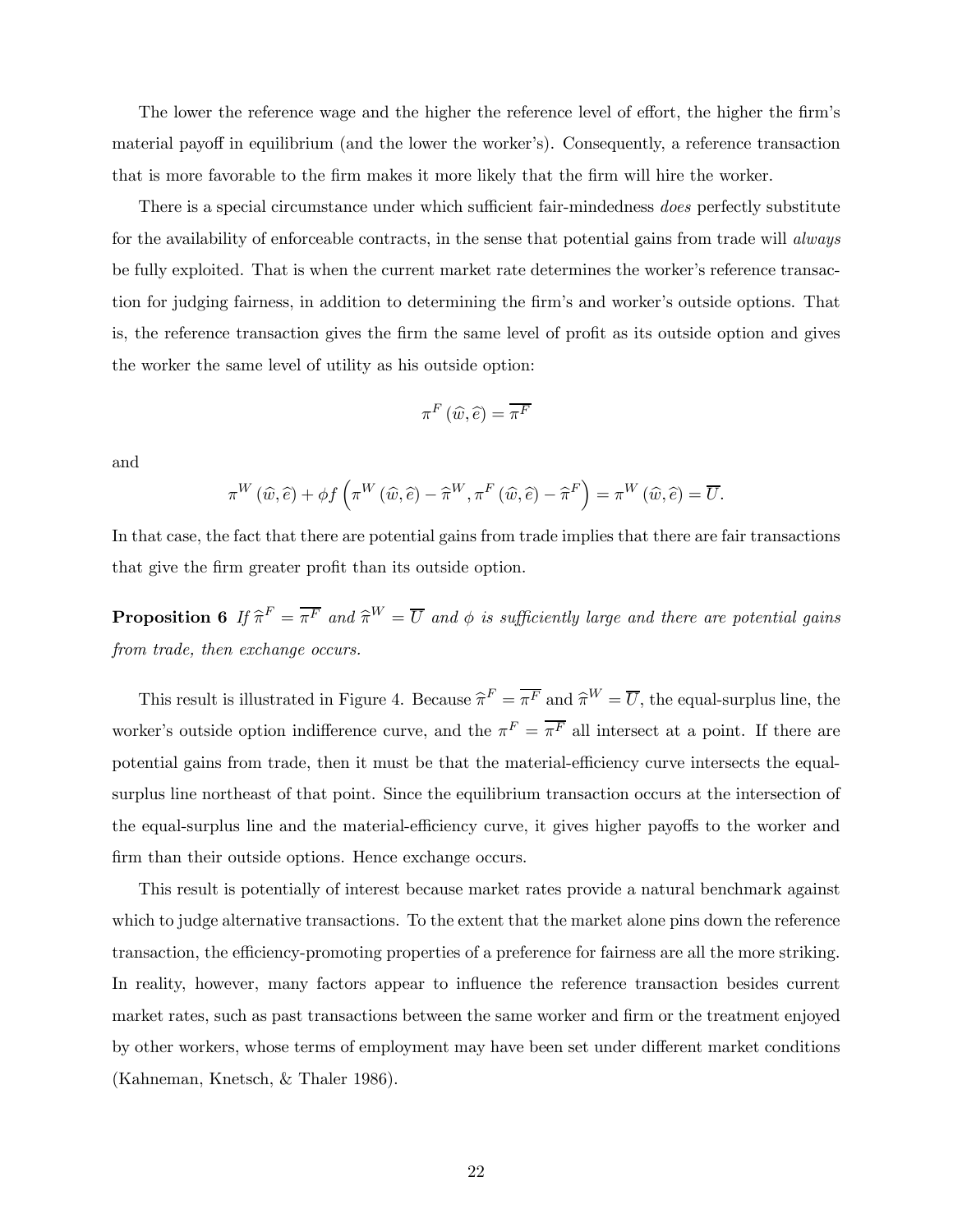The lower the reference wage and the higher the reference level of effort, the higher the firm's material payoff in equilibrium (and the lower the worker's). Consequently, a reference transaction that is more favorable to the firm makes it more likely that the firm will hire the worker.

There is a special circumstance under which sufficient fair-mindedness *does* perfectly substitute for the availability of enforceable contracts, in the sense that potential gains from trade will *always* be fully exploited. That is when the current market rate determines the worker's reference transaction for judging fairness, in addition to determining the firm's and worker's outside options. That is, the reference transaction gives the firm the same level of profit as its outside option and gives the worker the same level of utility as his outside option:

$$\pi^F(\widehat{w}, \widehat{e}) = \overline{\pi^F}$$

and

$$\pi^W(\widehat{w}, \widehat{e}) + \phi f\left(\pi^W(\widehat{w}, \widehat{e}) - \widehat{\pi}^W, \pi^F(\widehat{w}, \widehat{e}) - \widehat{\pi}^F\right) = \pi^W(\widehat{w}, \widehat{e}) = \overline{U}.$$

In that case, the fact that there are potential gains from trade implies that there are fair transactions that give the firm greater profit than its outside option.

**Proposition 6** *If $\widehat{\pi}^F = \overline{\pi^F}$ and $\widehat{\pi}^W = \overline{U}$ and $\phi$ is sufficiently large and there are potential gains from trade, then exchange occurs.*

This result is illustrated in Figure 4. Because $\widehat{\pi}^F = \overline{\pi^F}$ and $\widehat{\pi}^W = \overline{U}$, the equal-surplus line, the worker's outside option indifference curve, and the $\pi^F = \overline{\pi^F}$ all intersect at a point. If there are potential gains from trade, then it must be that the material-efficiency curve intersects the equal-surplus line northeast of that point. Since the equilibrium transaction occurs at the intersection of the equal-surplus line and the material-efficiency curve, it gives higher payoffs to the worker and firm than their outside options. Hence exchange occurs.

This result is potentially of interest because market rates provide a natural benchmark against which to judge alternative transactions. To the extent that the market alone pins down the reference transaction, the efficiency-promoting properties of a preference for fairness are all the more striking. In reality, however, many factors appear to influence the reference transaction besides current market rates, such as past transactions between the same worker and firm or the treatment enjoyed by other workers, whose terms of employment may have been set under different market conditions (Kahneman, Knetsch, & Thaler 1986).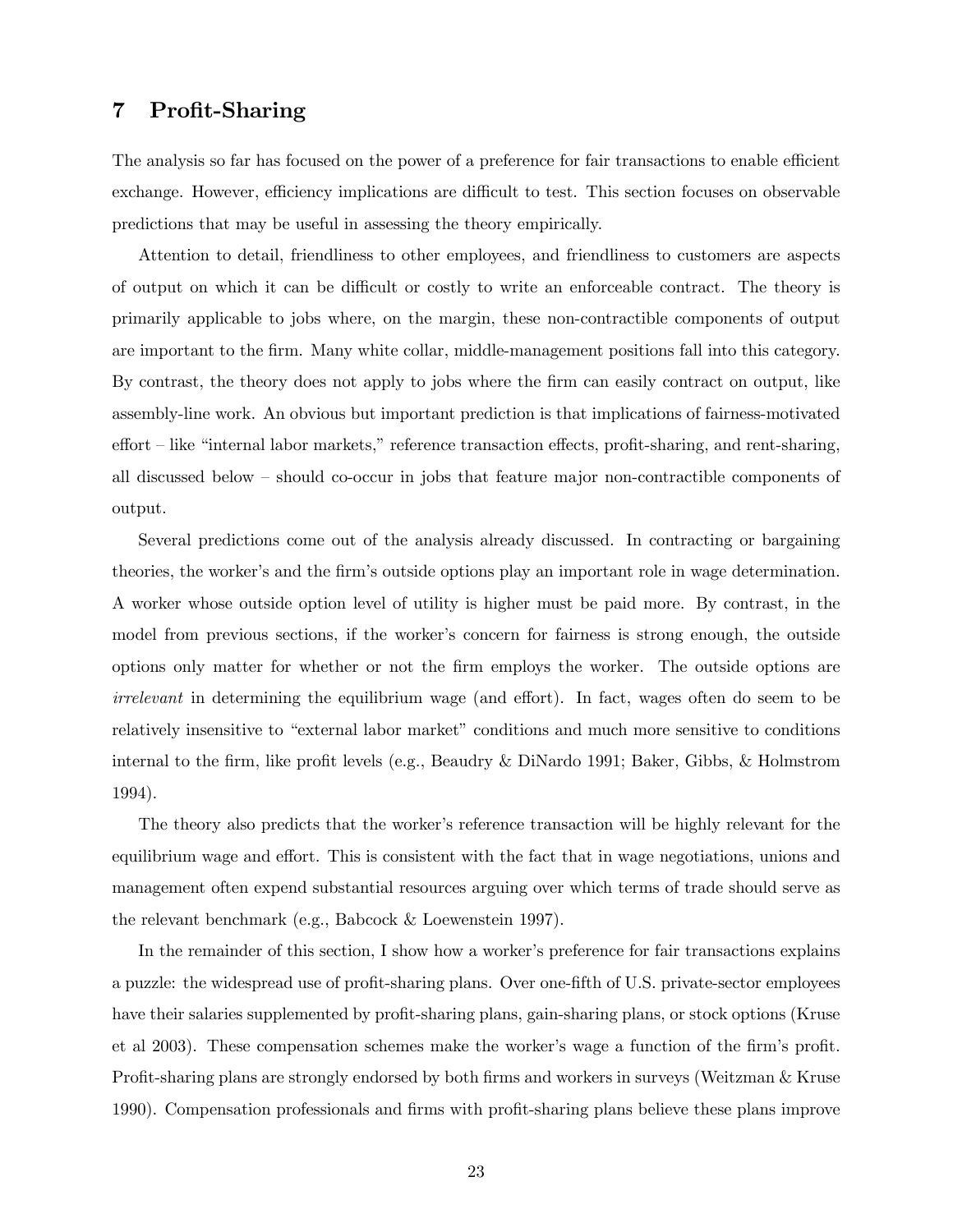## 7 Profit-Sharing

The analysis so far has focused on the power of a preference for fair transactions to enable efficient exchange. However, efficiency implications are difficult to test. This section focuses on observable predictions that may be useful in assessing the theory empirically.

Attention to detail, friendliness to other employees, and friendliness to customers are aspects of output on which it can be difficult or costly to write an enforceable contract. The theory is primarily applicable to jobs where, on the margin, these non-contractible components of output are important to the firm. Many white collar, middle-management positions fall into this category. By contrast, the theory does not apply to jobs where the firm can easily contract on output, like assembly-line work. An obvious but important prediction is that implications of fairness-motivated effort – like "internal labor markets," reference transaction effects, profit-sharing, and rent-sharing, all discussed below – should co-occur in jobs that feature major non-contractible components of output.

Several predictions come out of the analysis already discussed. In contracting or bargaining theories, the worker's and the firm's outside options play an important role in wage determination. A worker whose outside option level of utility is higher must be paid more. By contrast, in the model from previous sections, if the worker's concern for fairness is strong enough, the outside options only matter for whether or not the firm employs the worker. The outside options are *irrelevant* in determining the equilibrium wage (and effort). In fact, wages often do seem to be relatively insensitive to "external labor market" conditions and much more sensitive to conditions internal to the firm, like profit levels (e.g., Beaudry & DiNardo 1991; Baker, Gibbs, & Holmstrom 1994).

The theory also predicts that the worker's reference transaction will be highly relevant for the equilibrium wage and effort. This is consistent with the fact that in wage negotiations, unions and management often expend substantial resources arguing over which terms of trade should serve as the relevant benchmark (e.g., Babcock & Loewenstein 1997).

In the remainder of this section, I show how a worker's preference for fair transactions explains a puzzle: the widespread use of profit-sharing plans. Over one-fifth of U.S. private-sector employees have their salaries supplemented by profit-sharing plans, gain-sharing plans, or stock options (Kruse et al 2003). These compensation schemes make the worker's wage a function of the firm's profit. Profit-sharing plans are strongly endorsed by both firms and workers in surveys (Weitzman & Kruse 1990). Compensation professionals and firms with profit-sharing plans believe these plans improve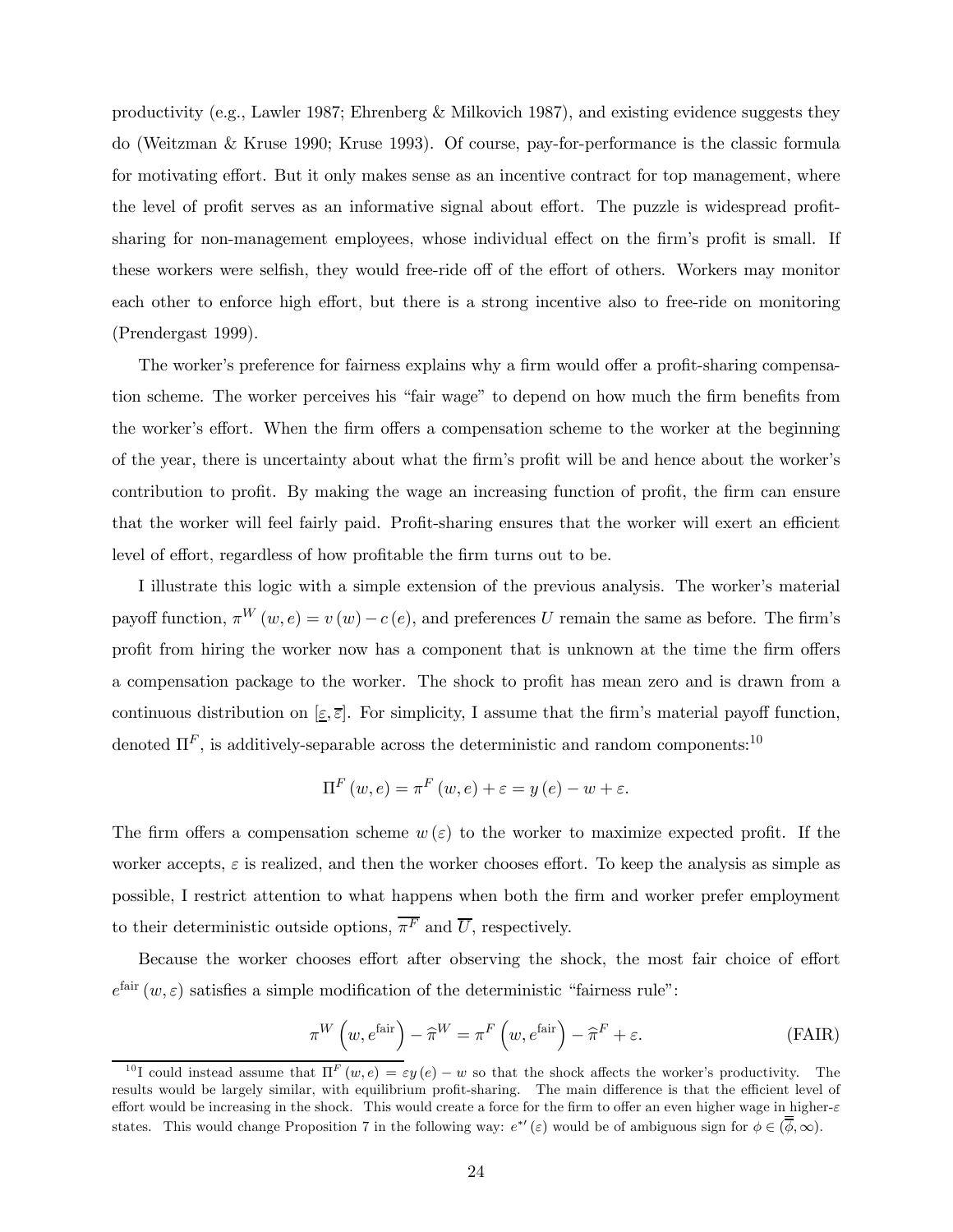productivity (e.g., Lawler 1987; Ehrenberg & Milkovich 1987), and existing evidence suggests they do (Weitzman & Kruse 1990; Kruse 1993). Of course, pay-for-performance is the classic formula for motivating effort. But it only makes sense as an incentive contract for top management, where the level of profit serves as an informative signal about effort. The puzzle is widespread profit-sharing for non-management employees, whose individual effect on the firm's profit is small. If these workers were selfish, they would free-ride off of the effort of others. Workers may monitor each other to enforce high effort, but there is a strong incentive also to free-ride on monitoring (Prendergast 1999).

The worker's preference for fairness explains why a firm would offer a profit-sharing compensation scheme. The worker perceives his "fair wage" to depend on how much the firm benefits from the worker's effort. When the firm offers a compensation scheme to the worker at the beginning of the year, there is uncertainty about what the firm's profit will be and hence about the worker's contribution to profit. By making the wage an increasing function of profit, the firm can ensure that the worker will feel fairly paid. Profit-sharing ensures that the worker will exert an efficient level of effort, regardless of how profitable the firm turns out to be.

I illustrate this logic with a simple extension of the previous analysis. The worker's material payoff function, $\pi^W(w,e) = v(w) - c(e)$, and preferences $U$ remain the same as before. The firm's profit from hiring the worker now has a component that is unknown at the time the firm offers a compensation package to the worker. The shock to profit has mean zero and is drawn from a continuous distribution on $[\underline{\varepsilon}, \overline{\varepsilon}]$. For simplicity, I assume that the firm's material payoff function, denoted $\Pi^F$, is additively-separable across the deterministic and random components:[10]

$$\Pi^F(w,e) = \pi^F(w,e) + \varepsilon = y(e) - w + \varepsilon.$$

The firm offers a compensation scheme $w(\varepsilon)$ to the worker to maximize expected profit. If the worker accepts, $\varepsilon$ is realized, and then the worker chooses effort. To keep the analysis as simple as possible, I restrict attention to what happens when both the firm and worker prefer employment to their deterministic outside options, $\overline{\pi^F}$ and $\overline{U}$, respectively.

Because the worker chooses effort after observing the shock, the most fair choice of effort $e^{\text{fair}}(w,\varepsilon)$ satisfies a simple modification of the deterministic "fairness rule":

$$\pi^W\left(w, e^{\text{fair}}\right) - \widehat{\pi}^W = \pi^F\left(w, e^{\text{fair}}\right) - \widehat{\pi}^F + \varepsilon. \tag{FAIR}$$

[10] I could instead assume that $\Pi^F(w,e) = \varepsilon y(e) - w$ so that the shock affects the worker's productivity. The results would be largely similar, with equilibrium profit-sharing. The main difference is that the efficient level of effort would be increasing in the shock. This would create a force for the firm to offer an even higher wage in higher-$\varepsilon$ states. This would change Proposition 7 in the following way: $e^{*\prime}(\varepsilon)$ would be of ambiguous sign for $\phi \in (\overline{\overline{\phi}}, \infty)$.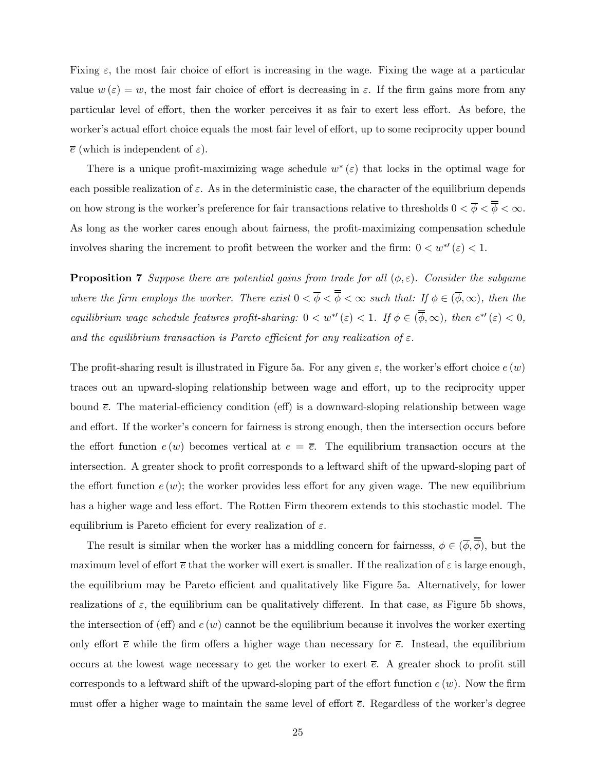Fixing $\varepsilon$, the most fair choice of effort is increasing in the wage. Fixing the wage at a particular value $w(\varepsilon) = w$, the most fair choice of effort is decreasing in $\varepsilon$. If the firm gains more from any particular level of effort, then the worker perceives it as fair to exert less effort. As before, the worker's actual effort choice equals the most fair level of effort, up to some reciprocity upper bound $\overline{e}$ (which is independent of $\varepsilon$).

There is a unique profit-maximizing wage schedule $w^*(\varepsilon)$ that locks in the optimal wage for each possible realization of $\varepsilon$. As in the deterministic case, the character of the equilibrium depends on how strong is the worker's preference for fair transactions relative to thresholds $0 < \overline{\phi} < \overline{\overline{\phi}} < \infty$. As long as the worker cares enough about fairness, the profit-maximizing compensation schedule involves sharing the increment to profit between the worker and the firm: $0 < w^{*\prime}(\varepsilon) < 1$.

**Proposition 7** *Suppose there are potential gains from trade for all $(\phi, \varepsilon)$. Consider the subgame where the firm employs the worker. There exist $0 < \overline{\phi} < \overline{\overline{\phi}} < \infty$ such that: If $\phi \in (\overline{\phi}, \infty)$, then the equilibrium wage schedule features profit-sharing: $0 < w^{*\prime}(\varepsilon) < 1$. If $\phi \in (\overline{\overline{\phi}}, \infty)$, then $e^{*\prime}(\varepsilon) < 0$, and the equilibrium transaction is Pareto efficient for any realization of $\varepsilon$.*

The profit-sharing result is illustrated in Figure 5a. For any given $\varepsilon$, the worker's effort choice $e(w)$ traces out an upward-sloping relationship between wage and effort, up to the reciprocity upper bound $\overline{e}$. The material-efficiency condition (eff) is a downward-sloping relationship between wage and effort. If the worker's concern for fairness is strong enough, then the intersection occurs before the effort function $e(w)$ becomes vertical at $e = \overline{e}$. The equilibrium transaction occurs at the intersection. A greater shock to profit corresponds to a leftward shift of the upward-sloping part of the effort function $e(w)$; the worker provides less effort for any given wage. The new equilibrium has a higher wage and less effort. The Rotten Firm theorem extends to this stochastic model. The equilibrium is Pareto efficient for every realization of $\varepsilon$.

The result is similar when the worker has a middling concern for fairnesss, $\phi \in (\overline{\phi}, \overline{\overline{\phi}})$, but the maximum level of effort $\overline{e}$ that the worker will exert is smaller. If the realization of $\varepsilon$ is large enough, the equilibrium may be Pareto efficient and qualitatively like Figure 5a. Alternatively, for lower realizations of $\varepsilon$, the equilibrium can be qualitatively different. In that case, as Figure 5b shows, the intersection of (eff) and $e(w)$ cannot be the equilibrium because it involves the worker exerting only effort $\overline{e}$ while the firm offers a higher wage than necessary for $\overline{e}$. Instead, the equilibrium occurs at the lowest wage necessary to get the worker to exert $\overline{e}$. A greater shock to profit still corresponds to a leftward shift of the upward-sloping part of the effort function $e(w)$. Now the firm must offer a higher wage to maintain the same level of effort $\overline{e}$. Regardless of the worker's degree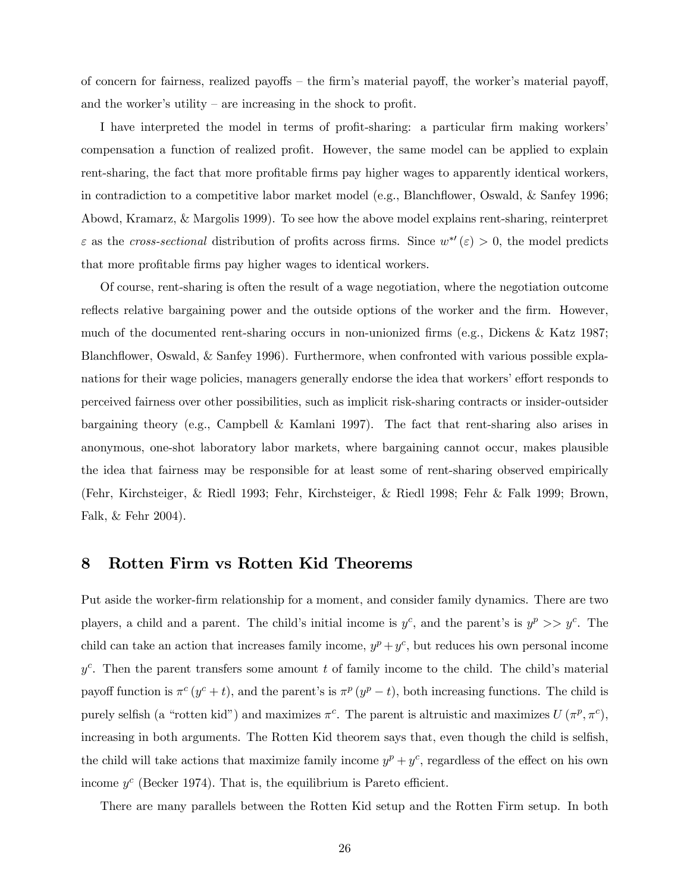of concern for fairness, realized payoffs – the firm's material payoff, the worker's material payoff, and the worker's utility – are increasing in the shock to profit.

I have interpreted the model in terms of profit-sharing: a particular firm making workers' compensation a function of realized profit. However, the same model can be applied to explain rent-sharing, the fact that more profitable firms pay higher wages to apparently identical workers, in contradiction to a competitive labor market model (e.g., Blanchflower, Oswald, & Sanfey 1996; Abowd, Kramarz, & Margolis 1999). To see how the above model explains rent-sharing, reinterpret $\varepsilon$ as the *cross-sectional* distribution of profits across firms. Since $w^{*\prime}(\varepsilon) > 0$, the model predicts that more profitable firms pay higher wages to identical workers.

Of course, rent-sharing is often the result of a wage negotiation, where the negotiation outcome reflects relative bargaining power and the outside options of the worker and the firm. However, much of the documented rent-sharing occurs in non-unionized firms (e.g., Dickens & Katz 1987; Blanchflower, Oswald, & Sanfey 1996). Furthermore, when confronted with various possible explanations for their wage policies, managers generally endorse the idea that workers' effort responds to perceived fairness over other possibilities, such as implicit risk-sharing contracts or insider-outsider bargaining theory (e.g., Campbell & Kamlani 1997). The fact that rent-sharing also arises in anonymous, one-shot laboratory labor markets, where bargaining cannot occur, makes plausible the idea that fairness may be responsible for at least some of rent-sharing observed empirically (Fehr, Kirchsteiger, & Riedl 1993; Fehr, Kirchsteiger, & Riedl 1998; Fehr & Falk 1999; Brown, Falk, & Fehr 2004).

## 8 Rotten Firm vs Rotten Kid Theorems

Put aside the worker-firm relationship for a moment, and consider family dynamics. There are two players, a child and a parent. The child's initial income is $y^c$, and the parent's is $y^p >> y^c$. The child can take an action that increases family income, $y^p + y^c$, but reduces his own personal income $y^c$. Then the parent transfers some amount $t$ of family income to the child. The child's material payoff function is $\pi^c(y^c + t)$, and the parent's is $\pi^p(y^p - t)$, both increasing functions. The child is purely selfish (a "rotten kid") and maximizes $\pi^c$. The parent is altruistic and maximizes $U(\pi^p, \pi^c)$, increasing in both arguments. The Rotten Kid theorem says that, even though the child is selfish, the child will take actions that maximize family income $y^p + y^c$, regardless of the effect on his own income $y^c$ (Becker 1974). That is, the equilibrium is Pareto efficient.

There are many parallels between the Rotten Kid setup and the Rotten Firm setup. In both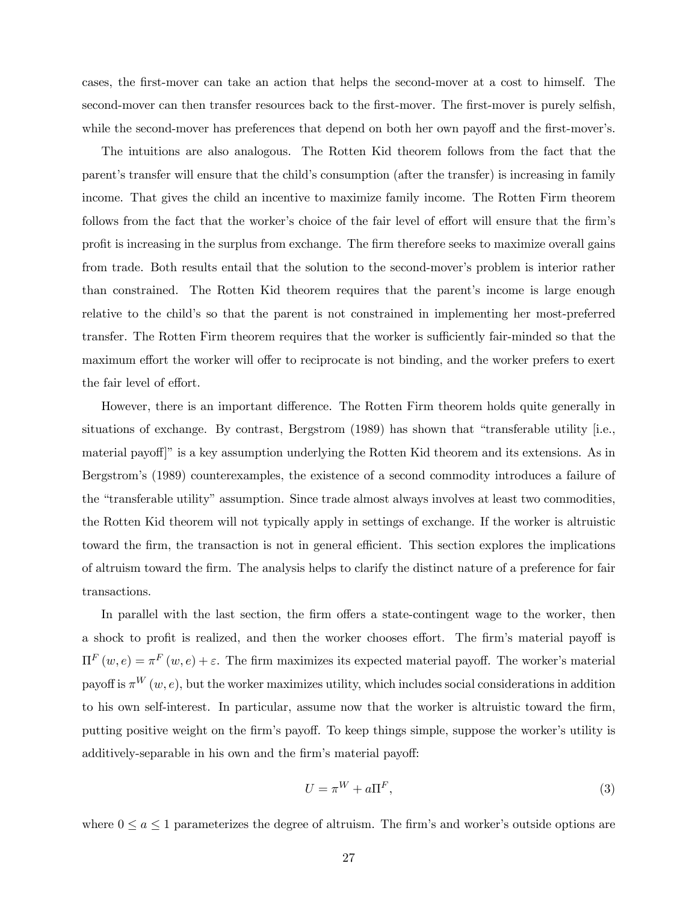cases, the first-mover can take an action that helps the second-mover at a cost to himself. The second-mover can then transfer resources back to the first-mover. The first-mover is purely selfish, while the second-mover has preferences that depend on both her own payoff and the first-mover's.

The intuitions are also analogous. The Rotten Kid theorem follows from the fact that the parent's transfer will ensure that the child's consumption (after the transfer) is increasing in family income. That gives the child an incentive to maximize family income. The Rotten Firm theorem follows from the fact that the worker's choice of the fair level of effort will ensure that the firm's profit is increasing in the surplus from exchange. The firm therefore seeks to maximize overall gains from trade. Both results entail that the solution to the second-mover's problem is interior rather than constrained. The Rotten Kid theorem requires that the parent's income is large enough relative to the child's so that the parent is not constrained in implementing her most-preferred transfer. The Rotten Firm theorem requires that the worker is sufficiently fair-minded so that the maximum effort the worker will offer to reciprocate is not binding, and the worker prefers to exert the fair level of effort.

However, there is an important difference. The Rotten Firm theorem holds quite generally in situations of exchange. By contrast, Bergstrom (1989) has shown that "transferable utility [i.e., material payoff]" is a key assumption underlying the Rotten Kid theorem and its extensions. As in Bergstrom's (1989) counterexamples, the existence of a second commodity introduces a failure of the "transferable utility" assumption. Since trade almost always involves at least two commodities, the Rotten Kid theorem will not typically apply in settings of exchange. If the worker is altruistic toward the firm, the transaction is not in general efficient. This section explores the implications of altruism toward the firm. The analysis helps to clarify the distinct nature of a preference for fair transactions.

In parallel with the last section, the firm offers a state-contingent wage to the worker, then a shock to profit is realized, and then the worker chooses effort. The firm's material payoff is $\Pi^F(w, e) = \pi^F(w, e) + \varepsilon$. The firm maximizes its expected material payoff. The worker's material payoff is $\pi^W(w, e)$, but the worker maximizes utility, which includes social considerations in addition to his own self-interest. In particular, assume now that the worker is altruistic toward the firm, putting positive weight on the firm's payoff. To keep things simple, suppose the worker's utility is additively-separable in his own and the firm's material payoff:

$$U = \pi^W + a\Pi^F, \tag{3}$$

where $0 \leq a \leq 1$ parameterizes the degree of altruism. The firm's and worker's outside options are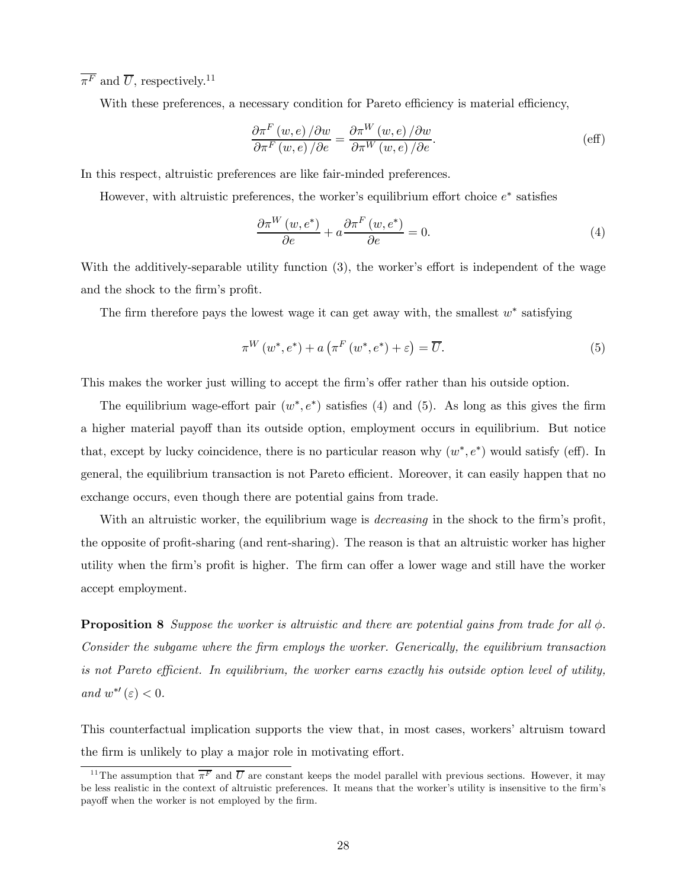$\overline{\pi^F}$ and $\overline{U}$, respectively.[11]

With these preferences, a necessary condition for Pareto efficiency is material efficiency,

$$\frac{\partial \pi^F(w,e)/\partial w}{\partial \pi^F(w,e)/\partial e} = \frac{\partial \pi^W(w,e)/\partial w}{\partial \pi^W(w,e)/\partial e}. \tag{eff}$$

In this respect, altruistic preferences are like fair-minded preferences.

However, with altruistic preferences, the worker's equilibrium effort choice $e^*$ satisfies

$$\frac{\partial \pi^W(w,e^*)}{\partial e} + a\frac{\partial \pi^F(w,e^*)}{\partial e} = 0. \tag{4}$$

With the additively-separable utility function (3), the worker's effort is independent of the wage and the shock to the firm's profit.

The firm therefore pays the lowest wage it can get away with, the smallest $w^*$ satisfying

$$\pi^W(w^*,e^*) + a\left(\pi^F(w^*,e^*) + \varepsilon\right) = \overline{U}. \tag{5}$$

This makes the worker just willing to accept the firm's offer rather than his outside option.

The equilibrium wage-effort pair $(w^*,e^*)$ satisfies (4) and (5). As long as this gives the firm a higher material payoff than its outside option, employment occurs in equilibrium. But notice that, except by lucky coincidence, there is no particular reason why $(w^*,e^*)$ would satisfy (eff). In general, the equilibrium transaction is not Pareto efficient. Moreover, it can easily happen that no exchange occurs, even though there are potential gains from trade.

With an altruistic worker, the equilibrium wage is *decreasing* in the shock to the firm's profit, the opposite of profit-sharing (and rent-sharing). The reason is that an altruistic worker has higher utility when the firm's profit is higher. The firm can offer a lower wage and still have the worker accept employment.

**Proposition 8** *Suppose the worker is altruistic and there are potential gains from trade for all $\phi$. Consider the subgame where the firm employs the worker. Generically, the equilibrium transaction is not Pareto efficient. In equilibrium, the worker earns exactly his outside option level of utility, and $w^{*\prime}(\varepsilon) < 0$.*

This counterfactual implication supports the view that, in most cases, workers' altruism toward the firm is unlikely to play a major role in motivating effort.

[11] The assumption that $\overline{\pi^F}$ and $\overline{U}$ are constant keeps the model parallel with previous sections. However, it may be less realistic in the context of altruistic preferences. It means that the worker's utility is insensitive to the firm's payoff when the worker is not employed by the firm.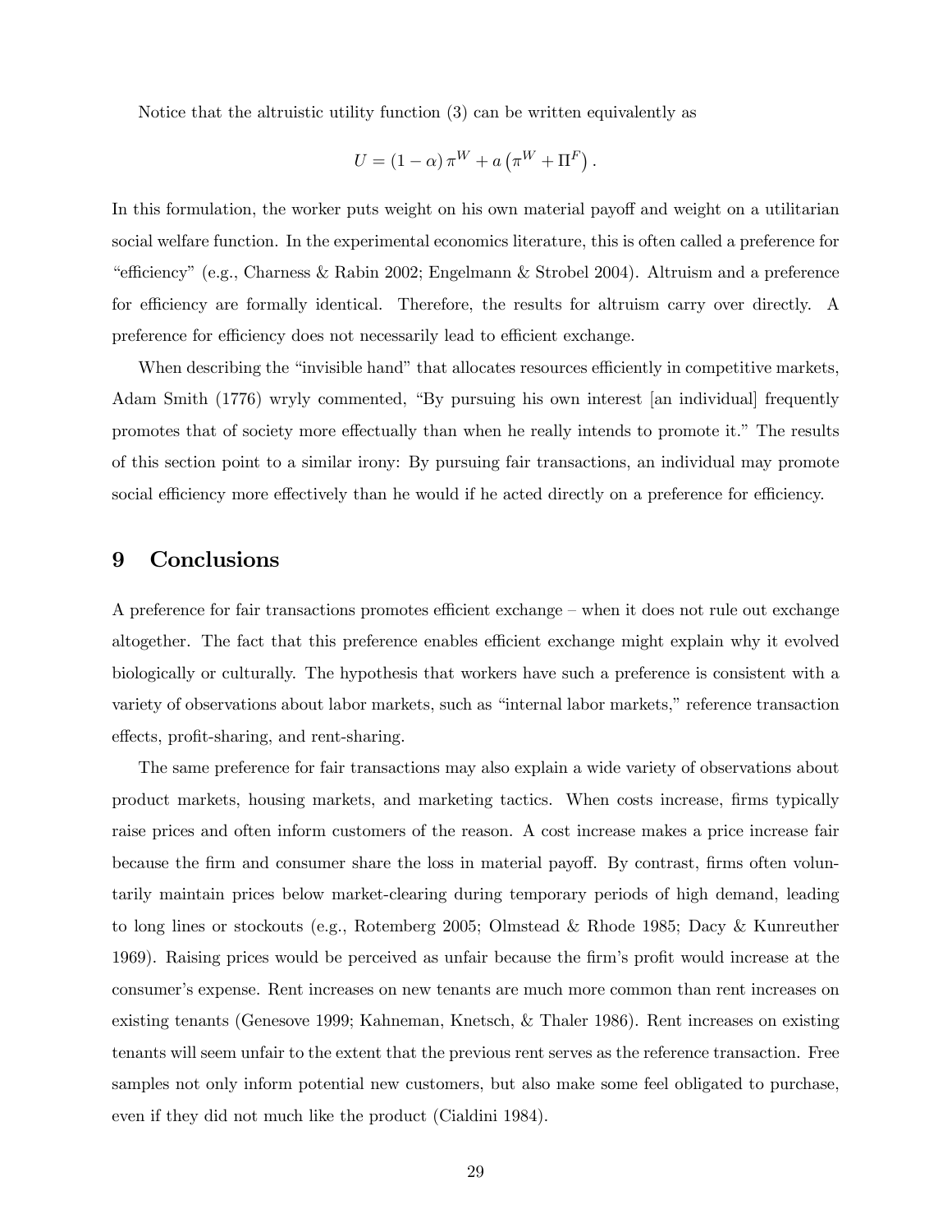Notice that the altruistic utility function (3) can be written equivalently as

$$U = (1 - \alpha)\,\pi^W + a\left(\pi^W + \Pi^F\right).$$

In this formulation, the worker puts weight on his own material payoff and weight on a utilitarian social welfare function. In the experimental economics literature, this is often called a preference for "efficiency" (e.g., Charness & Rabin 2002; Engelmann & Strobel 2004). Altruism and a preference for efficiency are formally identical. Therefore, the results for altruism carry over directly. A preference for efficiency does not necessarily lead to efficient exchange.

When describing the "invisible hand" that allocates resources efficiently in competitive markets, Adam Smith (1776) wryly commented, "By pursuing his own interest [an individual] frequently promotes that of society more effectually than when he really intends to promote it." The results of this section point to a similar irony: By pursuing fair transactions, an individual may promote social efficiency more effectively than he would if he acted directly on a preference for efficiency.

# 9 Conclusions

A preference for fair transactions promotes efficient exchange – when it does not rule out exchange altogether. The fact that this preference enables efficient exchange might explain why it evolved biologically or culturally. The hypothesis that workers have such a preference is consistent with a variety of observations about labor markets, such as "internal labor markets," reference transaction effects, profit-sharing, and rent-sharing.

The same preference for fair transactions may also explain a wide variety of observations about product markets, housing markets, and marketing tactics. When costs increase, firms typically raise prices and often inform customers of the reason. A cost increase makes a price increase fair because the firm and consumer share the loss in material payoff. By contrast, firms often voluntarily maintain prices below market-clearing during temporary periods of high demand, leading to long lines or stockouts (e.g., Rotemberg 2005; Olmstead & Rhode 1985; Dacy & Kunreuther 1969). Raising prices would be perceived as unfair because the firm's profit would increase at the consumer's expense. Rent increases on new tenants are much more common than rent increases on existing tenants (Genesove 1999; Kahneman, Knetsch, & Thaler 1986). Rent increases on existing tenants will seem unfair to the extent that the previous rent serves as the reference transaction. Free samples not only inform potential new customers, but also make some feel obligated to purchase, even if they did not much like the product (Cialdini 1984).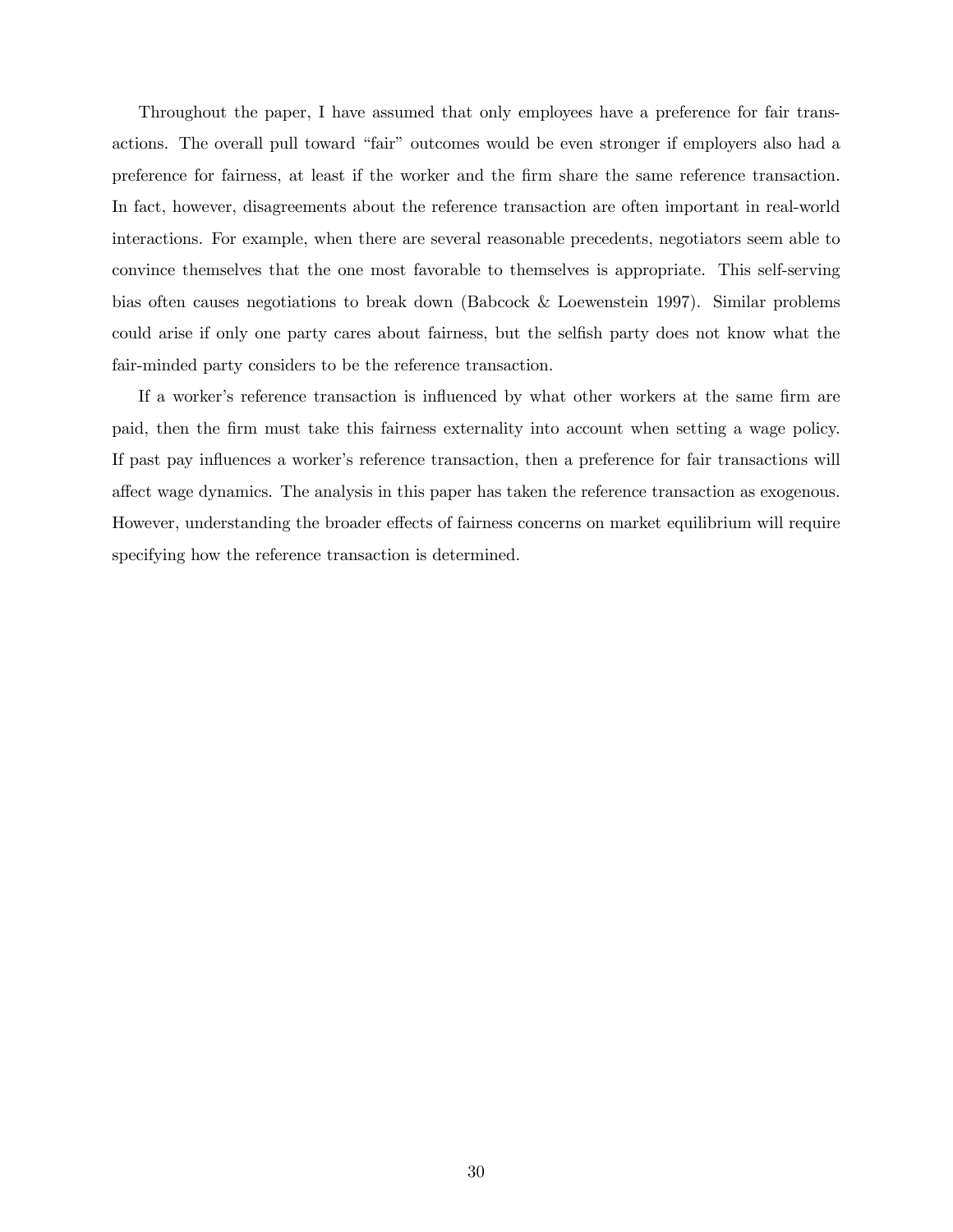Throughout the paper, I have assumed that only employees have a preference for fair transactions. The overall pull toward "fair" outcomes would be even stronger if employers also had a preference for fairness, at least if the worker and the firm share the same reference transaction. In fact, however, disagreements about the reference transaction are often important in real-world interactions. For example, when there are several reasonable precedents, negotiators seem able to convince themselves that the one most favorable to themselves is appropriate. This self-serving bias often causes negotiations to break down (Babcock & Loewenstein 1997). Similar problems could arise if only one party cares about fairness, but the selfish party does not know what the fair-minded party considers to be the reference transaction.

If a worker's reference transaction is influenced by what other workers at the same firm are paid, then the firm must take this fairness externality into account when setting a wage policy. If past pay influences a worker's reference transaction, then a preference for fair transactions will affect wage dynamics. The analysis in this paper has taken the reference transaction as exogenous. However, understanding the broader effects of fairness concerns on market equilibrium will require specifying how the reference transaction is determined.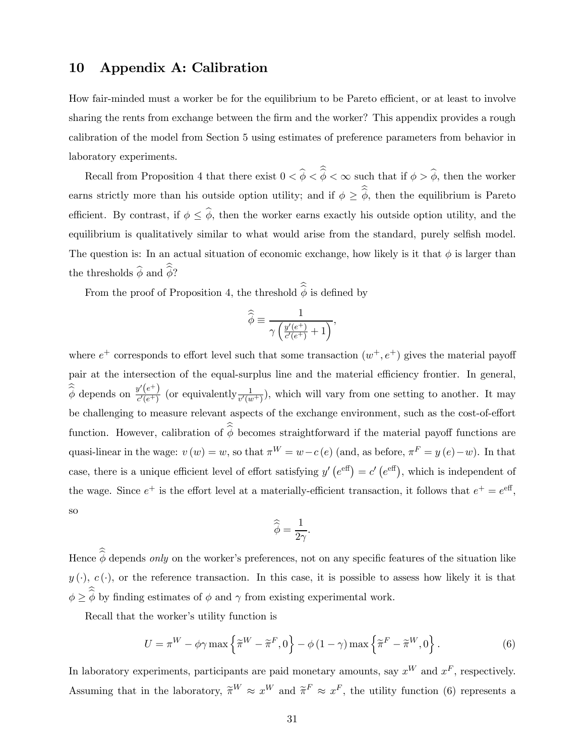## 10 Appendix A: Calibration

How fair-minded must a worker be for the equilibrium to be Pareto efficient, or at least to involve sharing the rents from exchange between the firm and the worker? This appendix provides a rough calibration of the model from Section 5 using estimates of preference parameters from behavior in laboratory experiments.

Recall from Proposition 4 that there exist $0 < \widehat{\phi} < \widehat{\widehat{\phi}} < \infty$ such that if $\phi > \widehat{\phi}$, then the worker earns strictly more than his outside option utility; and if $\phi \geq \widehat{\widehat{\phi}}$, then the equilibrium is Pareto efficient. By contrast, if $\phi \leq \widehat{\phi}$, then the worker earns exactly his outside option utility, and the equilibrium is qualitatively similar to what would arise from the standard, purely selfish model. The question is: In an actual situation of economic exchange, how likely is it that $\phi$ is larger than the thresholds $\widehat{\phi}$ and $\widehat{\widehat{\phi}}$?

From the proof of Proposition 4, the threshold $\widehat{\widehat{\phi}}$ is defined by

$$\widehat{\widehat{\phi}} \equiv \frac{1}{\gamma\left(\frac{y'(e^+)}{c'(e^+)} + 1\right)},$$

where $e^+$ corresponds to effort level such that some transaction $(w^+, e^+)$ gives the material payoff pair at the intersection of the equal-surplus line and the material efficiency frontier. In general, $\widehat{\widehat{\phi}}$ depends on $\frac{y'(e^+)}{c'(e^+)}$ (or equivalently $\frac{1}{v'(w^+)}$), which will vary from one setting to another. It may be challenging to measure relevant aspects of the exchange environment, such as the cost-of-effort function. However, calibration of $\widehat{\widehat{\phi}}$ becomes straightforward if the material payoff functions are quasi-linear in the wage: $v(w) = w$, so that $\pi^W = w - c(e)$ (and, as before, $\pi^F = y(e) - w$). In that case, there is a unique efficient level of effort satisfying $y'(e^{\text{eff}}) = c'(e^{\text{eff}})$, which is independent of the wage. Since $e^+$ is the effort level at a materially-efficient transaction, it follows that $e^+ = e^{\text{eff}}$, so

$$\widehat{\widehat{\phi}} = \frac{1}{2\gamma}.$$

Hence $\widehat{\widehat{\phi}}$ depends *only* on the worker's preferences, not on any specific features of the situation like $y(\cdot)$, $c(\cdot)$, or the reference transaction. In this case, it is possible to assess how likely it is that $\phi \geq \widehat{\widehat{\phi}}$ by finding estimates of $\phi$ and $\gamma$ from existing experimental work.

Recall that the worker's utility function is

$$U = \pi^W - \phi\gamma \max\left\{\widetilde{\pi}^W - \widetilde{\pi}^F, 0\right\} - \phi(1-\gamma)\max\left\{\widetilde{\pi}^F - \widetilde{\pi}^W, 0\right\}. \tag{6}$$

In laboratory experiments, participants are paid monetary amounts, say $x^W$ and $x^F$, respectively. Assuming that in the laboratory, $\widetilde{\pi}^W \approx x^W$ and $\widetilde{\pi}^F \approx x^F$, the utility function (6) represents a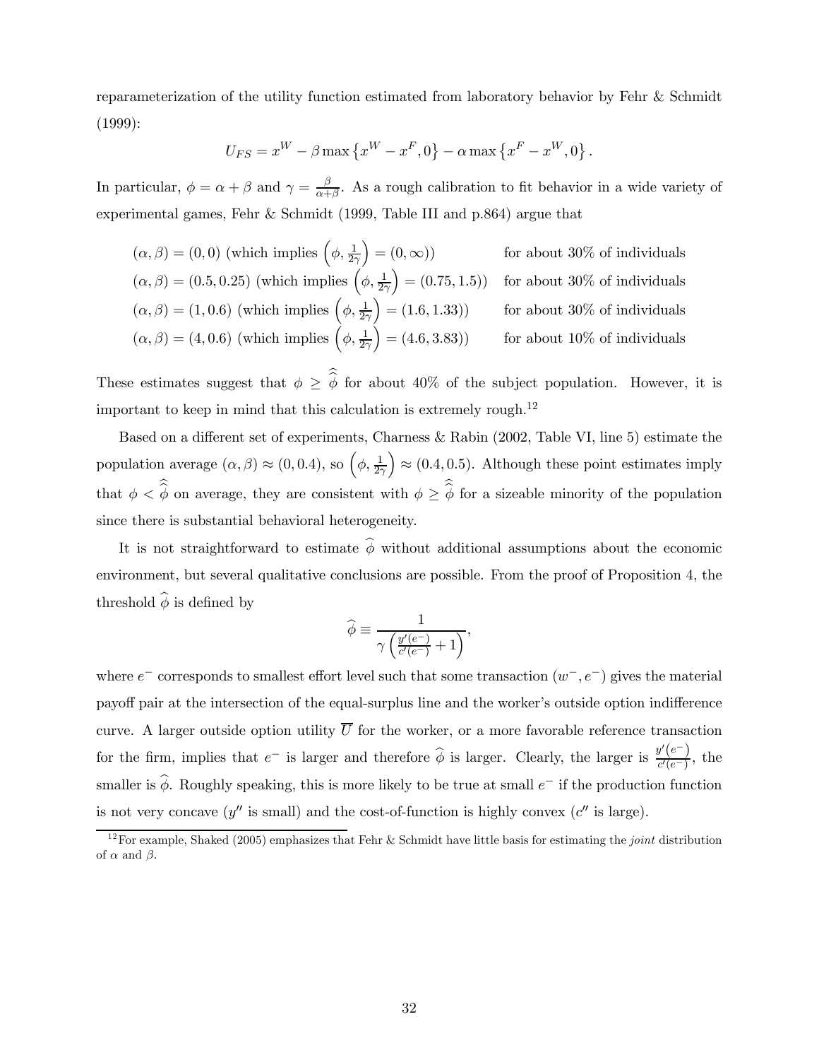reparameterization of the utility function estimated from laboratory behavior by Fehr & Schmidt (1999):

$$U_{FS} = x^W - \beta \max\left\{x^W - x^F, 0\right\} - \alpha \max\left\{x^F - x^W, 0\right\}.$$

In particular, $\phi = \alpha + \beta$ and $\gamma = \frac{\beta}{\alpha+\beta}$. As a rough calibration to fit behavior in a wide variety of experimental games, Fehr & Schmidt (1999, Table III and p.864) argue that

$(\alpha, \beta) = (0, 0)$ (which implies $\left(\phi, \frac{1}{2\gamma}\right) = (0, \infty)$) for about 30% of individuals
$(\alpha, \beta) = (0.5, 0.25)$ (which implies $\left(\phi, \frac{1}{2\gamma}\right) = (0.75, 1.5)$) for about 30% of individuals
$(\alpha, \beta) = (1, 0.6)$ (which implies $\left(\phi, \frac{1}{2\gamma}\right) = (1.6, 1.33)$) for about 30% of individuals
$(\alpha, \beta) = (4, 0.6)$ (which implies $\left(\phi, \frac{1}{2\gamma}\right) = (4.6, 3.83)$) for about 10% of individuals

These estimates suggest that $\phi \geq \widehat{\widehat{\phi}}$ for about 40% of the subject population. However, it is important to keep in mind that this calculation is extremely rough.[12]

Based on a different set of experiments, Charness & Rabin (2002, Table VI, line 5) estimate the population average $(\alpha, \beta) \approx (0, 0.4)$, so $\left(\phi, \frac{1}{2\gamma}\right) \approx (0.4, 0.5)$. Although these point estimates imply that $\phi < \widehat{\widehat{\phi}}$ on average, they are consistent with $\phi \geq \widehat{\widehat{\phi}}$ for a sizeable minority of the population since there is substantial behavioral heterogeneity.

It is not straightforward to estimate $\widehat{\phi}$ without additional assumptions about the economic environment, but several qualitative conclusions are possible. From the proof of Proposition 4, the threshold $\widehat{\phi}$ is defined by

$$\widehat{\phi} \equiv \frac{1}{\gamma\left(\frac{y'(e^-)}{c'(e^-)} + 1\right)},$$

where $e^-$ corresponds to smallest effort level such that some transaction $(w^-, e^-)$ gives the material payoff pair at the intersection of the equal-surplus line and the worker's outside option indifference curve. A larger outside option utility $\overline{U}$ for the worker, or a more favorable reference transaction for the firm, implies that $e^-$ is larger and therefore $\widehat{\phi}$ is larger. Clearly, the larger is $\frac{y'(e^-)}{c'(e^-)}$, the smaller is $\widehat{\phi}$. Roughly speaking, this is more likely to be true at small $e^-$ if the production function is not very concave ($y''$ is small) and the cost-of-function is highly convex ($c''$ is large).

[12] For example, Shaked (2005) emphasizes that Fehr & Schmidt have little basis for estimating the *joint* distribution of $\alpha$ and $\beta$.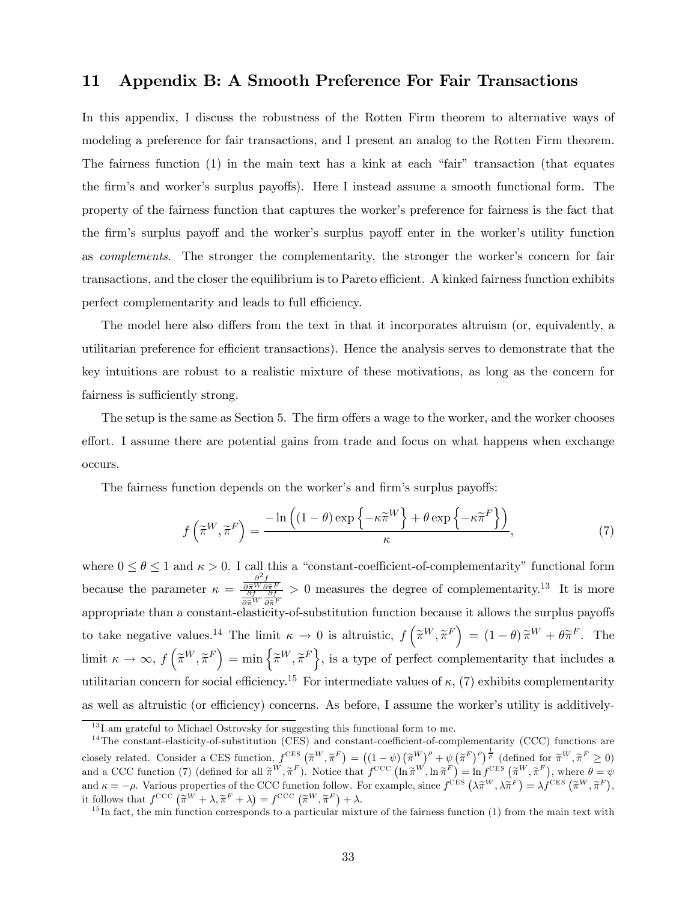## 11 Appendix B: A Smooth Preference For Fair Transactions

In this appendix, I discuss the robustness of the Rotten Firm theorem to alternative ways of modeling a preference for fair transactions, and I present an analog to the Rotten Firm theorem. The fairness function (1) in the main text has a kink at each "fair" transaction (that equates the firm's and worker's surplus payoffs). Here I instead assume a smooth functional form. The property of the fairness function that captures the worker's preference for fairness is the fact that the firm's surplus payoff and the worker's surplus payoff enter in the worker's utility function as *complements*. The stronger the complementarity, the stronger the worker's concern for fair transactions, and the closer the equilibrium is to Pareto efficient. A kinked fairness function exhibits perfect complementarity and leads to full efficiency.

The model here also differs from the text in that it incorporates altruism (or, equivalently, a utilitarian preference for efficient transactions). Hence the analysis serves to demonstrate that the key intuitions are robust to a realistic mixture of these motivations, as long as the concern for fairness is sufficiently strong.

The setup is the same as Section 5. The firm offers a wage to the worker, and the worker chooses effort. I assume there are potential gains from trade and focus on what happens when exchange occurs.

The fairness function depends on the worker's and firm's surplus payoffs:

$$f\left(\widetilde{\pi}^W, \widetilde{\pi}^F\right) = \frac{-\ln\left((1-\theta)\exp\left\{-\kappa\widetilde{\pi}^W\right\} + \theta\exp\left\{-\kappa\widetilde{\pi}^F\right\}\right)}{\kappa}, \tag{7}$$

where $0 \leq \theta \leq 1$ and $\kappa > 0$. I call this a "constant-coefficient-of-complementarity" functional form because the parameter $\kappa = \frac{\frac{\partial^2 f}{\partial \widetilde{\pi}^W \partial \widetilde{\pi}^F}}{\frac{\partial f}{\partial \widetilde{\pi}^W}\frac{\partial f}{\partial \widetilde{\pi}^F}} > 0$ measures the degree of complementarity.[13] It is more appropriate than a constant-elasticity-of-substitution function because it allows the surplus payoffs to take negative values.[14] The limit $\kappa \to 0$ is altruistic, $f\left(\widetilde{\pi}^W, \widetilde{\pi}^F\right) = (1-\theta)\widetilde{\pi}^W + \theta\widetilde{\pi}^F$. The limit $\kappa \to \infty$, $f\left(\widetilde{\pi}^W, \widetilde{\pi}^F\right) = \min\left\{\widetilde{\pi}^W, \widetilde{\pi}^F\right\}$, is a type of perfect complementarity that includes a utilitarian concern for social efficiency.[15] For intermediate values of $\kappa$, (7) exhibits complementarity as well as altruistic (or efficiency) concerns. As before, I assume the worker's utility is additively-

---

[13] I am grateful to Michael Ostrovsky for suggesting this functional form to me.

[14] The constant-elasticity-of-substitution (CES) and constant-coefficient-of-complementarity (CCC) functions are closely related. Consider a CES function, $f^{\text{CES}}\left(\widetilde{\pi}^W, \widetilde{\pi}^F\right) = \left((1-\psi)\left(\widetilde{\pi}^W\right)^\rho + \psi\left(\widetilde{\pi}^F\right)^\rho\right)^{\frac{1}{\rho}}$ (defined for $\widetilde{\pi}^W, \widetilde{\pi}^F \geq 0$) and a CCC function (7) (defined for all $\widetilde{\pi}^W, \widetilde{\pi}^F$). Notice that $f^{\text{CCC}}\left(\ln\widetilde{\pi}^W, \ln\widetilde{\pi}^F\right) = \ln f^{\text{CES}}\left(\widetilde{\pi}^W, \widetilde{\pi}^F\right)$, where $\theta = \psi$ and $\kappa = -\rho$. Various properties of the CCC function follow. For example, since $f^{\text{CES}}\left(\lambda\widetilde{\pi}^W, \lambda\widetilde{\pi}^F\right) = \lambda f^{\text{CES}}\left(\widetilde{\pi}^W, \widetilde{\pi}^F\right)$, it follows that $f^{\text{CCC}}\left(\widetilde{\pi}^W + \lambda, \widetilde{\pi}^F + \lambda\right) = f^{\text{CCC}}\left(\widetilde{\pi}^W, \widetilde{\pi}^F\right) + \lambda$.

[15] In fact, the min function corresponds to a particular mixture of the fairness function (1) from the main text with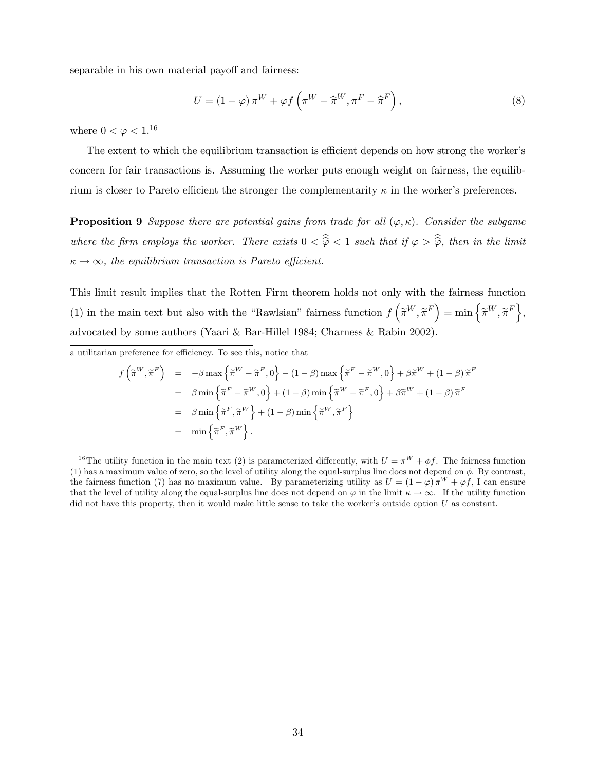separable in his own material payoff and fairness:

$$U = (1-\varphi)\,\pi^W + \varphi f\left(\pi^W - \widehat{\pi}^W, \pi^F - \widehat{\pi}^F\right), \tag{8}$$

where $0 < \varphi < 1$.[16]

The extent to which the equilibrium transaction is efficient depends on how strong the worker's concern for fair transactions is. Assuming the worker puts enough weight on fairness, the equilibrium is closer to Pareto efficient the stronger the complementarity $\kappa$ in the worker's preferences.

**Proposition 9** *Suppose there are potential gains from trade for all $(\varphi, \kappa)$. Consider the subgame where the firm employs the worker. There exists $0 < \widehat{\widehat{\varphi}} < 1$ such that if $\varphi > \widehat{\widehat{\varphi}}$, then in the limit $\kappa \to \infty$, the equilibrium transaction is Pareto efficient.*

This limit result implies that the Rotten Firm theorem holds not only with the fairness function (1) in the main text but also with the "Rawlsian" fairness function $f\left(\widetilde{\pi}^W, \widetilde{\pi}^F\right) = \min\left\{\widetilde{\pi}^W, \widetilde{\pi}^F\right\}$, advocated by some authors (Yaari & Bar-Hillel 1984; Charness & Rabin 2002).

---

a utilitarian preference for efficiency. To see this, notice that

$$\begin{aligned}
f\left(\widetilde{\pi}^W, \widetilde{\pi}^F\right) &= -\beta \max\left\{\widetilde{\pi}^W - \widetilde{\pi}^F, 0\right\} - (1-\beta)\max\left\{\widetilde{\pi}^F - \widetilde{\pi}^W, 0\right\} + \beta\widetilde{\pi}^W + (1-\beta)\,\widetilde{\pi}^F \\
&= \beta \min\left\{\widetilde{\pi}^F - \widetilde{\pi}^W, 0\right\} + (1-\beta)\min\left\{\widetilde{\pi}^W - \widetilde{\pi}^F, 0\right\} + \beta\widetilde{\pi}^W + (1-\beta)\,\widetilde{\pi}^F \\
&= \beta \min\left\{\widetilde{\pi}^F, \widetilde{\pi}^W\right\} + (1-\beta)\min\left\{\widetilde{\pi}^W, \widetilde{\pi}^F\right\} \\
&= \min\left\{\widetilde{\pi}^F, \widetilde{\pi}^W\right\}.
\end{aligned}$$

[16] The utility function in the main text (2) is parameterized differently, with $U = \pi^W + \phi f$. The fairness function (1) has a maximum value of zero, so the level of utility along the equal-surplus line does not depend on $\phi$. By contrast, the fairness function (7) has no maximum value. By parameterizing utility as $U = (1-\varphi)\,\pi^W + \varphi f$, I can ensure that the level of utility along the equal-surplus line does not depend on $\varphi$ in the limit $\kappa \to \infty$. If the utility function did not have this property, then it would make little sense to take the worker's outside option $\overline{U}$ as constant.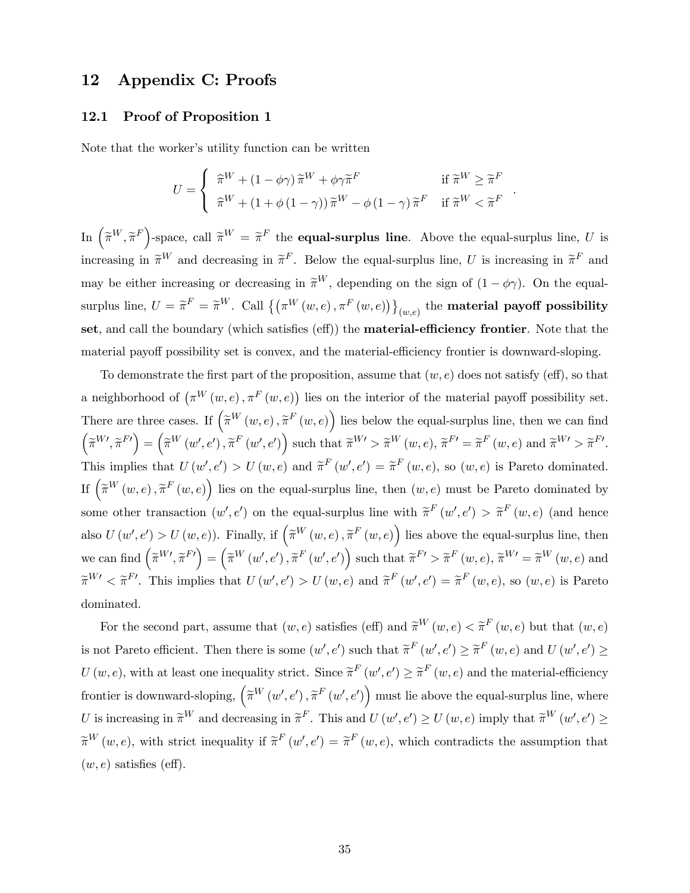# 12 Appendix C: Proofs

## 12.1 Proof of Proposition 1

Note that the worker's utility function can be written

$$U = \begin{cases} \widetilde{\pi}^W + (1 - \phi\gamma)\,\widetilde{\pi}^W + \phi\gamma\widetilde{\pi}^F & \text{if } \widetilde{\pi}^W \geq \widetilde{\pi}^F \\ \widetilde{\pi}^W + (1 + \phi(1-\gamma))\,\widetilde{\pi}^W - \phi(1-\gamma)\,\widetilde{\pi}^F & \text{if } \widetilde{\pi}^W < \widetilde{\pi}^F \end{cases}.$$

In $\left(\widetilde{\pi}^W, \widetilde{\pi}^F\right)$-space, call $\widetilde{\pi}^W = \widetilde{\pi}^F$ the **equal-surplus line**. Above the equal-surplus line, $U$ is increasing in $\widetilde{\pi}^W$ and decreasing in $\widetilde{\pi}^F$. Below the equal-surplus line, $U$ is increasing in $\widetilde{\pi}^F$ and may be either increasing or decreasing in $\widetilde{\pi}^W$, depending on the sign of $(1 - \phi\gamma)$. On the equal-surplus line, $U = \widetilde{\pi}^F = \widetilde{\pi}^W$. Call $\left\{\left(\pi^W(w,e), \pi^F(w,e)\right)\right\}_{(w,e)}$ the **material payoff possibility set**, and call the boundary (which satisfies (eff)) the **material-efficiency frontier**. Note that the material payoff possibility set is convex, and the material-efficiency frontier is downward-sloping.

To demonstrate the first part of the proposition, assume that $(w, e)$ does not satisfy (eff), so that a neighborhood of $\left(\pi^W(w,e), \pi^F(w,e)\right)$ lies on the interior of the material payoff possibility set. There are three cases. If $\left(\widetilde{\pi}^W(w,e), \widetilde{\pi}^F(w,e)\right)$ lies below the equal-surplus line, then we can find $\left(\widetilde{\pi}^{W\prime}, \widetilde{\pi}^{F\prime}\right) = \left(\widetilde{\pi}^W(w',e'), \widetilde{\pi}^F(w',e')\right)$ such that $\widetilde{\pi}^{W\prime} > \widetilde{\pi}^W(w,e)$, $\widetilde{\pi}^{F\prime} = \widetilde{\pi}^F(w,e)$ and $\widetilde{\pi}^{W\prime} > \widetilde{\pi}^{F\prime}$. This implies that $U(w',e') > U(w,e)$ and $\widetilde{\pi}^F(w',e') = \widetilde{\pi}^F(w,e)$, so $(w,e)$ is Pareto dominated. If $\left(\widetilde{\pi}^W(w,e), \widetilde{\pi}^F(w,e)\right)$ lies on the equal-surplus line, then $(w,e)$ must be Pareto dominated by some other transaction $(w',e')$ on the equal-surplus line with $\widetilde{\pi}^F(w',e') > \widetilde{\pi}^F(w,e)$ (and hence also $U(w',e') > U(w,e)$). Finally, if $\left(\widetilde{\pi}^W(w,e), \widetilde{\pi}^F(w,e)\right)$ lies above the equal-surplus line, then we can find $\left(\widetilde{\pi}^{W\prime}, \widetilde{\pi}^{F\prime}\right) = \left(\widetilde{\pi}^W(w',e'), \widetilde{\pi}^F(w',e')\right)$ such that $\widetilde{\pi}^{F\prime} > \widetilde{\pi}^F(w,e)$, $\widetilde{\pi}^{W\prime} = \widetilde{\pi}^W(w,e)$ and $\widetilde{\pi}^{W\prime} < \widetilde{\pi}^{F\prime}$. This implies that $U(w',e') > U(w,e)$ and $\widetilde{\pi}^F(w',e') = \widetilde{\pi}^F(w,e)$, so $(w,e)$ is Pareto dominated.

For the second part, assume that $(w,e)$ satisfies (eff) and $\widetilde{\pi}^W(w,e) < \widetilde{\pi}^F(w,e)$ but that $(w,e)$ is not Pareto efficient. Then there is some $(w',e')$ such that $\widetilde{\pi}^F(w',e') \geq \widetilde{\pi}^F(w,e)$ and $U(w',e') \geq U(w,e)$, with at least one inequality strict. Since $\widetilde{\pi}^F(w',e') \geq \widetilde{\pi}^F(w,e)$ and the material-efficiency frontier is downward-sloping, $\left(\widetilde{\pi}^W(w',e'), \widetilde{\pi}^F(w',e')\right)$ must lie above the equal-surplus line, where $U$ is increasing in $\widetilde{\pi}^W$ and decreasing in $\widetilde{\pi}^F$. This and $U(w',e') \geq U(w,e)$ imply that $\widetilde{\pi}^W(w',e') \geq \widetilde{\pi}^W(w,e)$, with strict inequality if $\widetilde{\pi}^F(w',e') = \widetilde{\pi}^F(w,e)$, which contradicts the assumption that $(w,e)$ satisfies (eff).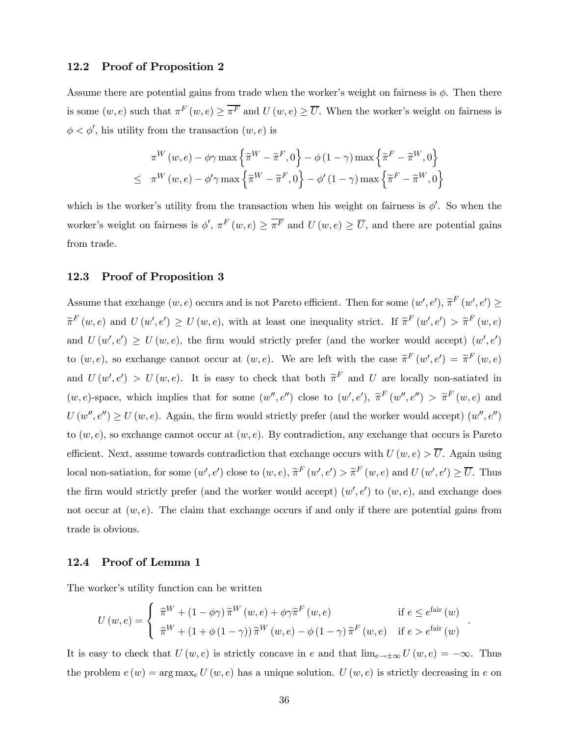### 12.2 Proof of Proposition 2

Assume there are potential gains from trade when the worker's weight on fairness is $\phi$. Then there is some $(w, e)$ such that $\pi^F(w, e) \geq \overline{\pi^F}$ and $U(w, e) \geq \overline{U}$. When the worker's weight on fairness is $\phi < \phi'$, his utility from the transaction $(w, e)$ is

$$
\begin{aligned}
& \pi^W(w, e) - \phi\gamma \max\left\{\widetilde{\pi}^W - \widetilde{\pi}^F, 0\right\} - \phi(1-\gamma)\max\left\{\widetilde{\pi}^F - \widetilde{\pi}^W, 0\right\} \\
\leq \;& \pi^W(w, e) - \phi'\gamma \max\left\{\widetilde{\pi}^W - \widetilde{\pi}^F, 0\right\} - \phi'(1-\gamma)\max\left\{\widetilde{\pi}^F - \widetilde{\pi}^W, 0\right\}
\end{aligned}
$$

which is the worker's utility from the transaction when his weight on fairness is $\phi'$. So when the worker's weight on fairness is $\phi'$, $\pi^F(w, e) \geq \overline{\pi^F}$ and $U(w, e) \geq \overline{U}$, and there are potential gains from trade.

### 12.3 Proof of Proposition 3

Assume that exchange $(w, e)$ occurs and is not Pareto efficient. Then for some $(w', e')$, $\widetilde{\pi}^F(w', e') \geq \widetilde{\pi}^F(w, e)$ and $U(w', e') \geq U(w, e)$, with at least one inequality strict. If $\widetilde{\pi}^F(w', e') > \widetilde{\pi}^F(w, e)$ and $U(w', e') \geq U(w, e)$, the firm would strictly prefer (and the worker would accept) $(w', e')$ to $(w, e)$, so exchange cannot occur at $(w, e)$. We are left with the case $\widetilde{\pi}^F(w', e') = \widetilde{\pi}^F(w, e)$ and $U(w', e') > U(w, e)$. It is easy to check that both $\widetilde{\pi}^F$ and $U$ are locally non-satiated in $(w, e)$-space, which implies that for some $(w'', e'')$ close to $(w', e')$, $\widetilde{\pi}^F(w'', e'') > \widetilde{\pi}^F(w, e)$ and $U(w'', e'') \geq U(w, e)$. Again, the firm would strictly prefer (and the worker would accept) $(w'', e'')$ to $(w, e)$, so exchange cannot occur at $(w, e)$. By contradiction, any exchange that occurs is Pareto efficient. Next, assume towards contradiction that exchange occurs with $U(w, e) > \overline{U}$. Again using local non-satiation, for some $(w', e')$ close to $(w, e)$, $\widetilde{\pi}^F(w', e') > \widetilde{\pi}^F(w, e)$ and $U(w', e') \geq \overline{U}$. Thus the firm would strictly prefer (and the worker would accept) $(w', e')$ to $(w, e)$, and exchange does not occur at $(w, e)$. The claim that exchange occurs if and only if there are potential gains from trade is obvious.

### 12.4 Proof of Lemma 1

The worker's utility function can be written

$$
U(w, e) = \begin{cases} \widehat{\pi}^W + (1 - \phi\gamma)\,\widetilde{\pi}^W(w, e) + \phi\gamma\widetilde{\pi}^F(w, e) & \text{if } e \leq e^{\text{fair}}(w) \\ \widehat{\pi}^W + (1 + \phi(1-\gamma))\,\widetilde{\pi}^W(w, e) - \phi(1-\gamma)\,\widetilde{\pi}^F(w, e) & \text{if } e > e^{\text{fair}}(w) \end{cases}.
$$

It is easy to check that $U(w, e)$ is strictly concave in $e$ and that $\lim_{e \to \pm\infty} U(w, e) = -\infty$. Thus the problem $e(w) = \arg\max_e U(w, e)$ has a unique solution. $U(w, e)$ is strictly decreasing in $e$ on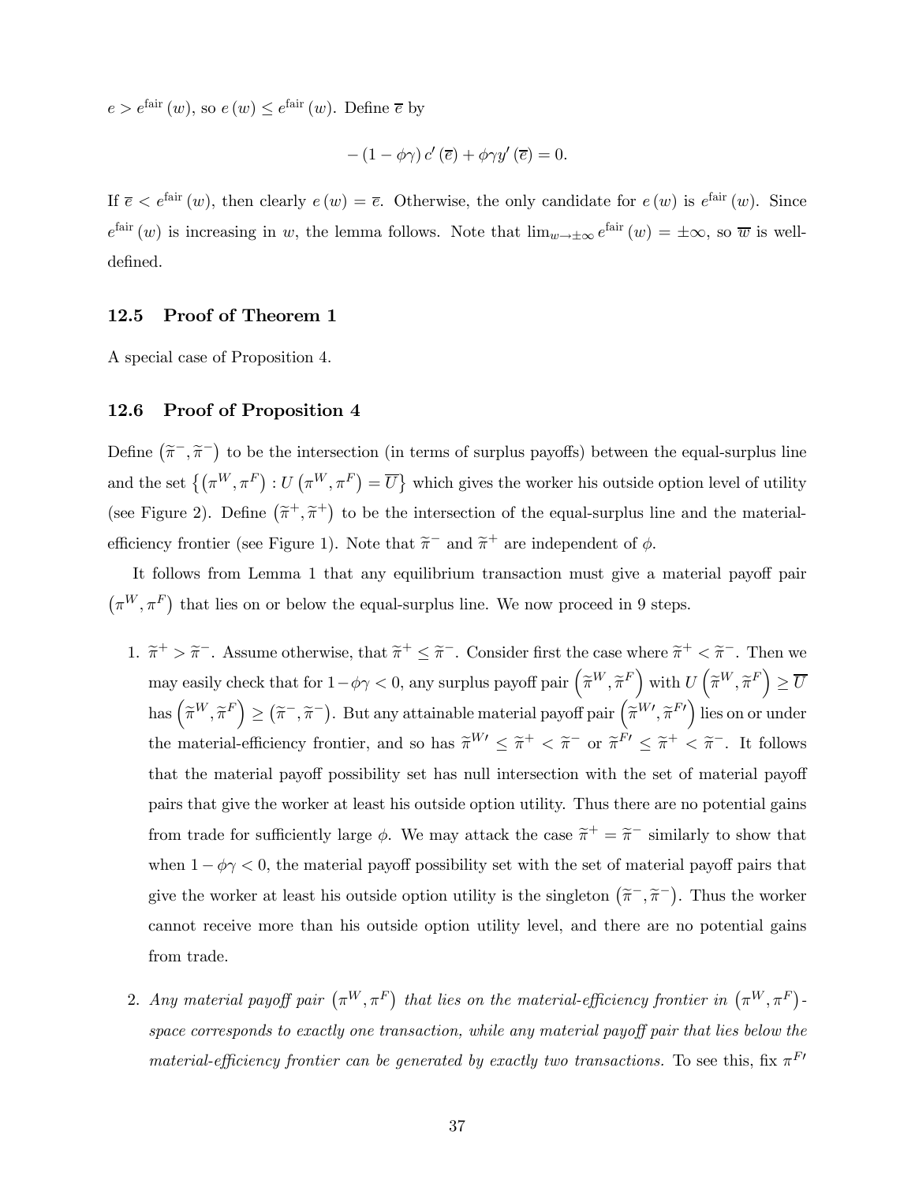$e > e^{\text{fair}}(w)$, so $e(w) \leq e^{\text{fair}}(w)$. Define $\overline{e}$ by

$$-(1-\phi\gamma)\, c'(\overline{e}) + \phi\gamma y'(\overline{e}) = 0.$$

If $\overline{e} < e^{\text{fair}}(w)$, then clearly $e(w) = \overline{e}$. Otherwise, the only candidate for $e(w)$ is $e^{\text{fair}}(w)$. Since $e^{\text{fair}}(w)$ is increasing in $w$, the lemma follows. Note that $\lim_{w\to\pm\infty} e^{\text{fair}}(w) = \pm\infty$, so $\overline{w}$ is well-defined.

### 12.5 Proof of Theorem 1

A special case of Proposition 4.

### 12.6 Proof of Proposition 4

Define $(\widetilde{\pi}^-, \widetilde{\pi}^-)$ to be the intersection (in terms of surplus payoffs) between the equal-surplus line and the set $\{(\pi^W, \pi^F) : U(\pi^W, \pi^F) = \overline{U}\}$ which gives the worker his outside option level of utility (see Figure 2). Define $(\widetilde{\pi}^+, \widetilde{\pi}^+)$ to be the intersection of the equal-surplus line and the material-efficiency frontier (see Figure 1). Note that $\widetilde{\pi}^-$ and $\widetilde{\pi}^+$ are independent of $\phi$.

It follows from Lemma 1 that any equilibrium transaction must give a material payoff pair $(\pi^W, \pi^F)$ that lies on or below the equal-surplus line. We now proceed in 9 steps.

1. $\widetilde{\pi}^+ > \widetilde{\pi}^-$. Assume otherwise, that $\widetilde{\pi}^+ \leq \widetilde{\pi}^-$. Consider first the case where $\widetilde{\pi}^+ < \widetilde{\pi}^-$. Then we may easily check that for $1-\phi\gamma < 0$, any surplus payoff pair $\left(\widetilde{\pi}^W, \widetilde{\pi}^F\right)$ with $U\left(\widetilde{\pi}^W, \widetilde{\pi}^F\right) \geq \overline{U}$ has $\left(\widetilde{\pi}^W, \widetilde{\pi}^F\right) \geq (\widetilde{\pi}^-, \widetilde{\pi}^-)$. But any attainable material payoff pair $\left(\widetilde{\pi}^{W\prime}, \widetilde{\pi}^{F\prime}\right)$ lies on or under the material-efficiency frontier, and so has $\widetilde{\pi}^{W\prime} \leq \widetilde{\pi}^+ < \widetilde{\pi}^-$ or $\widetilde{\pi}^{F\prime} \leq \widetilde{\pi}^+ < \widetilde{\pi}^-$. It follows that the material payoff possibility set has null intersection with the set of material payoff pairs that give the worker at least his outside option utility. Thus there are no potential gains from trade for sufficiently large $\phi$. We may attack the case $\widetilde{\pi}^+ = \widetilde{\pi}^-$ similarly to show that when $1-\phi\gamma < 0$, the material payoff possibility set with the set of material payoff pairs that give the worker at least his outside option utility is the singleton $(\widetilde{\pi}^-, \widetilde{\pi}^-)$. Thus the worker cannot receive more than his outside option utility level, and there are no potential gains from trade.

2. *Any material payoff pair $(\pi^W, \pi^F)$ that lies on the material-efficiency frontier in $(\pi^W, \pi^F)$-space corresponds to exactly one transaction, while any material payoff pair that lies below the material-efficiency frontier can be generated by exactly two transactions.* To see this, fix $\pi^{F\prime}$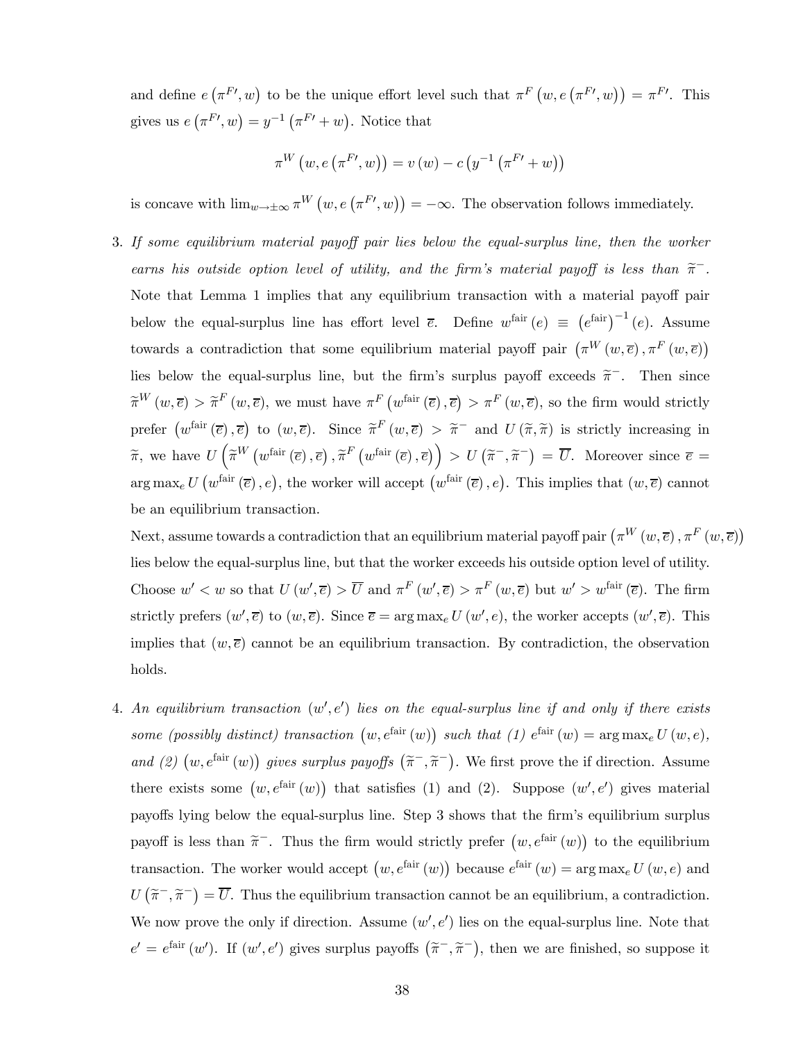and define $e\left(\pi^{F\prime}, w\right)$ to be the unique effort level such that $\pi^F\left(w, e\left(\pi^{F\prime}, w\right)\right) = \pi^{F\prime}$. This gives us $e\left(\pi^{F\prime}, w\right) = y^{-1}\left(\pi^{F\prime} + w\right)$. Notice that

$$\pi^W\left(w, e\left(\pi^{F\prime}, w\right)\right) = v\left(w\right) - c\left(y^{-1}\left(\pi^{F\prime} + w\right)\right)$$

is concave with $\lim_{w\to\pm\infty} \pi^W\left(w, e\left(\pi^{F\prime}, w\right)\right) = -\infty$. The observation follows immediately.

3. *If some equilibrium material payoff pair lies below the equal-surplus line, then the worker earns his outside option level of utility, and the firm's material payoff is less than $\widetilde{\pi}^-$.* Note that Lemma 1 implies that any equilibrium transaction with a material payoff pair below the equal-surplus line has effort level $\overline{e}$. Define $w^{\text{fair}}\left(e\right) \equiv \left(e^{\text{fair}}\right)^{-1}\left(e\right)$. Assume towards a contradiction that some equilibrium material payoff pair $\left(\pi^W\left(w, \overline{e}\right), \pi^F\left(w, \overline{e}\right)\right)$ lies below the equal-surplus line, but the firm's surplus payoff exceeds $\widetilde{\pi}^-$. Then since $\widetilde{\pi}^W\left(w, \overline{e}\right) > \widetilde{\pi}^F\left(w, \overline{e}\right)$, we must have $\pi^F\left(w^{\text{fair}}\left(\overline{e}\right), \overline{e}\right) > \pi^F\left(w, \overline{e}\right)$, so the firm would strictly prefer $\left(w^{\text{fair}}\left(\overline{e}\right), \overline{e}\right)$ to $\left(w, \overline{e}\right)$. Since $\widetilde{\pi}^F\left(w, \overline{e}\right) > \widetilde{\pi}^-$ and $U\left(\widetilde{\pi}, \widetilde{\pi}\right)$ is strictly increasing in $\widetilde{\pi}$, we have $U\left(\widetilde{\pi}^W\left(w^{\text{fair}}\left(\overline{e}\right), \overline{e}\right), \widetilde{\pi}^F\left(w^{\text{fair}}\left(\overline{e}\right), \overline{e}\right)\right) > U\left(\widetilde{\pi}^-, \widetilde{\pi}^-\right) = \overline{U}$. Moreover since $\overline{e} = \arg\max_e U\left(w^{\text{fair}}\left(\overline{e}\right), e\right)$, the worker will accept $\left(w^{\text{fair}}\left(\overline{e}\right), e\right)$. This implies that $\left(w, \overline{e}\right)$ cannot be an equilibrium transaction.

   Next, assume towards a contradiction that an equilibrium material payoff pair $\left(\pi^W\left(w, \overline{e}\right), \pi^F\left(w, \overline{e}\right)\right)$ lies below the equal-surplus line, but that the worker exceeds his outside option level of utility. Choose $w' < w$ so that $U\left(w', \overline{e}\right) > \overline{U}$ and $\pi^F\left(w', \overline{e}\right) > \pi^F\left(w, \overline{e}\right)$ but $w' > w^{\text{fair}}\left(\overline{e}\right)$. The firm strictly prefers $\left(w', \overline{e}\right)$ to $\left(w, \overline{e}\right)$. Since $\overline{e} = \arg\max_e U\left(w', e\right)$, the worker accepts $\left(w', \overline{e}\right)$. This implies that $\left(w, \overline{e}\right)$ cannot be an equilibrium transaction. By contradiction, the observation holds.

4. *An equilibrium transaction $\left(w', e'\right)$ lies on the equal-surplus line if and only if there exists some (possibly distinct) transaction $\left(w, e^{\text{fair}}\left(w\right)\right)$ such that (1) $e^{\text{fair}}\left(w\right) = \arg\max_e U\left(w, e\right)$, and (2) $\left(w, e^{\text{fair}}\left(w\right)\right)$ gives surplus payoffs $\left(\widetilde{\pi}^-, \widetilde{\pi}^-\right)$.* We first prove the if direction. Assume there exists some $\left(w, e^{\text{fair}}\left(w\right)\right)$ that satisfies (1) and (2). Suppose $\left(w', e'\right)$ gives material payoffs lying below the equal-surplus line. Step 3 shows that the firm's equilibrium surplus payoff is less than $\widetilde{\pi}^-$. Thus the firm would strictly prefer $\left(w, e^{\text{fair}}\left(w\right)\right)$ to the equilibrium transaction. The worker would accept $\left(w, e^{\text{fair}}\left(w\right)\right)$ because $e^{\text{fair}}\left(w\right) = \arg\max_e U\left(w, e\right)$ and $U\left(\widetilde{\pi}^-, \widetilde{\pi}^-\right) = \overline{U}$. Thus the equilibrium transaction cannot be an equilibrium, a contradiction. We now prove the only if direction. Assume $\left(w', e'\right)$ lies on the equal-surplus line. Note that $e' = e^{\text{fair}}\left(w'\right)$. If $\left(w', e'\right)$ gives surplus payoffs $\left(\widetilde{\pi}^-, \widetilde{\pi}^-\right)$, then we are finished, so suppose it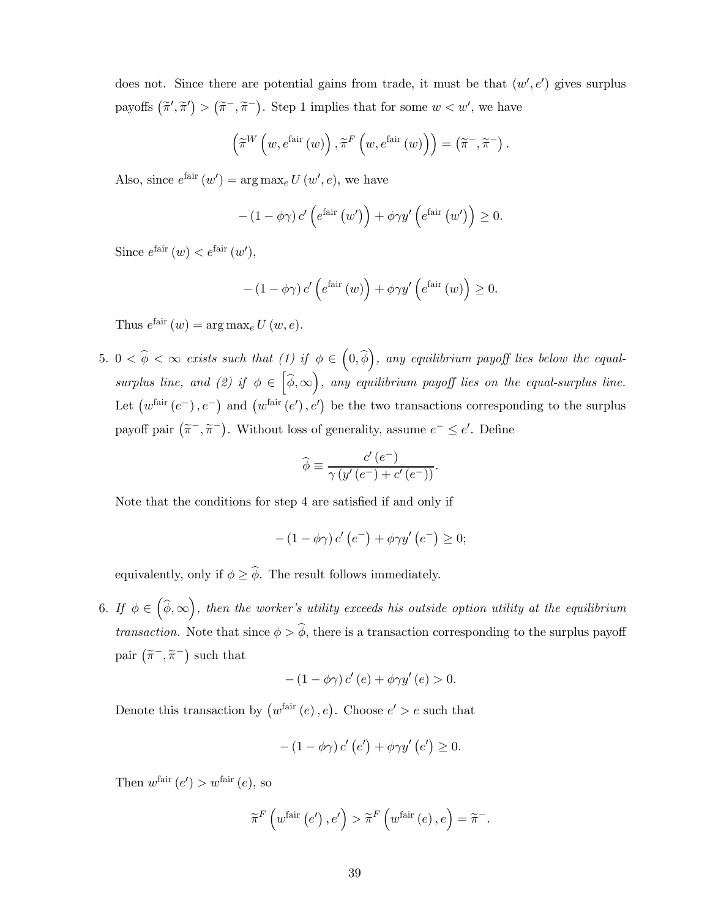does not. Since there are potential gains from trade, it must be that $(w', e')$ gives surplus payoffs $(\widetilde{\pi}', \widetilde{\pi}') > (\widetilde{\pi}^-, \widetilde{\pi}^-)$. Step 1 implies that for some $w < w'$, we have

$$\left(\widetilde{\pi}^W\left(w, e^{\text{fair}}(w)\right), \widetilde{\pi}^F\left(w, e^{\text{fair}}(w)\right)\right) = \left(\widetilde{\pi}^-, \widetilde{\pi}^-\right).$$

Also, since $e^{\text{fair}}(w') = \arg\max_e U(w', e)$, we have

$$-(1-\phi\gamma) c'\left(e^{\text{fair}}(w')\right) + \phi\gamma y'\left(e^{\text{fair}}(w')\right) \geq 0.$$

Since $e^{\text{fair}}(w) < e^{\text{fair}}(w')$,

$$-(1-\phi\gamma) c'\left(e^{\text{fair}}(w)\right) + \phi\gamma y'\left(e^{\text{fair}}(w)\right) \geq 0.$$

Thus $e^{\text{fair}}(w) = \arg\max_e U(w, e)$.

5. $0 < \widehat{\phi} < \infty$ *exists such that (1) if* $\phi \in \left(0, \widehat{\phi}\right)$*, any equilibrium payoff lies below the equal-surplus line, and (2) if* $\phi \in \left[\widehat{\phi}, \infty\right)$*, any equilibrium payoff lies on the equal-surplus line.* Let $\left(w^{\text{fair}}(e^-), e^-\right)$ and $\left(w^{\text{fair}}(e'), e'\right)$ be the two transactions corresponding to the surplus payoff pair $\left(\widetilde{\pi}^-, \widetilde{\pi}^-\right)$. Without loss of generality, assume $e^- \leq e'$. Define

$$\widehat{\phi} \equiv \frac{c'(e^-)}{\gamma\left(y'(e^-) + c'(e^-)\right)}.$$

Note that the conditions for step 4 are satisfied if and only if

$$-(1-\phi\gamma) c'\left(e^-\right) + \phi\gamma y'\left(e^-\right) \geq 0;$$

equivalently, only if $\phi \geq \widehat{\phi}$. The result follows immediately.

6. *If* $\phi \in \left(\widehat{\phi}, \infty\right)$*, then the worker's utility exceeds his outside option utility at the equilibrium transaction.* Note that since $\phi > \widehat{\phi}$, there is a transaction corresponding to the surplus payoff pair $\left(\widetilde{\pi}^-, \widetilde{\pi}^-\right)$ such that

$$-(1-\phi\gamma) c'(e) + \phi\gamma y'(e) > 0.$$

Denote this transaction by $\left(w^{\text{fair}}(e), e\right)$. Choose $e' > e$ such that

$$-(1-\phi\gamma) c'\left(e'\right) + \phi\gamma y'\left(e'\right) \geq 0.$$

Then $w^{\text{fair}}(e') > w^{\text{fair}}(e)$, so

$$\widetilde{\pi}^F\left(w^{\text{fair}}(e'), e'\right) > \widetilde{\pi}^F\left(w^{\text{fair}}(e), e\right) = \widetilde{\pi}^-.$$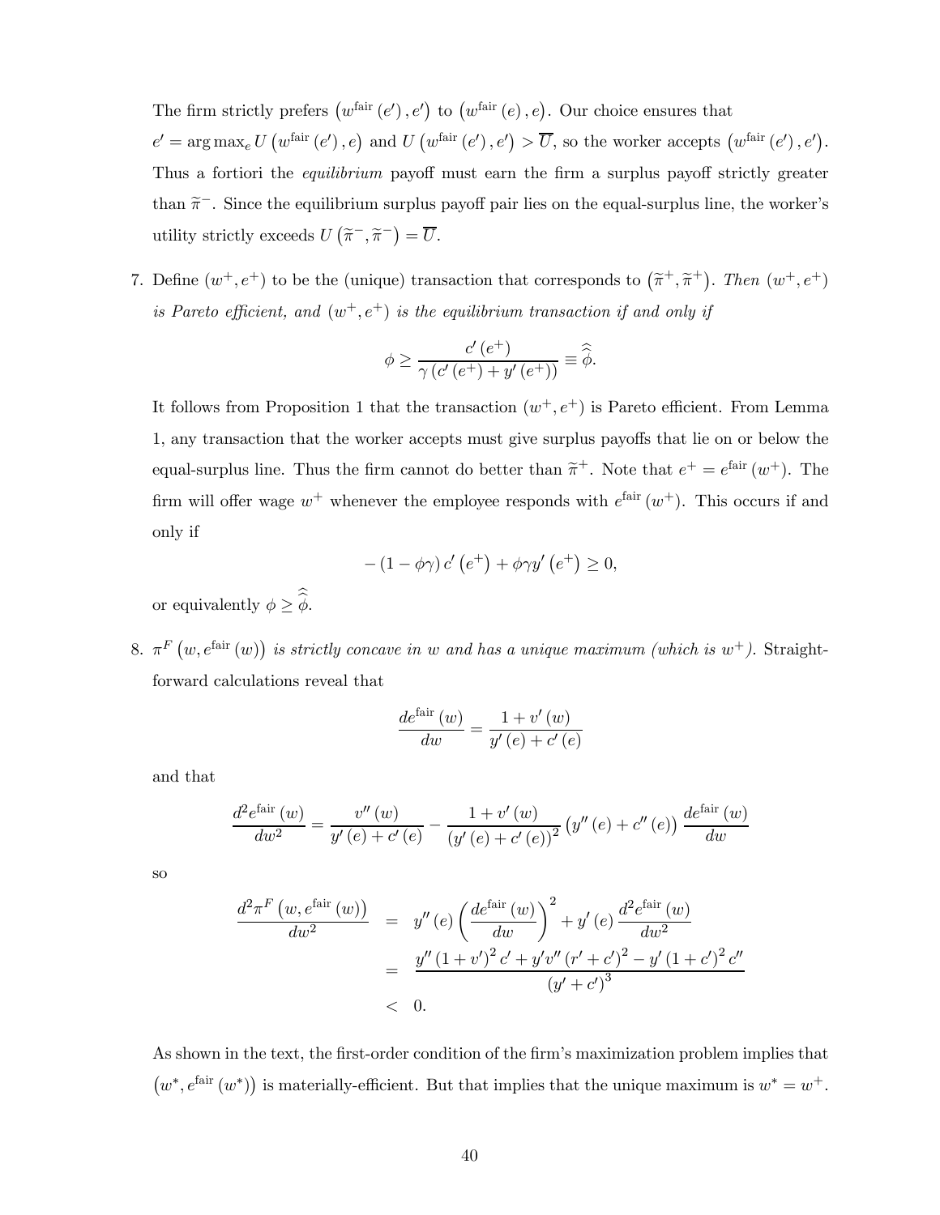The firm strictly prefers $\left(w^{\text{fair}}\left(e'\right), e'\right)$ to $\left(w^{\text{fair}}\left(e\right), e\right)$. Our choice ensures that $e' = \arg\max_{e} U\left(w^{\text{fair}}\left(e'\right), e\right)$ and $U\left(w^{\text{fair}}\left(e'\right), e'\right) > \overline{U}$, so the worker accepts $\left(w^{\text{fair}}\left(e'\right), e'\right)$. Thus a fortiori the *equilibrium* payoff must earn the firm a surplus payoff strictly greater than $\widetilde{\pi}^{-}$. Since the equilibrium surplus payoff pair lies on the equal-surplus line, the worker's utility strictly exceeds $U\left(\widetilde{\pi}^{-}, \widetilde{\pi}^{-}\right) = \overline{U}$.

7. Define $\left(w^{+}, e^{+}\right)$ to be the (unique) transaction that corresponds to $\left(\widetilde{\pi}^{+}, \widetilde{\pi}^{+}\right)$. *Then* $\left(w^{+}, e^{+}\right)$ *is Pareto efficient, and* $\left(w^{+}, e^{+}\right)$ *is the equilibrium transaction if and only if*

$$\phi \geq \frac{c'\left(e^{+}\right)}{\gamma\left(c'\left(e^{+}\right) + y'\left(e^{+}\right)\right)} \equiv \widehat{\widehat{\phi}}.$$

It follows from Proposition 1 that the transaction $\left(w^{+}, e^{+}\right)$ is Pareto efficient. From Lemma 1, any transaction that the worker accepts must give surplus payoffs that lie on or below the equal-surplus line. Thus the firm cannot do better than $\widetilde{\pi}^{+}$. Note that $e^{+} = e^{\text{fair}}\left(w^{+}\right)$. The firm will offer wage $w^{+}$ whenever the employee responds with $e^{\text{fair}}\left(w^{+}\right)$. This occurs if and only if

$$-\left(1 - \phi\gamma\right) c'\left(e^{+}\right) + \phi\gamma y'\left(e^{+}\right) \geq 0,$$

or equivalently $\phi \geq \widehat{\widehat{\phi}}$.

8. $\pi^{F}\left(w, e^{\text{fair}}\left(w\right)\right)$ *is strictly concave in* $w$ *and has a unique maximum (which is* $w^{+}$*).* Straightforward calculations reveal that

$$\frac{de^{\text{fair}}\left(w\right)}{dw} = \frac{1 + v'\left(w\right)}{y'\left(e\right) + c'\left(e\right)}$$

and that

$$\frac{d^{2}e^{\text{fair}}\left(w\right)}{dw^{2}} = \frac{v''\left(w\right)}{y'\left(e\right) + c'\left(e\right)} - \frac{1 + v'\left(w\right)}{\left(y'\left(e\right) + c'\left(e\right)\right)^{2}}\left(y''\left(e\right) + c''\left(e\right)\right)\frac{de^{\text{fair}}\left(w\right)}{dw}$$

so

$$\begin{aligned}
\frac{d^{2}\pi^{F}\left(w, e^{\text{fair}}\left(w\right)\right)}{dw^{2}} &= y''\left(e\right)\left(\frac{de^{\text{fair}}\left(w\right)}{dw}\right)^{2} + y'\left(e\right)\frac{d^{2}e^{\text{fair}}\left(w\right)}{dw^{2}} \\
&= \frac{y''\left(1 + v'\right)^{2} c' + y'v''\left(r' + c'\right)^{2} - y'\left(1 + c'\right)^{2} c''}{\left(y' + c'\right)^{3}} \\
&< 0.
\end{aligned}$$

As shown in the text, the first-order condition of the firm's maximization problem implies that $\left(w^{*}, e^{\text{fair}}\left(w^{*}\right)\right)$ is materially-efficient. But that implies that the unique maximum is $w^{*} = w^{+}$.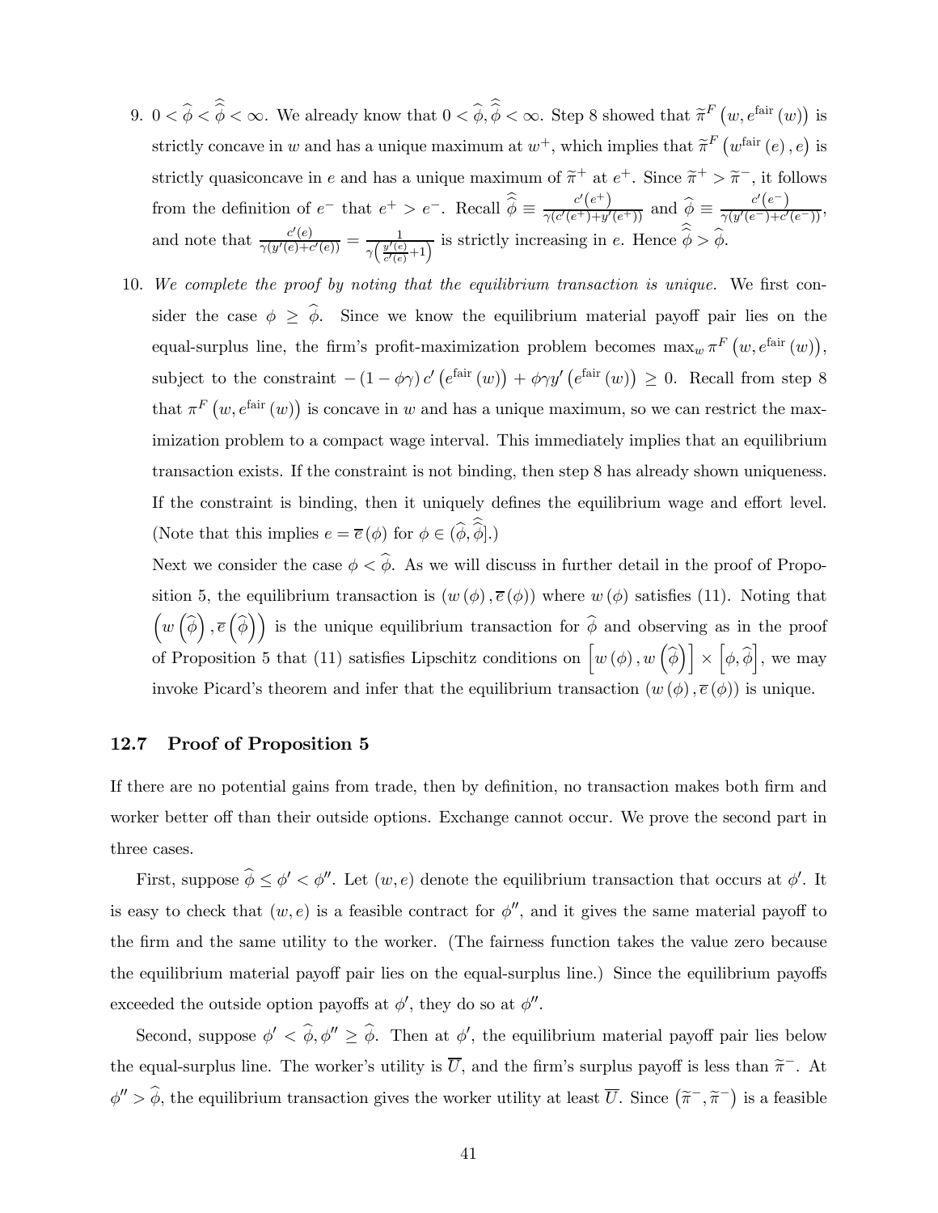9. $0 < \widehat{\phi} < \widehat{\widehat{\phi}} < \infty$. We already know that $0 < \widehat{\phi}, \widehat{\widehat{\phi}} < \infty$. Step 8 showed that $\widetilde{\pi}^F\left(w, e^{\text{fair}}(w)\right)$ is strictly concave in $w$ and has a unique maximum at $w^+$, which implies that $\widetilde{\pi}^F\left(w^{\text{fair}}(e), e\right)$ is strictly quasiconcave in $e$ and has a unique maximum of $\widetilde{\pi}^+$ at $e^+$. Since $\widetilde{\pi}^+ > \widetilde{\pi}^-$, it follows from the definition of $e^-$ that $e^+ > e^-$. Recall $\widehat{\widehat{\phi}} \equiv \frac{c'(e^+)}{\gamma(c'(e^+)+y'(e^+))}$ and $\widehat{\phi} \equiv \frac{c'(e^-)}{\gamma(y'(e^-)+c'(e^-))}$, and note that $\frac{c'(e)}{\gamma(y'(e)+c'(e))} = \frac{1}{\gamma\left(\frac{y'(e)}{c'(e)}+1\right)}$ is strictly increasing in $e$. Hence $\widehat{\widehat{\phi}} > \widehat{\phi}$.

10. *We complete the proof by noting that the equilibrium transaction is unique.* We first consider the case $\phi \geq \widehat{\phi}$. Since we know the equilibrium material payoff pair lies on the equal-surplus line, the firm's profit-maximization problem becomes $\max_w \pi^F\left(w, e^{\text{fair}}(w)\right)$, subject to the constraint $-(1-\phi\gamma)\,c'\left(e^{\text{fair}}(w)\right) + \phi\gamma y'\left(e^{\text{fair}}(w)\right) \geq 0$. Recall from step 8 that $\pi^F\left(w, e^{\text{fair}}(w)\right)$ is concave in $w$ and has a unique maximum, so we can restrict the maximization problem to a compact wage interval. This immediately implies that an equilibrium transaction exists. If the constraint is not binding, then step 8 has already shown uniqueness. If the constraint is binding, then it uniquely defines the equilibrium wage and effort level. (Note that this implies $e = \overline{e}(\phi)$ for $\phi \in (\widehat{\phi}, \widehat{\widehat{\phi}}]$.)

    Next we consider the case $\phi < \widehat{\phi}$. As we will discuss in further detail in the proof of Proposition 5, the equilibrium transaction is $(w(\phi), \overline{e}(\phi))$ where $w(\phi)$ satisfies (11). Noting that $\left(w\left(\widehat{\phi}\right), \overline{e}\left(\widehat{\phi}\right)\right)$ is the unique equilibrium transaction for $\widehat{\phi}$ and observing as in the proof of Proposition 5 that (11) satisfies Lipschitz conditions on $\left[w(\phi), w\left(\widehat{\phi}\right)\right] \times \left[\phi, \widehat{\phi}\right]$, we may invoke Picard's theorem and infer that the equilibrium transaction $(w(\phi), \overline{e}(\phi))$ is unique.

### 12.7 Proof of Proposition 5

If there are no potential gains from trade, then by definition, no transaction makes both firm and worker better off than their outside options. Exchange cannot occur. We prove the second part in three cases.

First, suppose $\widehat{\phi} \leq \phi' < \phi''$. Let $(w, e)$ denote the equilibrium transaction that occurs at $\phi'$. It is easy to check that $(w, e)$ is a feasible contract for $\phi''$, and it gives the same material payoff to the firm and the same utility to the worker. (The fairness function takes the value zero because the equilibrium material payoff pair lies on the equal-surplus line.) Since the equilibrium payoffs exceeded the outside option payoffs at $\phi'$, they do so at $\phi''$.

Second, suppose $\phi' < \widehat{\phi}, \phi'' \geq \widehat{\phi}$. Then at $\phi'$, the equilibrium material payoff pair lies below the equal-surplus line. The worker's utility is $\overline{U}$, and the firm's surplus payoff is less than $\widetilde{\pi}^-$. At $\phi'' > \widehat{\phi}$, the equilibrium transaction gives the worker utility at least $\overline{U}$. Since $\left(\widetilde{\pi}^-, \widetilde{\pi}^-\right)$ is a feasible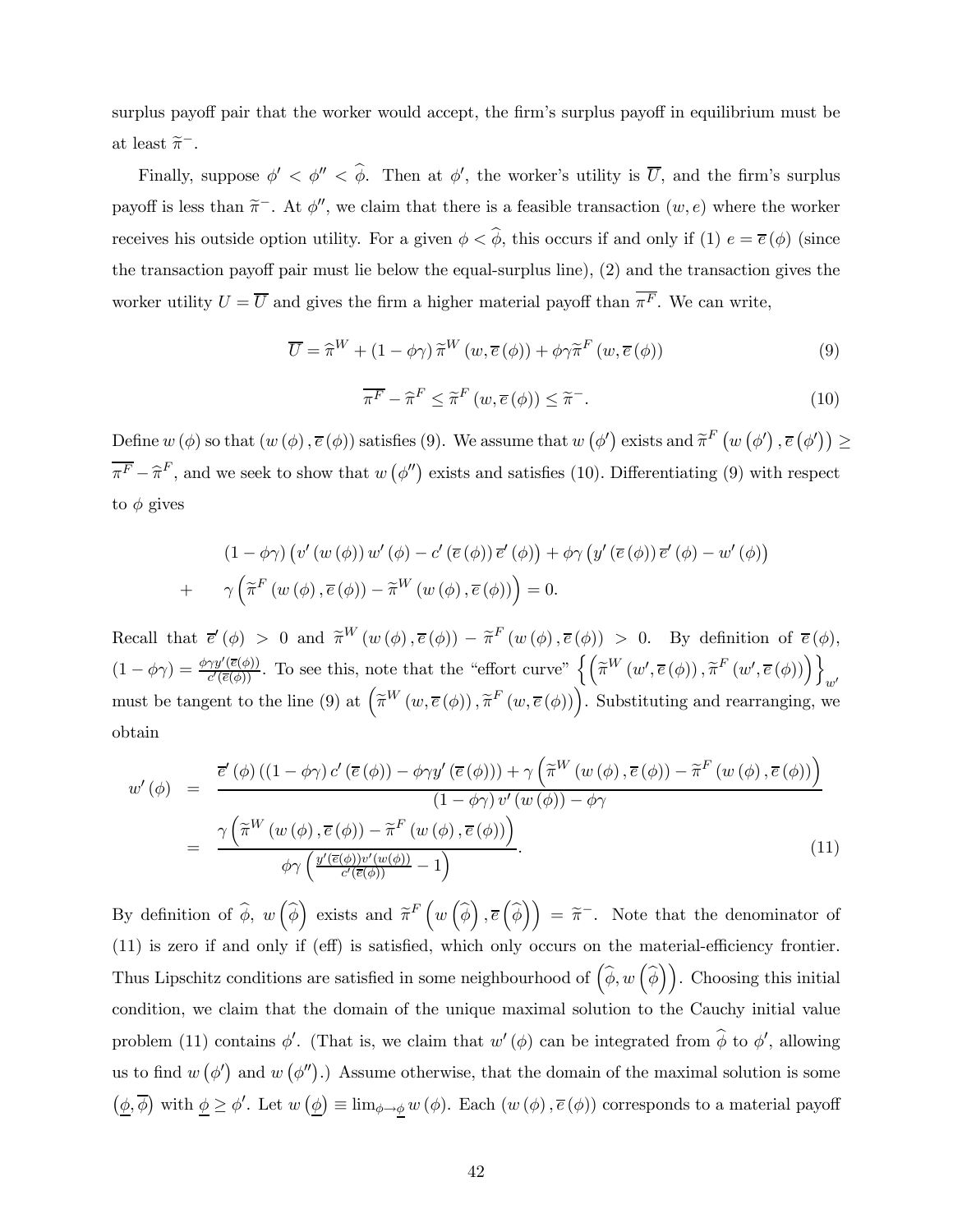surplus payoff pair that the worker would accept, the firm's surplus payoff in equilibrium must be at least $\widetilde{\pi}^{-}$.

Finally, suppose $\phi' < \phi'' < \widehat{\phi}$. Then at $\phi'$, the worker's utility is $\overline{U}$, and the firm's surplus payoff is less than $\widetilde{\pi}^{-}$. At $\phi''$, we claim that there is a feasible transaction $(w, e)$ where the worker receives his outside option utility. For a given $\phi < \widehat{\phi}$, this occurs if and only if (1) $e = \overline{e}(\phi)$ (since the transaction payoff pair must lie below the equal-surplus line), (2) and the transaction gives the worker utility $U = \overline{U}$ and gives the firm a higher material payoff than $\overline{\pi^F}$. We can write,

$$\overline{U} = \widehat{\pi}^W + (1 - \phi\gamma)\,\widetilde{\pi}^W(w, \overline{e}(\phi)) + \phi\gamma\widetilde{\pi}^F(w, \overline{e}(\phi)) \tag{9}$$

$$\overline{\pi^F} - \widehat{\pi}^F \leq \widetilde{\pi}^F(w, \overline{e}(\phi)) \leq \widetilde{\pi}^{-}. \tag{10}$$

Define $w(\phi)$ so that $(w(\phi), \overline{e}(\phi))$ satisfies (9). We assume that $w(\phi')$ exists and $\widetilde{\pi}^F(w(\phi'), \overline{e}(\phi')) \geq \overline{\pi^F} - \widehat{\pi}^F$, and we seek to show that $w(\phi'')$ exists and satisfies (10). Differentiating (9) with respect to $\phi$ gives

$$
\begin{aligned}
& (1 - \phi\gamma)\left(v'(w(\phi))\,w'(\phi) - c'(\overline{e}(\phi))\,\overline{e}'(\phi)\right) + \phi\gamma\left(y'(\overline{e}(\phi))\,\overline{e}'(\phi) - w'(\phi)\right) \\
+ \quad & \gamma\left(\widetilde{\pi}^F(w(\phi), \overline{e}(\phi)) - \widetilde{\pi}^W(w(\phi), \overline{e}(\phi))\right) = 0.
\end{aligned}
$$

Recall that $\overline{e}'(\phi) > 0$ and $\widetilde{\pi}^W(w(\phi), \overline{e}(\phi)) - \widetilde{\pi}^F(w(\phi), \overline{e}(\phi)) > 0$. By definition of $\overline{e}(\phi)$, $(1 - \phi\gamma) = \frac{\phi\gamma y'(\overline{e}(\phi))}{c'(\overline{e}(\phi))}$. To see this, note that the "effort curve" $\left\{\left(\widetilde{\pi}^W(w', \overline{e}(\phi)), \widetilde{\pi}^F(w', \overline{e}(\phi))\right)\right\}_{w'}$ must be tangent to the line (9) at $\left(\widetilde{\pi}^W(w, \overline{e}(\phi)), \widetilde{\pi}^F(w, \overline{e}(\phi))\right)$. Substituting and rearranging, we obtain

$$
\begin{aligned}
w'(\phi) &= \frac{\overline{e}'(\phi)\left((1 - \phi\gamma)\,c'(\overline{e}(\phi)) - \phi\gamma y'(\overline{e}(\phi))\right) + \gamma\left(\widetilde{\pi}^W(w(\phi), \overline{e}(\phi)) - \widetilde{\pi}^F(w(\phi), \overline{e}(\phi))\right)}{(1 - \phi\gamma)\,v'(w(\phi)) - \phi\gamma} \\
&= \frac{\gamma\left(\widetilde{\pi}^W(w(\phi), \overline{e}(\phi)) - \widetilde{\pi}^F(w(\phi), \overline{e}(\phi))\right)}{\phi\gamma\left(\frac{y'(\overline{e}(\phi))\,v'(w(\phi))}{c'(\overline{e}(\phi))} - 1\right)}.
\end{aligned} \tag{11}
$$

By definition of $\widehat{\phi}$, $w(\widehat{\phi})$ exists and $\widetilde{\pi}^F\left(w(\widehat{\phi}), \overline{e}(\widehat{\phi})\right) = \widetilde{\pi}^{-}$. Note that the denominator of (11) is zero if and only if (eff) is satisfied, which only occurs on the material-efficiency frontier. Thus Lipschitz conditions are satisfied in some neighbourhood of $\left(\widehat{\phi}, w(\widehat{\phi})\right)$. Choosing this initial condition, we claim that the domain of the unique maximal solution to the Cauchy initial value problem (11) contains $\phi'$. (That is, we claim that $w'(\phi)$ can be integrated from $\widehat{\phi}$ to $\phi'$, allowing us to find $w(\phi')$ and $w(\phi'')$.) Assume otherwise, that the domain of the maximal solution is some $(\underline{\phi}, \overline{\phi})$ with $\underline{\phi} \geq \phi'$. Let $w(\underline{\phi}) \equiv \lim_{\phi \to \underline{\phi}} w(\phi)$. Each $(w(\phi), \overline{e}(\phi))$ corresponds to a material payoff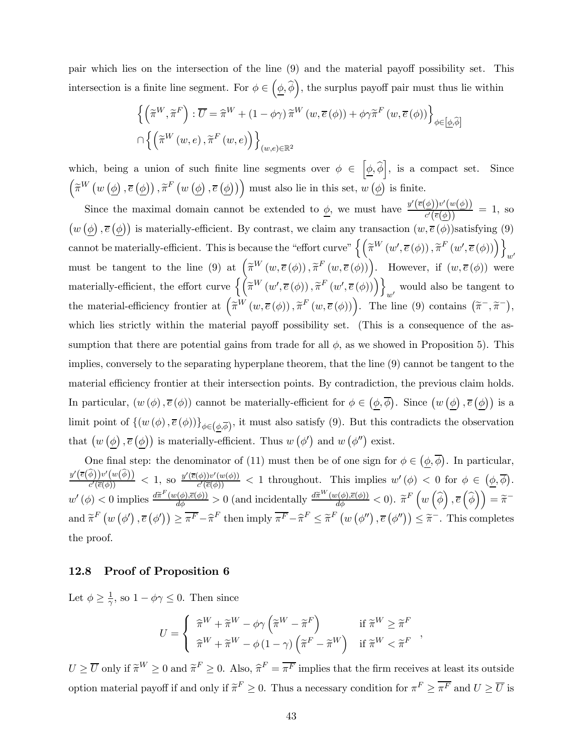pair which lies on the intersection of the line (9) and the material payoff possibility set. This intersection is a finite line segment. For $\phi \in \left(\underline{\phi}, \widehat{\phi}\right)$, the surplus payoff pair must thus lie within

$$\left\{ \left(\widetilde{\pi}^W, \widetilde{\pi}^F\right) : \overline{U} = \widehat{\pi}^W + (1-\phi\gamma)\,\widetilde{\pi}^W\left(w, \overline{e}(\phi)\right) + \phi\gamma\widetilde{\pi}^F\left(w, \overline{e}(\phi)\right) \right\}_{\phi \in \left[\underline{\phi}, \widehat{\phi}\right]}$$
$$\cap \left\{ \left(\widetilde{\pi}^W(w,e), \widetilde{\pi}^F(w,e)\right) \right\}_{(w,e)\in\mathbb{R}^2}$$

which, being a union of such finite line segments over $\phi \in \left[\underline{\phi}, \widehat{\phi}\right]$, is a compact set. Since $\left(\widetilde{\pi}^W\left(w\left(\underline{\phi}\right), \overline{e}\left(\underline{\phi}\right)\right), \widetilde{\pi}^F\left(w\left(\underline{\phi}\right), \overline{e}\left(\underline{\phi}\right)\right)\right)$ must also lie in this set, $w\left(\underline{\phi}\right)$ is finite.

Since the maximal domain cannot be extended to $\underline{\phi}$, we must have $\frac{y'\left(\overline{e}\left(\underline{\phi}\right)\right)v'\left(w\left(\underline{\phi}\right)\right)}{c'\left(\overline{e}\left(\underline{\phi}\right)\right)} = 1$, so $\left(w\left(\underline{\phi}\right), \overline{e}\left(\underline{\phi}\right)\right)$ is materially-efficient. By contrast, we claim any transaction $(w, \overline{e}(\phi))$satisfying (9) cannot be materially-efficient. This is because the "effort curve" $\left\{\left(\widetilde{\pi}^W\left(w', \overline{e}(\phi)\right), \widetilde{\pi}^F\left(w', \overline{e}(\phi)\right)\right)\right\}_{w'}$ must be tangent to the line (9) at $\left(\widetilde{\pi}^W\left(w, \overline{e}(\phi)\right), \widetilde{\pi}^F\left(w, \overline{e}(\phi)\right)\right)$. However, if $(w, \overline{e}(\phi))$ were materially-efficient, the effort curve $\left\{\left(\widetilde{\pi}^W\left(w', \overline{e}(\phi)\right), \widetilde{\pi}^F\left(w', \overline{e}(\phi)\right)\right)\right\}_{w'}$ would also be tangent to the material-efficiency frontier at $\left(\widetilde{\pi}^W\left(w, \overline{e}(\phi)\right), \widetilde{\pi}^F\left(w, \overline{e}(\phi)\right)\right)$. The line (9) contains $\left(\widetilde{\pi}^-, \widetilde{\pi}^-\right)$, which lies strictly within the material payoff possibility set. (This is a consequence of the assumption that there are potential gains from trade for all $\phi$, as we showed in Proposition 5). This implies, conversely to the separating hyperplane theorem, that the line (9) cannot be tangent to the material efficiency frontier at their intersection points. By contradiction, the previous claim holds. In particular, $(w(\phi), \overline{e}(\phi))$ cannot be materially-efficient for $\phi \in \left(\underline{\phi}, \overline{\phi}\right)$. Since $\left(w\left(\underline{\phi}\right), \overline{e}\left(\underline{\phi}\right)\right)$ is a limit point of $\{(w(\phi), \overline{e}(\phi))\}_{\phi \in \left(\underline{\phi}, \overline{\phi}\right)}$, it must also satisfy (9). But this contradicts the observation that $\left(w\left(\underline{\phi}\right), \overline{e}\left(\underline{\phi}\right)\right)$ is materially-efficient. Thus $w(\phi')$ and $w(\phi'')$ exist.

One final step: the denominator of (11) must then be of one sign for $\phi \in \left(\underline{\phi}, \overline{\phi}\right)$. In particular, $\frac{y'\left(\overline{e}\left(\widehat{\phi}\right)\right)v'\left(w\left(\widehat{\phi}\right)\right)}{c'\left(\overline{e}(\phi)\right)} < 1$, so $\frac{y'(\overline{e}(\phi))v'(w(\phi))}{c'(\overline{e}(\phi))} < 1$ throughout. This implies $w'(\phi) < 0$ for $\phi \in \left(\underline{\phi}, \overline{\phi}\right)$. $w'(\phi) < 0$ implies $\frac{d\widetilde{\pi}^F(w(\phi), \overline{e}(\phi))}{d\phi} > 0$ (and incidentally $\frac{d\widetilde{\pi}^W(w(\phi), \overline{e}(\phi))}{d\phi} < 0$). $\widetilde{\pi}^F\left(w\left(\widehat{\phi}\right), \overline{e}\left(\widehat{\phi}\right)\right) = \widetilde{\pi}^-$ and $\widetilde{\pi}^F\left(w(\phi'), \overline{e}(\phi')\right) \geq \overline{\pi^F} - \widehat{\pi}^F$ then imply $\overline{\pi^F} - \widehat{\pi}^F \leq \widetilde{\pi}^F\left(w(\phi''), \overline{e}(\phi'')\right) \leq \widetilde{\pi}^-$. This completes the proof.

### 12.8 Proof of Proposition 6

Let $\phi \geq \frac{1}{\gamma}$, so $1 - \phi\gamma \leq 0$. Then since

$$U = \begin{cases} \widehat{\pi}^W + \widetilde{\pi}^W - \phi\gamma\left(\widetilde{\pi}^W - \widetilde{\pi}^F\right) & \text{if } \widetilde{\pi}^W \geq \widetilde{\pi}^F \\ \widehat{\pi}^W + \widetilde{\pi}^W - \phi(1-\gamma)\left(\widetilde{\pi}^F - \widetilde{\pi}^W\right) & \text{if } \widetilde{\pi}^W < \widetilde{\pi}^F \end{cases},$$

$U \geq \overline{U}$ only if $\widetilde{\pi}^W \geq 0$ and $\widetilde{\pi}^F \geq 0$. Also, $\widehat{\pi}^F = \overline{\pi^F}$ implies that the firm receives at least its outside option material payoff if and only if $\widetilde{\pi}^F \geq 0$. Thus a necessary condition for $\pi^F \geq \overline{\pi^F}$ and $U \geq \overline{U}$ is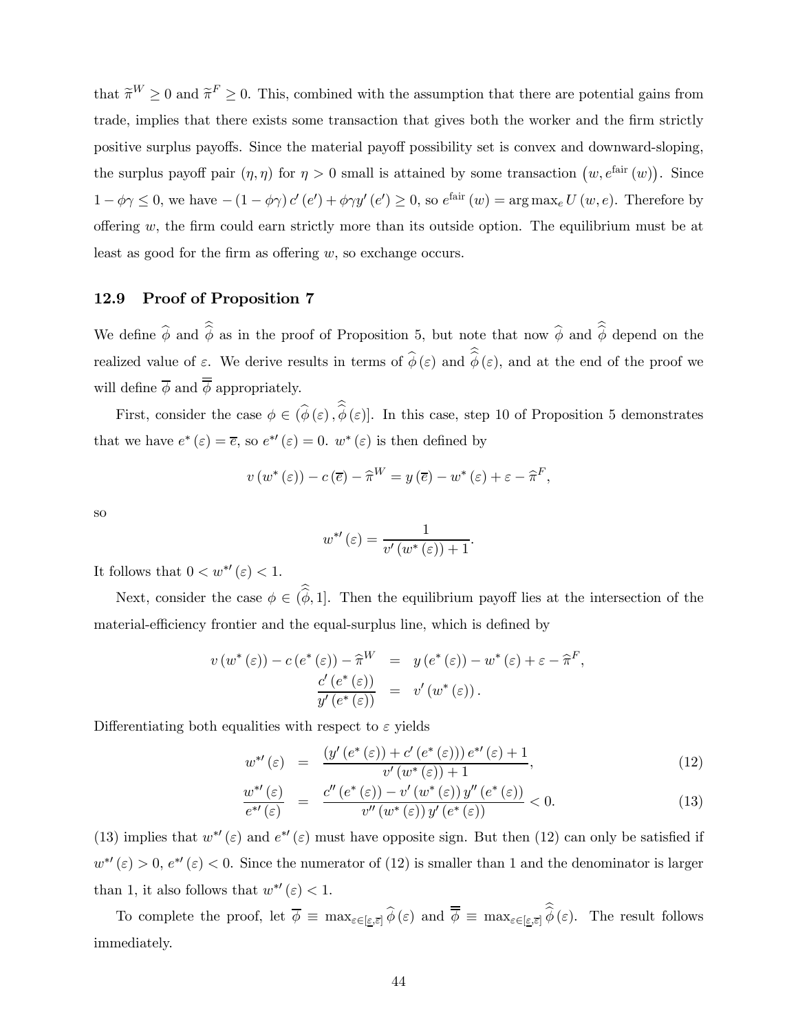that $\widetilde{\pi}^W \geq 0$ and $\widetilde{\pi}^F \geq 0$. This, combined with the assumption that there are potential gains from trade, implies that there exists some transaction that gives both the worker and the firm strictly positive surplus payoffs. Since the material payoff possibility set is convex and downward-sloping, the surplus payoff pair $(\eta, \eta)$ for $\eta > 0$ small is attained by some transaction $\left(w, e^{\text{fair}}(w)\right)$. Since $1 - \phi\gamma \leq 0$, we have $-(1 - \phi\gamma)\, c'(e') + \phi\gamma y'(e') \geq 0$, so $e^{\text{fair}}(w) = \arg\max_e U(w, e)$. Therefore by offering $w$, the firm could earn strictly more than its outside option. The equilibrium must be at least as good for the firm as offering $w$, so exchange occurs.

### 12.9 Proof of Proposition 7

We define $\widehat{\phi}$ and $\widehat{\widehat{\phi}}$ as in the proof of Proposition 5, but note that now $\widehat{\phi}$ and $\widehat{\widehat{\phi}}$ depend on the realized value of $\varepsilon$. We derive results in terms of $\widehat{\phi}(\varepsilon)$ and $\widehat{\widehat{\phi}}(\varepsilon)$, and at the end of the proof we will define $\overline{\phi}$ and $\overline{\overline{\phi}}$ appropriately.

First, consider the case $\phi \in (\widehat{\phi}(\varepsilon), \widehat{\widehat{\phi}}(\varepsilon)]$. In this case, step 10 of Proposition 5 demonstrates that we have $e^*(\varepsilon) = \overline{e}$, so $e^{*\prime}(\varepsilon) = 0$. $w^*(\varepsilon)$ is then defined by

$$v(w^*(\varepsilon)) - c(\overline{e}) - \widehat{\pi}^W = y(\overline{e}) - w^*(\varepsilon) + \varepsilon - \widehat{\pi}^F,$$

so

$$w^{*\prime}(\varepsilon) = \frac{1}{v'(w^*(\varepsilon)) + 1}.$$

It follows that $0 < w^{*\prime}(\varepsilon) < 1$.

Next, consider the case $\phi \in (\widehat{\widehat{\phi}}, 1]$. Then the equilibrium payoff lies at the intersection of the material-efficiency frontier and the equal-surplus line, which is defined by

$$\begin{aligned}
v(w^*(\varepsilon)) - c(e^*(\varepsilon)) - \widehat{\pi}^W &= y(e^*(\varepsilon)) - w^*(\varepsilon) + \varepsilon - \widehat{\pi}^F, \\
\frac{c'(e^*(\varepsilon))}{y'(e^*(\varepsilon))} &= v'(w^*(\varepsilon)).
\end{aligned}$$

Differentiating both equalities with respect to $\varepsilon$ yields

$$w^{*\prime}(\varepsilon) = \frac{(y'(e^*(\varepsilon)) + c'(e^*(\varepsilon)))\, e^{*\prime}(\varepsilon) + 1}{v'(w^*(\varepsilon)) + 1}, \tag{12}$$

$$\frac{w^{*\prime}(\varepsilon)}{e^{*\prime}(\varepsilon)} = \frac{c''(e^*(\varepsilon)) - v'(w^*(\varepsilon))\, y''(e^*(\varepsilon))}{v''(w^*(\varepsilon))\, y'(e^*(\varepsilon))} < 0. \tag{13}$$

(13) implies that $w^{*\prime}(\varepsilon)$ and $e^{*\prime}(\varepsilon)$ must have opposite sign. But then (12) can only be satisfied if $w^{*\prime}(\varepsilon) > 0$, $e^{*\prime}(\varepsilon) < 0$. Since the numerator of (12) is smaller than 1 and the denominator is larger than 1, it also follows that $w^{*\prime}(\varepsilon) < 1$.

To complete the proof, let $\overline{\phi} \equiv \max_{\varepsilon \in [\underline{\varepsilon}, \overline{\varepsilon}]} \widehat{\phi}(\varepsilon)$ and $\overline{\overline{\phi}} \equiv \max_{\varepsilon \in [\underline{\varepsilon}, \overline{\varepsilon}]} \widehat{\widehat{\phi}}(\varepsilon)$. The result follows immediately.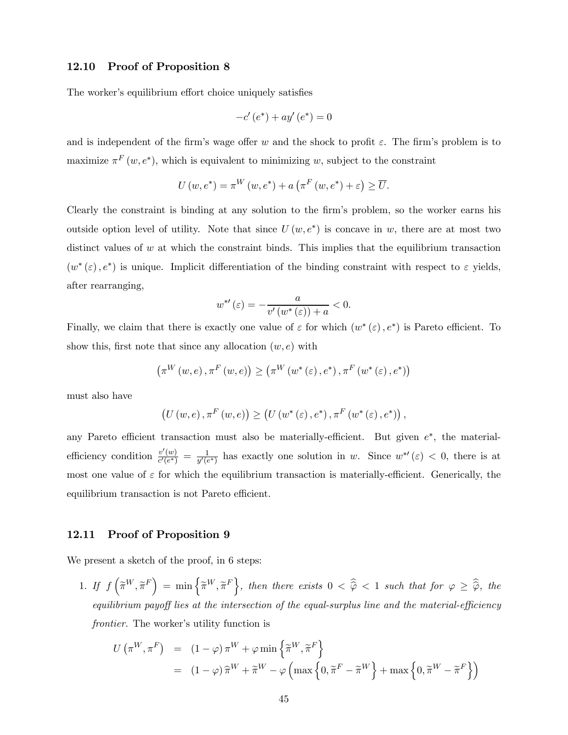### 12.10 Proof of Proposition 8

The worker's equilibrium effort choice uniquely satisfies

$$-c'(e^*) + ay'(e^*) = 0$$

and is independent of the firm's wage offer $w$ and the shock to profit $\varepsilon$. The firm's problem is to maximize $\pi^F(w, e^*)$, which is equivalent to minimizing $w$, subject to the constraint

$$U(w, e^*) = \pi^W(w, e^*) + a\left(\pi^F(w, e^*) + \varepsilon\right) \geq \overline{U}.$$

Clearly the constraint is binding at any solution to the firm's problem, so the worker earns his outside option level of utility. Note that since $U(w, e^*)$ is concave in $w$, there are at most two distinct values of $w$ at which the constraint binds. This implies that the equilibrium transaction $(w^*(\varepsilon), e^*)$ is unique. Implicit differentiation of the binding constraint with respect to $\varepsilon$ yields, after rearranging,

$$w^{*\prime}(\varepsilon) = -\frac{a}{v'(w^*(\varepsilon)) + a} < 0.$$

Finally, we claim that there is exactly one value of $\varepsilon$ for which $(w^*(\varepsilon), e^*)$ is Pareto efficient. To show this, first note that since any allocation $(w, e)$ with

$$\left(\pi^W(w, e), \pi^F(w, e)\right) \geq \left(\pi^W(w^*(\varepsilon), e^*), \pi^F(w^*(\varepsilon), e^*)\right)$$

must also have

$$\left(U(w, e), \pi^F(w, e)\right) \geq \left(U(w^*(\varepsilon), e^*), \pi^F(w^*(\varepsilon), e^*)\right),$$

any Pareto efficient transaction must also be materially-efficient. But given $e^*$, the material-efficiency condition $\frac{v'(w)}{c'(e^*)} = \frac{1}{y'(e^*)}$ has exactly one solution in $w$. Since $w^{*\prime}(\varepsilon) < 0$, there is at most one value of $\varepsilon$ for which the equilibrium transaction is materially-efficient. Generically, the equilibrium transaction is not Pareto efficient.

### 12.11 Proof of Proposition 9

We present a sketch of the proof, in 6 steps:

1. *If $f\left(\widetilde{\pi}^W, \widetilde{\pi}^F\right) = \min\left\{\widetilde{\pi}^W, \widetilde{\pi}^F\right\}$, then there exists $0 < \widehat{\widehat{\varphi}} < 1$ such that for $\varphi \geq \widehat{\widehat{\varphi}}$, the equilibrium payoff lies at the intersection of the equal-surplus line and the material-efficiency frontier.* The worker's utility function is

$$\begin{aligned}
U\left(\pi^W, \pi^F\right) &= (1-\varphi)\pi^W + \varphi \min\left\{\widetilde{\pi}^W, \widetilde{\pi}^F\right\} \\
&= (1-\varphi)\widehat{\pi}^W + \widetilde{\pi}^W - \varphi\left(\max\left\{0, \widetilde{\pi}^F - \widetilde{\pi}^W\right\} + \max\left\{0, \widetilde{\pi}^W - \widetilde{\pi}^F\right\}\right)
\end{aligned}$$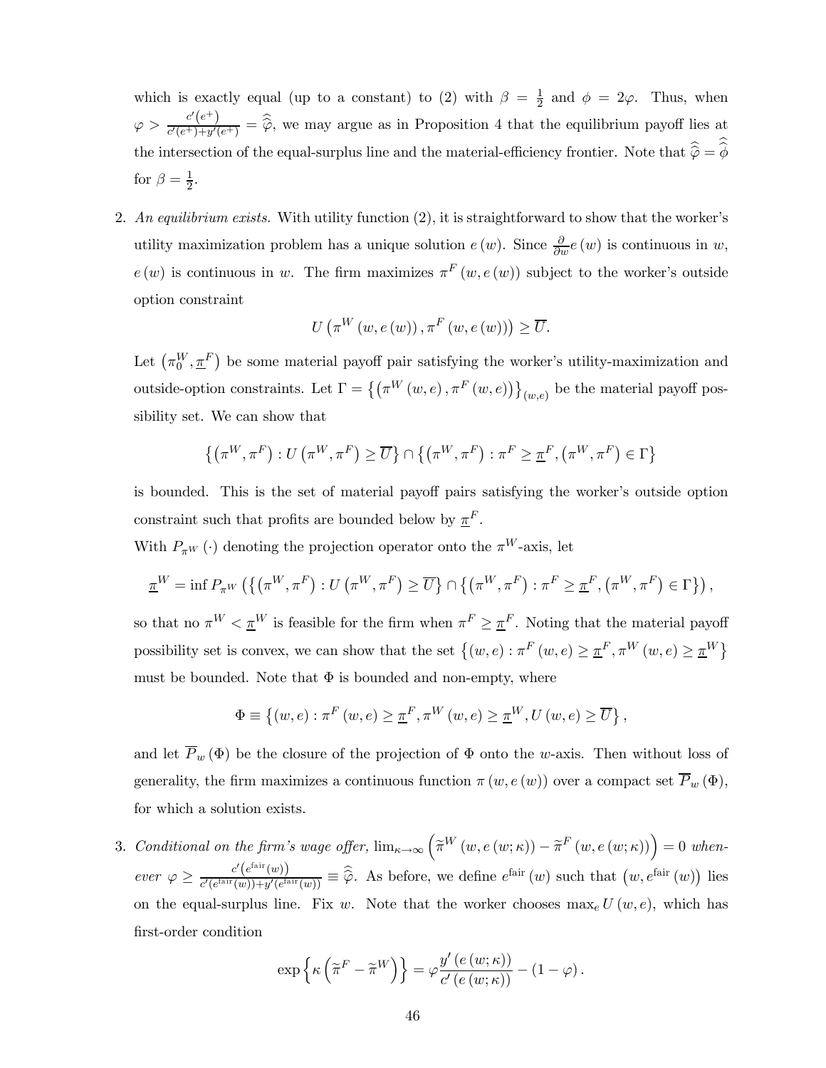which is exactly equal (up to a constant) to (2) with $\beta = \frac{1}{2}$ and $\phi = 2\varphi$. Thus, when $\varphi > \frac{c'(e^+)}{c'(e^+)+y'(e^+)} = \widehat{\widehat{\varphi}}$, we may argue as in Proposition 4 that the equilibrium payoff lies at the intersection of the equal-surplus line and the material-efficiency frontier. Note that $\widehat{\widehat{\varphi}} = \widehat{\widehat{\phi}}$ for $\beta = \frac{1}{2}$.

2. *An equilibrium exists.* With utility function (2), it is straightforward to show that the worker's utility maximization problem has a unique solution $e(w)$. Since $\frac{\partial}{\partial w} e(w)$ is continuous in $w$, $e(w)$ is continuous in $w$. The firm maximizes $\pi^F(w, e(w))$ subject to the worker's outside option constraint

$$U\left(\pi^W(w, e(w)), \pi^F(w, e(w))\right) \geq \overline{U}.$$

Let $\left(\pi_0^W, \underline{\pi}^F\right)$ be some material payoff pair satisfying the worker's utility-maximization and outside-option constraints. Let $\Gamma = \left\{\left(\pi^W(w, e), \pi^F(w, e)\right)\right\}_{(w,e)}$ be the material payoff possibility set. We can show that

$$\left\{\left(\pi^W, \pi^F\right) : U\left(\pi^W, \pi^F\right) \geq \overline{U}\right\} \cap \left\{\left(\pi^W, \pi^F\right) : \pi^F \geq \underline{\pi}^F, \left(\pi^W, \pi^F\right) \in \Gamma\right\}$$

is bounded. This is the set of material payoff pairs satisfying the worker's outside option constraint such that profits are bounded below by $\underline{\pi}^F$.

With $P_{\pi^W}(\cdot)$ denoting the projection operator onto the $\pi^W$-axis, let

$$\underline{\pi}^W = \inf P_{\pi^W}\left(\left\{\left(\pi^W, \pi^F\right) : U\left(\pi^W, \pi^F\right) \geq \overline{U}\right\} \cap \left\{\left(\pi^W, \pi^F\right) : \pi^F \geq \underline{\pi}^F, \left(\pi^W, \pi^F\right) \in \Gamma\right\}\right),$$

so that no $\pi^W < \underline{\pi}^W$ is feasible for the firm when $\pi^F \geq \underline{\pi}^F$. Noting that the material payoff possibility set is convex, we can show that the set $\left\{(w, e) : \pi^F(w, e) \geq \underline{\pi}^F, \pi^W(w, e) \geq \underline{\pi}^W\right\}$ must be bounded. Note that $\Phi$ is bounded and non-empty, where

$$\Phi \equiv \left\{(w, e) : \pi^F(w, e) \geq \underline{\pi}^F, \pi^W(w, e) \geq \underline{\pi}^W, U(w, e) \geq \overline{U}\right\},$$

and let $\overline{P}_w(\Phi)$ be the closure of the projection of $\Phi$ onto the $w$-axis. Then without loss of generality, the firm maximizes a continuous function $\pi(w, e(w))$ over a compact set $\overline{P}_w(\Phi)$, for which a solution exists.

3. *Conditional on the firm's wage offer,* $\lim_{\kappa\to\infty}\left(\widetilde{\pi}^W(w, e(w;\kappa)) - \widetilde{\pi}^F(w, e(w;\kappa))\right) = 0$ *whenever* $\varphi \geq \frac{c'\left(e^{\text{fair}}(w)\right)}{c'(e^{\text{fair}}(w))+y'(e^{\text{fair}}(w))} \equiv \widehat{\widehat{\varphi}}$. As before, we define $e^{\text{fair}}(w)$ such that $\left(w, e^{\text{fair}}(w)\right)$ lies on the equal-surplus line. Fix $w$. Note that the worker chooses $\max_e U(w, e)$, which has first-order condition

$$\exp\left\{\kappa\left(\widetilde{\pi}^F - \widetilde{\pi}^W\right)\right\} = \varphi \frac{y'(e(w;\kappa))}{c'(e(w;\kappa))} - (1 - \varphi).$$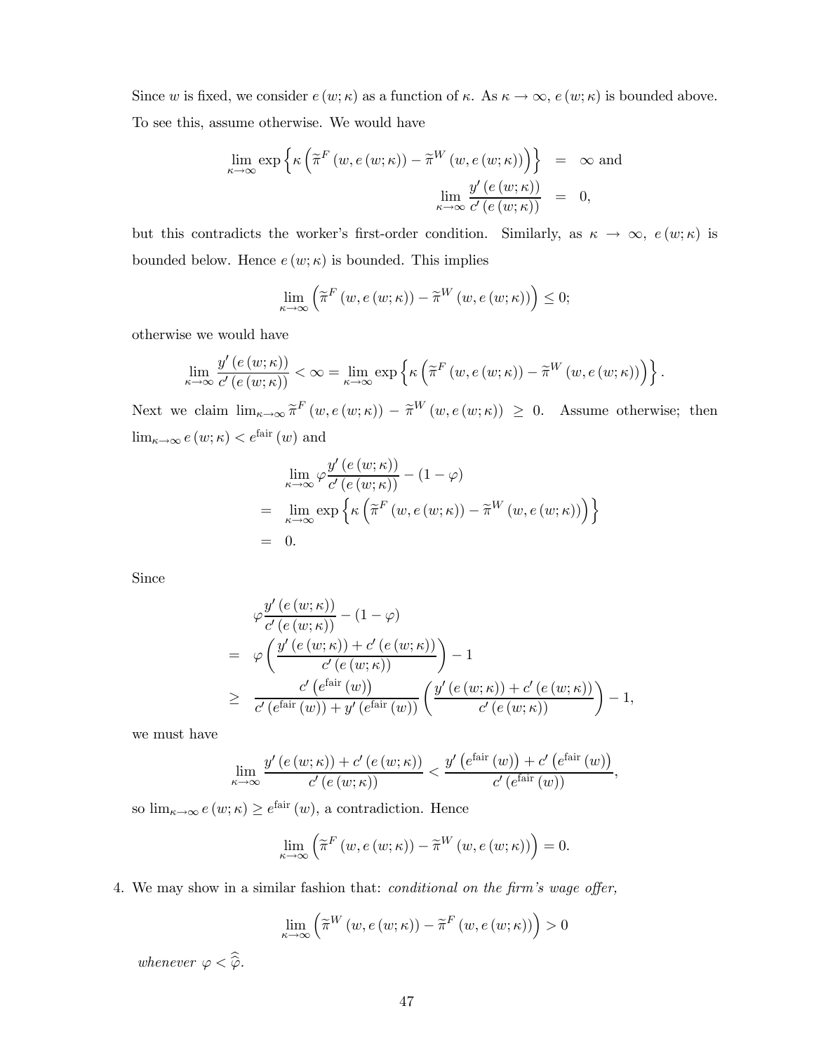Since $w$ is fixed, we consider $e(w;\kappa)$ as a function of $\kappa$. As $\kappa \to \infty$, $e(w;\kappa)$ is bounded above. To see this, assume otherwise. We would have

$$
\begin{aligned}
\lim_{\kappa\to\infty} \exp\left\{\kappa\left(\widetilde{\pi}^F(w, e(w;\kappa)) - \widetilde{\pi}^W(w, e(w;\kappa))\right)\right\} &= \infty \text{ and} \\
\lim_{\kappa\to\infty} \frac{y'(e(w;\kappa))}{c'(e(w;\kappa))} &= 0,
\end{aligned}
$$

but this contradicts the worker's first-order condition. Similarly, as $\kappa \to \infty$, $e(w;\kappa)$ is bounded below. Hence $e(w;\kappa)$ is bounded. This implies

$$
\lim_{\kappa\to\infty}\left(\widetilde{\pi}^F(w, e(w;\kappa)) - \widetilde{\pi}^W(w, e(w;\kappa))\right) \le 0;
$$

otherwise we would have

$$
\lim_{\kappa\to\infty} \frac{y'(e(w;\kappa))}{c'(e(w;\kappa))} < \infty = \lim_{\kappa\to\infty} \exp\left\{\kappa\left(\widetilde{\pi}^F(w, e(w;\kappa)) - \widetilde{\pi}^W(w, e(w;\kappa))\right)\right\}.
$$

Next we claim $\lim_{\kappa\to\infty} \widetilde{\pi}^F(w, e(w;\kappa)) - \widetilde{\pi}^W(w, e(w;\kappa)) \ge 0$. Assume otherwise; then $\lim_{\kappa\to\infty} e(w;\kappa) < e^{\text{fair}}(w)$ and

$$
\begin{aligned}
& \lim_{\kappa\to\infty} \varphi \frac{y'(e(w;\kappa))}{c'(e(w;\kappa))} - (1-\varphi) \\
=\; & \lim_{\kappa\to\infty} \exp\left\{\kappa\left(\widetilde{\pi}^F(w, e(w;\kappa)) - \widetilde{\pi}^W(w, e(w;\kappa))\right)\right\} \\
=\; & 0.
\end{aligned}
$$

Since

$$
\begin{aligned}
& \varphi \frac{y'(e(w;\kappa))}{c'(e(w;\kappa))} - (1-\varphi) \\
=\; & \varphi\left(\frac{y'(e(w;\kappa)) + c'(e(w;\kappa))}{c'(e(w;\kappa))}\right) - 1 \\
\ge\; & \frac{c'\left(e^{\text{fair}}(w)\right)}{c'\left(e^{\text{fair}}(w)\right) + y'\left(e^{\text{fair}}(w)\right)}\left(\frac{y'(e(w;\kappa)) + c'(e(w;\kappa))}{c'(e(w;\kappa))}\right) - 1,
\end{aligned}
$$

we must have

$$
\lim_{\kappa\to\infty} \frac{y'(e(w;\kappa)) + c'(e(w;\kappa))}{c'(e(w;\kappa))} < \frac{y'\left(e^{\text{fair}}(w)\right) + c'\left(e^{\text{fair}}(w)\right)}{c'\left(e^{\text{fair}}(w)\right)},
$$

so $\lim_{\kappa\to\infty} e(w;\kappa) \ge e^{\text{fair}}(w)$, a contradiction. Hence

$$
\lim_{\kappa\to\infty}\left(\widetilde{\pi}^F(w, e(w;\kappa)) - \widetilde{\pi}^W(w, e(w;\kappa))\right) = 0.
$$

4. We may show in a similar fashion that: *conditional on the firm's wage offer,*

$$
\lim_{\kappa\to\infty}\left(\widetilde{\pi}^W(w, e(w;\kappa)) - \widetilde{\pi}^F(w, e(w;\kappa))\right) > 0
$$

*whenever* $\varphi < \widehat{\widehat{\varphi}}$.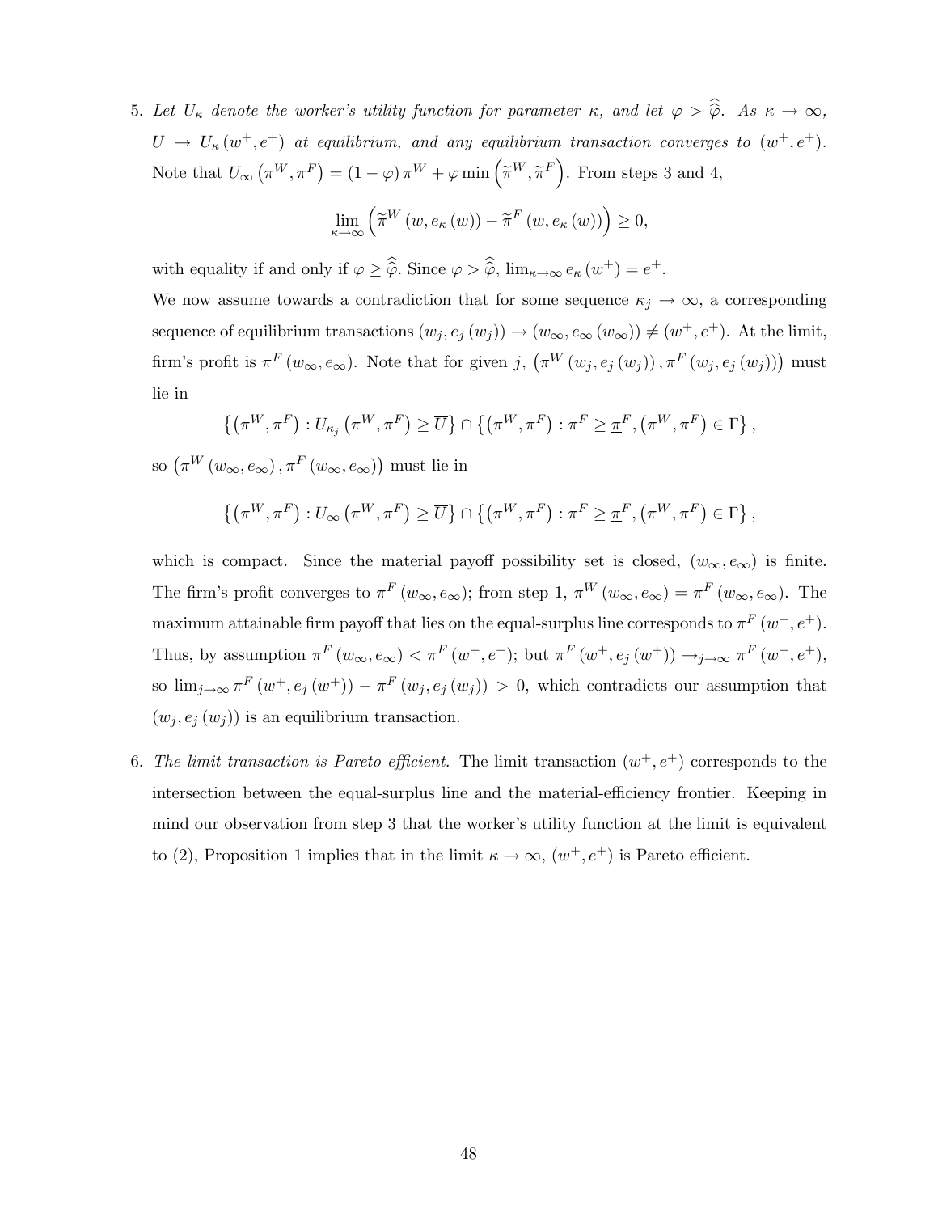5. *Let $U_\kappa$ denote the worker's utility function for parameter $\kappa$, and let $\varphi > \widehat{\widehat{\varphi}}$. As $\kappa \to \infty$, $U \to U_\kappa(w^+, e^+)$ at equilibrium, and any equilibrium transaction converges to $(w^+, e^+)$.* Note that $U_\infty\left(\pi^W, \pi^F\right) = (1-\varphi)\pi^W + \varphi \min\left(\widetilde{\pi}^W, \widetilde{\pi}^F\right)$. From steps 3 and 4,

$$\lim_{\kappa \to \infty}\left(\widetilde{\pi}^W\left(w, e_\kappa(w)\right) - \widetilde{\pi}^F\left(w, e_\kappa(w)\right)\right) \geq 0,$$

with equality if and only if $\varphi \geq \widehat{\widehat{\varphi}}$. Since $\varphi > \widehat{\widehat{\varphi}}$, $\lim_{\kappa \to \infty} e_\kappa(w^+) = e^+$.

We now assume towards a contradiction that for some sequence $\kappa_j \to \infty$, a corresponding sequence of equilibrium transactions $(w_j, e_j(w_j)) \to (w_\infty, e_\infty(w_\infty)) \neq (w^+, e^+)$. At the limit, firm's profit is $\pi^F(w_\infty, e_\infty)$. Note that for given $j$, $\left(\pi^W(w_j, e_j(w_j)), \pi^F(w_j, e_j(w_j))\right)$ must lie in

$$\left\{\left(\pi^W, \pi^F\right) : U_{\kappa_j}\left(\pi^W, \pi^F\right) \geq \overline{U}\right\} \cap \left\{\left(\pi^W, \pi^F\right) : \pi^F \geq \underline{\pi}^F, \left(\pi^W, \pi^F\right) \in \Gamma\right\},$$

so $\left(\pi^W(w_\infty, e_\infty), \pi^F(w_\infty, e_\infty)\right)$ must lie in

$$\left\{\left(\pi^W, \pi^F\right) : U_\infty\left(\pi^W, \pi^F\right) \geq \overline{U}\right\} \cap \left\{\left(\pi^W, \pi^F\right) : \pi^F \geq \underline{\pi}^F, \left(\pi^W, \pi^F\right) \in \Gamma\right\},$$

which is compact. Since the material payoff possibility set is closed, $(w_\infty, e_\infty)$ is finite. The firm's profit converges to $\pi^F(w_\infty, e_\infty)$; from step 1, $\pi^W(w_\infty, e_\infty) = \pi^F(w_\infty, e_\infty)$. The maximum attainable firm payoff that lies on the equal-surplus line corresponds to $\pi^F(w^+, e^+)$. Thus, by assumption $\pi^F(w_\infty, e_\infty) < \pi^F(w^+, e^+)$; but $\pi^F(w^+, e_j(w^+)) \to_{j \to \infty} \pi^F(w^+, e^+)$, so $\lim_{j \to \infty} \pi^F(w^+, e_j(w^+)) - \pi^F(w_j, e_j(w_j)) > 0$, which contradicts our assumption that $(w_j, e_j(w_j))$ is an equilibrium transaction.

6. *The limit transaction is Pareto efficient.* The limit transaction $(w^+, e^+)$ corresponds to the intersection between the equal-surplus line and the material-efficiency frontier. Keeping in mind our observation from step 3 that the worker's utility function at the limit is equivalent to (2), Proposition 1 implies that in the limit $\kappa \to \infty$, $(w^+, e^+)$ is Pareto efficient.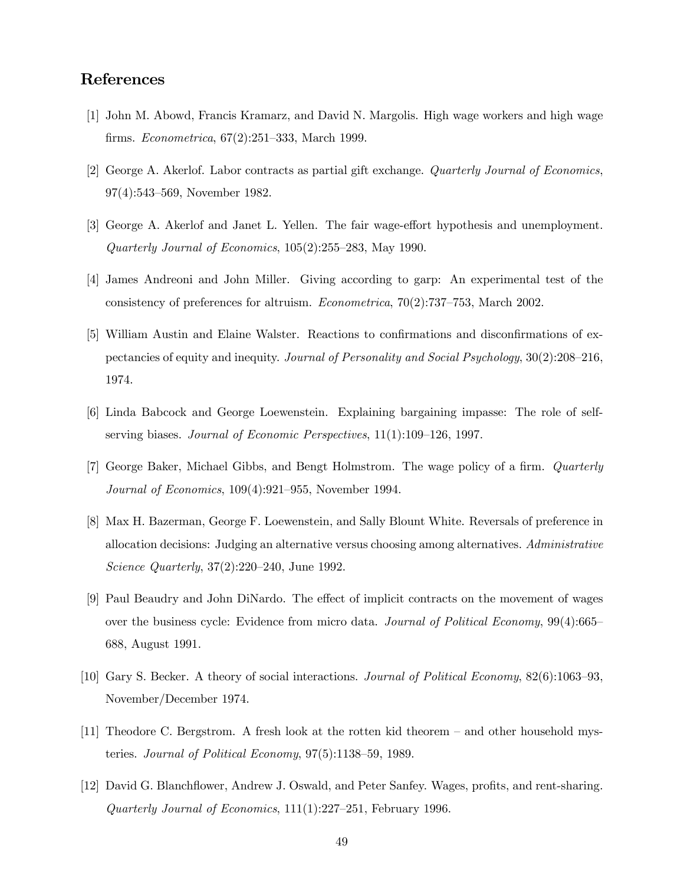## References

[1] John M. Abowd, Francis Kramarz, and David N. Margolis. High wage workers and high wage firms. *Econometrica*, 67(2):251–333, March 1999.

[2] George A. Akerlof. Labor contracts as partial gift exchange. *Quarterly Journal of Economics*, 97(4):543–569, November 1982.

[3] George A. Akerlof and Janet L. Yellen. The fair wage-effort hypothesis and unemployment. *Quarterly Journal of Economics*, 105(2):255–283, May 1990.

[4] James Andreoni and John Miller. Giving according to garp: An experimental test of the consistency of preferences for altruism. *Econometrica*, 70(2):737–753, March 2002.

[5] William Austin and Elaine Walster. Reactions to confirmations and disconfirmations of expectancies of equity and inequity. *Journal of Personality and Social Psychology*, 30(2):208–216, 1974.

[6] Linda Babcock and George Loewenstein. Explaining bargaining impasse: The role of self-serving biases. *Journal of Economic Perspectives*, 11(1):109–126, 1997.

[7] George Baker, Michael Gibbs, and Bengt Holmstrom. The wage policy of a firm. *Quarterly Journal of Economics*, 109(4):921–955, November 1994.

[8] Max H. Bazerman, George F. Loewenstein, and Sally Blount White. Reversals of preference in allocation decisions: Judging an alternative versus choosing among alternatives. *Administrative Science Quarterly*, 37(2):220–240, June 1992.

[9] Paul Beaudry and John DiNardo. The effect of implicit contracts on the movement of wages over the business cycle: Evidence from micro data. *Journal of Political Economy*, 99(4):665–688, August 1991.

[10] Gary S. Becker. A theory of social interactions. *Journal of Political Economy*, 82(6):1063–93, November/December 1974.

[11] Theodore C. Bergstrom. A fresh look at the rotten kid theorem – and other household mysteries. *Journal of Political Economy*, 97(5):1138–59, 1989.

[12] David G. Blanchflower, Andrew J. Oswald, and Peter Sanfey. Wages, profits, and rent-sharing. *Quarterly Journal of Economics*, 111(1):227–251, February 1996.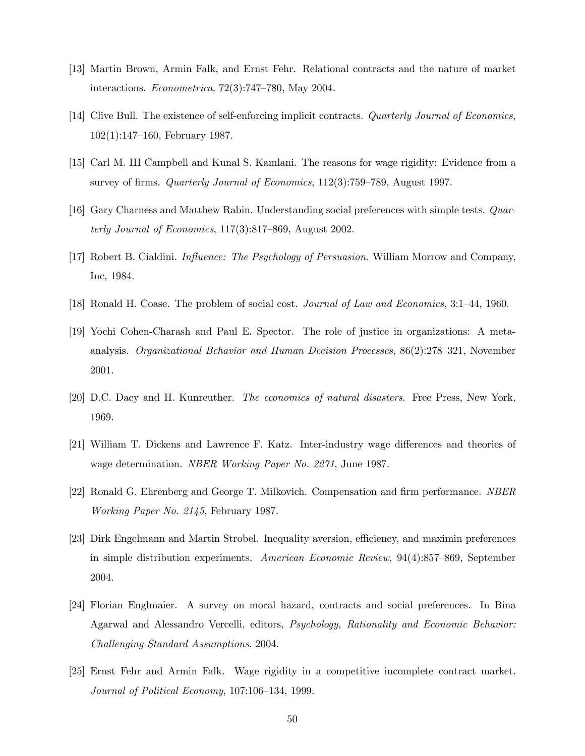[13] Martin Brown, Armin Falk, and Ernst Fehr. Relational contracts and the nature of market interactions. *Econometrica*, 72(3):747–780, May 2004.

[14] Clive Bull. The existence of self-enforcing implicit contracts. *Quarterly Journal of Economics*, 102(1):147–160, February 1987.

[15] Carl M. III Campbell and Kunal S. Kamlani. The reasons for wage rigidity: Evidence from a survey of firms. *Quarterly Journal of Economics*, 112(3):759–789, August 1997.

[16] Gary Charness and Matthew Rabin. Understanding social preferences with simple tests. *Quarterly Journal of Economics*, 117(3):817–869, August 2002.

[17] Robert B. Cialdini. *Influence: The Psychology of Persuasion*. William Morrow and Company, Inc, 1984.

[18] Ronald H. Coase. The problem of social cost. *Journal of Law and Economics*, 3:1–44, 1960.

[19] Yochi Cohen-Charash and Paul E. Spector. The role of justice in organizations: A meta-analysis. *Organizational Behavior and Human Decision Processes*, 86(2):278–321, November 2001.

[20] D.C. Dacy and H. Kunreuther. *The economics of natural disasters*. Free Press, New York, 1969.

[21] William T. Dickens and Lawrence F. Katz. Inter-industry wage differences and theories of wage determination. *NBER Working Paper No. 2271*, June 1987.

[22] Ronald G. Ehrenberg and George T. Milkovich. Compensation and firm performance. *NBER Working Paper No. 2145*, February 1987.

[23] Dirk Engelmann and Martin Strobel. Inequality aversion, efficiency, and maximin preferences in simple distribution experiments. *American Economic Review*, 94(4):857–869, September 2004.

[24] Florian Englmaier. A survey on moral hazard, contracts and social preferences. In Bina Agarwal and Alessandro Vercelli, editors, *Psychology, Rationality and Economic Behavior: Challenging Standard Assumptions*. 2004.

[25] Ernst Fehr and Armin Falk. Wage rigidity in a competitive incomplete contract market. *Journal of Political Economy*, 107:106–134, 1999.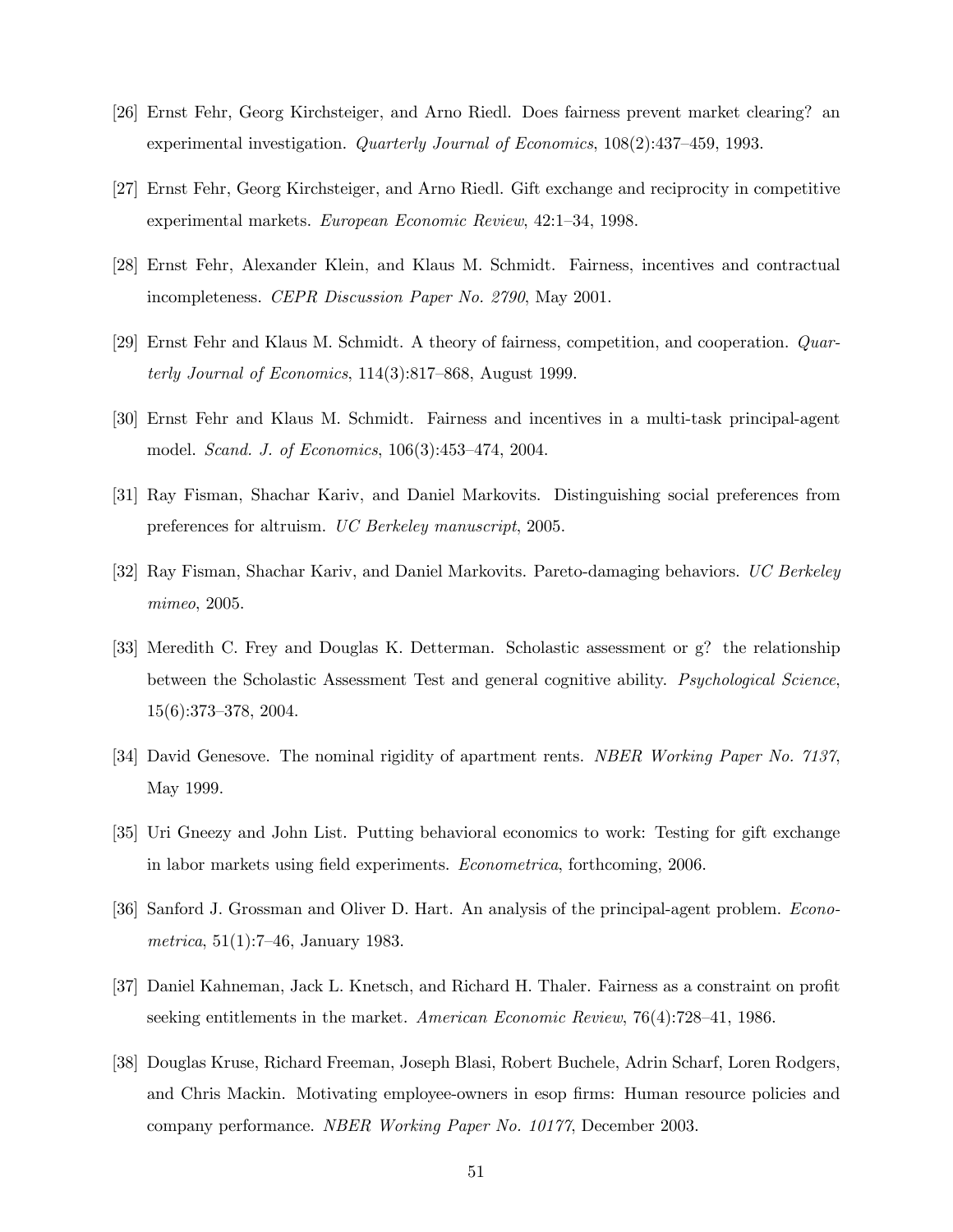[26] Ernst Fehr, Georg Kirchsteiger, and Arno Riedl. Does fairness prevent market clearing? an experimental investigation. *Quarterly Journal of Economics*, 108(2):437–459, 1993.

[27] Ernst Fehr, Georg Kirchsteiger, and Arno Riedl. Gift exchange and reciprocity in competitive experimental markets. *European Economic Review*, 42:1–34, 1998.

[28] Ernst Fehr, Alexander Klein, and Klaus M. Schmidt. Fairness, incentives and contractual incompleteness. *CEPR Discussion Paper No. 2790*, May 2001.

[29] Ernst Fehr and Klaus M. Schmidt. A theory of fairness, competition, and cooperation. *Quarterly Journal of Economics*, 114(3):817–868, August 1999.

[30] Ernst Fehr and Klaus M. Schmidt. Fairness and incentives in a multi-task principal-agent model. *Scand. J. of Economics*, 106(3):453–474, 2004.

[31] Ray Fisman, Shachar Kariv, and Daniel Markovits. Distinguishing social preferences from preferences for altruism. *UC Berkeley manuscript*, 2005.

[32] Ray Fisman, Shachar Kariv, and Daniel Markovits. Pareto-damaging behaviors. *UC Berkeley mimeo*, 2005.

[33] Meredith C. Frey and Douglas K. Detterman. Scholastic assessment or g? the relationship between the Scholastic Assessment Test and general cognitive ability. *Psychological Science*, 15(6):373–378, 2004.

[34] David Genesove. The nominal rigidity of apartment rents. *NBER Working Paper No. 7137*, May 1999.

[35] Uri Gneezy and John List. Putting behavioral economics to work: Testing for gift exchange in labor markets using field experiments. *Econometrica*, forthcoming, 2006.

[36] Sanford J. Grossman and Oliver D. Hart. An analysis of the principal-agent problem. *Econometrica*, 51(1):7–46, January 1983.

[37] Daniel Kahneman, Jack L. Knetsch, and Richard H. Thaler. Fairness as a constraint on profit seeking entitlements in the market. *American Economic Review*, 76(4):728–41, 1986.

[38] Douglas Kruse, Richard Freeman, Joseph Blasi, Robert Buchele, Adrin Scharf, Loren Rodgers, and Chris Mackin. Motivating employee-owners in esop firms: Human resource policies and company performance. *NBER Working Paper No. 10177*, December 2003.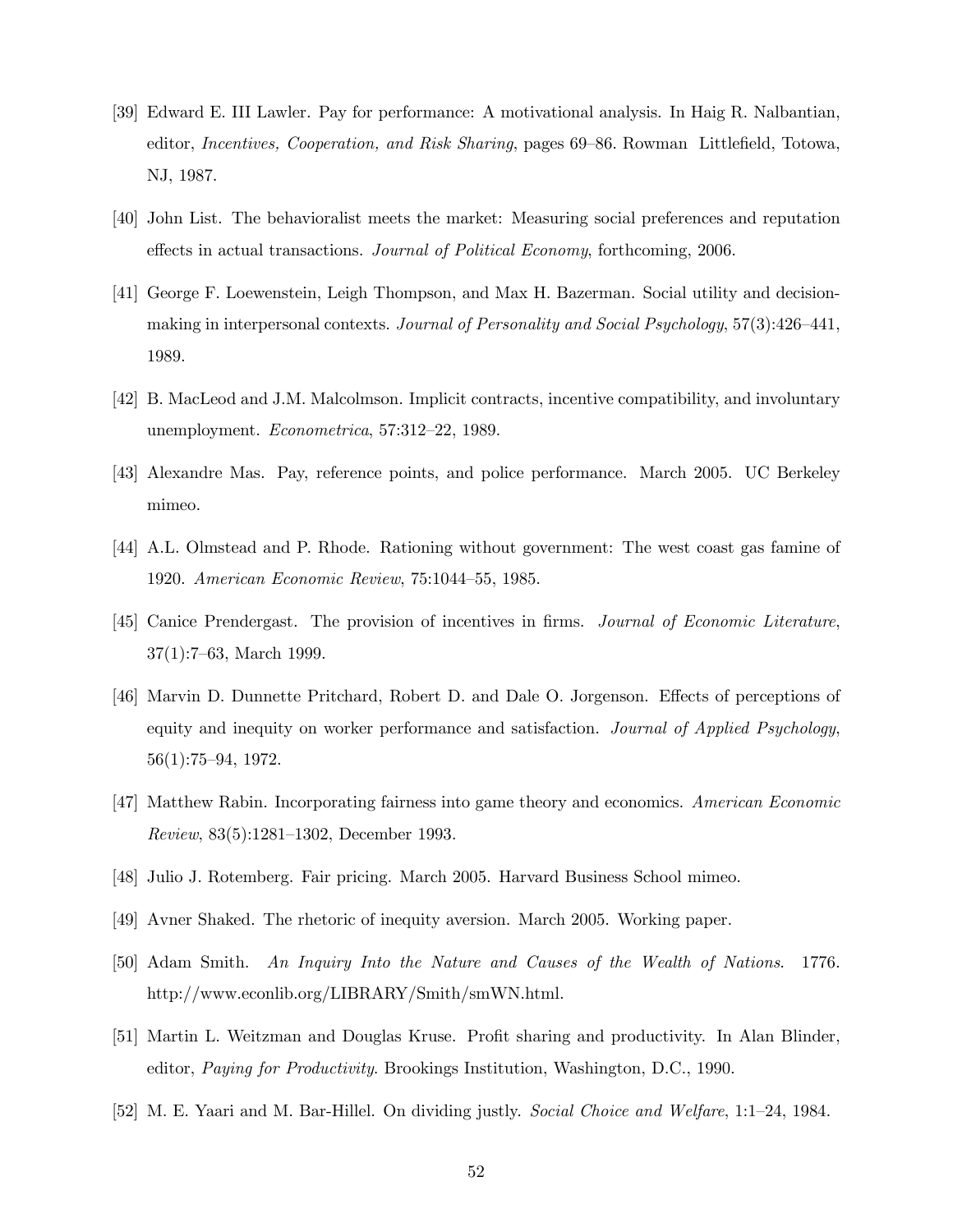[39] Edward E. III Lawler. Pay for performance: A motivational analysis. In Haig R. Nalbantian, editor, *Incentives, Cooperation, and Risk Sharing*, pages 69–86. Rowman Littlefield, Totowa, NJ, 1987.

[40] John List. The behavioralist meets the market: Measuring social preferences and reputation effects in actual transactions. *Journal of Political Economy*, forthcoming, 2006.

[41] George F. Loewenstein, Leigh Thompson, and Max H. Bazerman. Social utility and decision-making in interpersonal contexts. *Journal of Personality and Social Psychology*, 57(3):426–441, 1989.

[42] B. MacLeod and J.M. Malcolmson. Implicit contracts, incentive compatibility, and involuntary unemployment. *Econometrica*, 57:312–22, 1989.

[43] Alexandre Mas. Pay, reference points, and police performance. March 2005. UC Berkeley mimeo.

[44] A.L. Olmstead and P. Rhode. Rationing without government: The west coast gas famine of 1920. *American Economic Review*, 75:1044–55, 1985.

[45] Canice Prendergast. The provision of incentives in firms. *Journal of Economic Literature*, 37(1):7–63, March 1999.

[46] Marvin D. Dunnette Pritchard, Robert D. and Dale O. Jorgenson. Effects of perceptions of equity and inequity on worker performance and satisfaction. *Journal of Applied Psychology*, 56(1):75–94, 1972.

[47] Matthew Rabin. Incorporating fairness into game theory and economics. *American Economic Review*, 83(5):1281–1302, December 1993.

[48] Julio J. Rotemberg. Fair pricing. March 2005. Harvard Business School mimeo.

[49] Avner Shaked. The rhetoric of inequity aversion. March 2005. Working paper.

[50] Adam Smith. *An Inquiry Into the Nature and Causes of the Wealth of Nations*. 1776. http://www.econlib.org/LIBRARY/Smith/smWN.html.

[51] Martin L. Weitzman and Douglas Kruse. Profit sharing and productivity. In Alan Blinder, editor, *Paying for Productivity*. Brookings Institution, Washington, D.C., 1990.

[52] M. E. Yaari and M. Bar-Hillel. On dividing justly. *Social Choice and Welfare*, 1:1–24, 1984.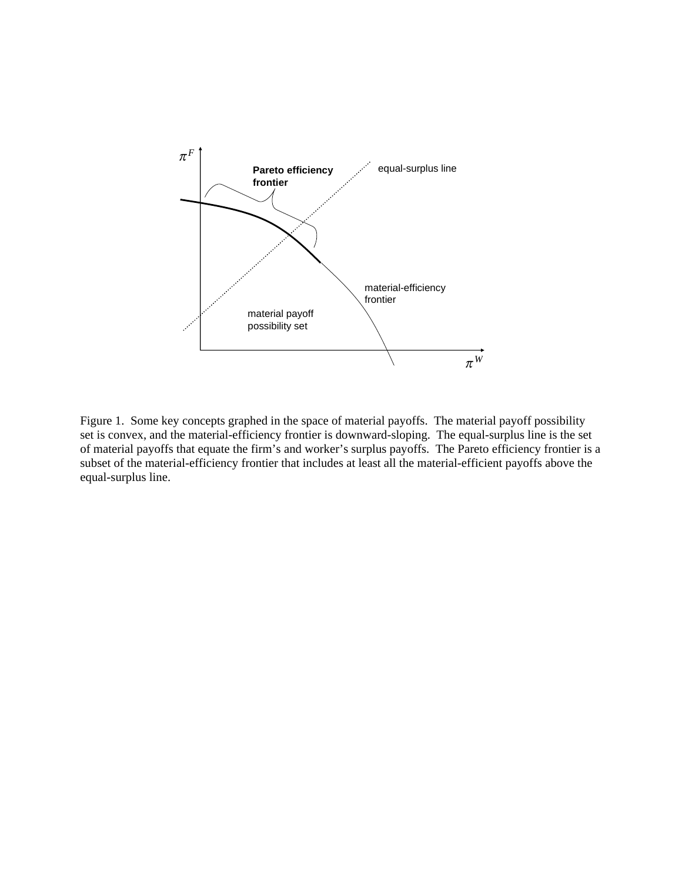Figure 1. Some key concepts graphed in the space of material payoffs. The material payoff possibility set is convex, and the material-efficiency frontier is downward-sloping. The equal-surplus line is the set of material payoffs that equate the firm's and worker's surplus payoffs. The Pareto efficiency frontier is a subset of the material-efficiency frontier that includes at least all the material-efficient payoffs above the equal-surplus line.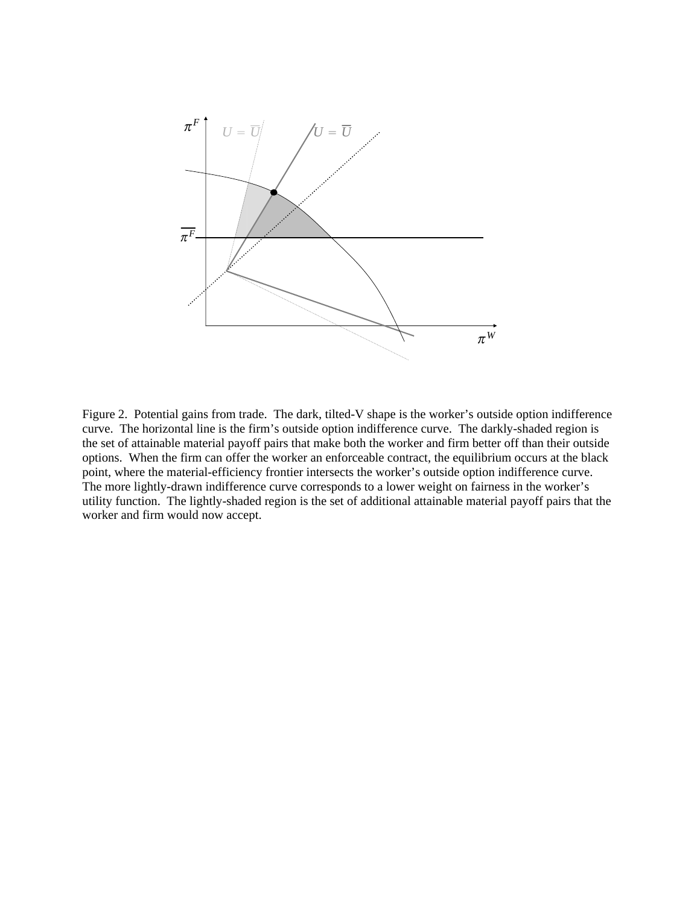Figure 2. Potential gains from trade. The dark, tilted-V shape is the worker's outside option indifference curve. The horizontal line is the firm's outside option indifference curve. The darkly-shaded region is the set of attainable material payoff pairs that make both the worker and firm better off than their outside options. When the firm can offer the worker an enforceable contract, the equilibrium occurs at the black point, where the material-efficiency frontier intersects the worker's outside option indifference curve. The more lightly-drawn indifference curve corresponds to a lower weight on fairness in the worker's utility function. The lightly-shaded region is the set of additional attainable material payoff pairs that the worker and firm would now accept.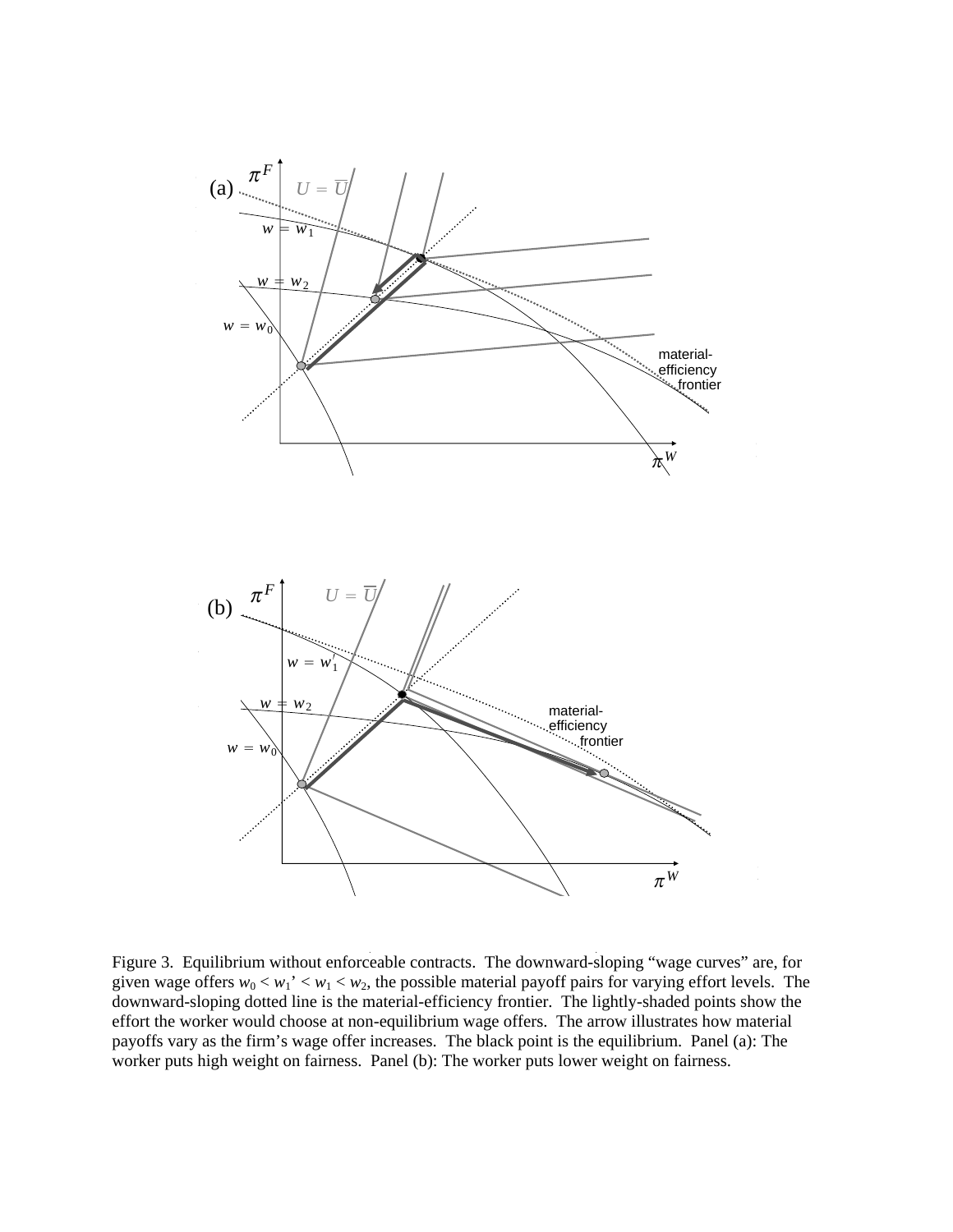Figure 3. Equilibrium without enforceable contracts. The downward-sloping "wage curves" are, for given wage offers $w_0 < w_1' < w_1 < w_2$, the possible material payoff pairs for varying effort levels. The downward-sloping dotted line is the material-efficiency frontier. The lightly-shaded points show the effort the worker would choose at non-equilibrium wage offers. The arrow illustrates how material payoffs vary as the firm's wage offer increases. The black point is the equilibrium. Panel (a): The worker puts high weight on fairness. Panel (b): The worker puts lower weight on fairness.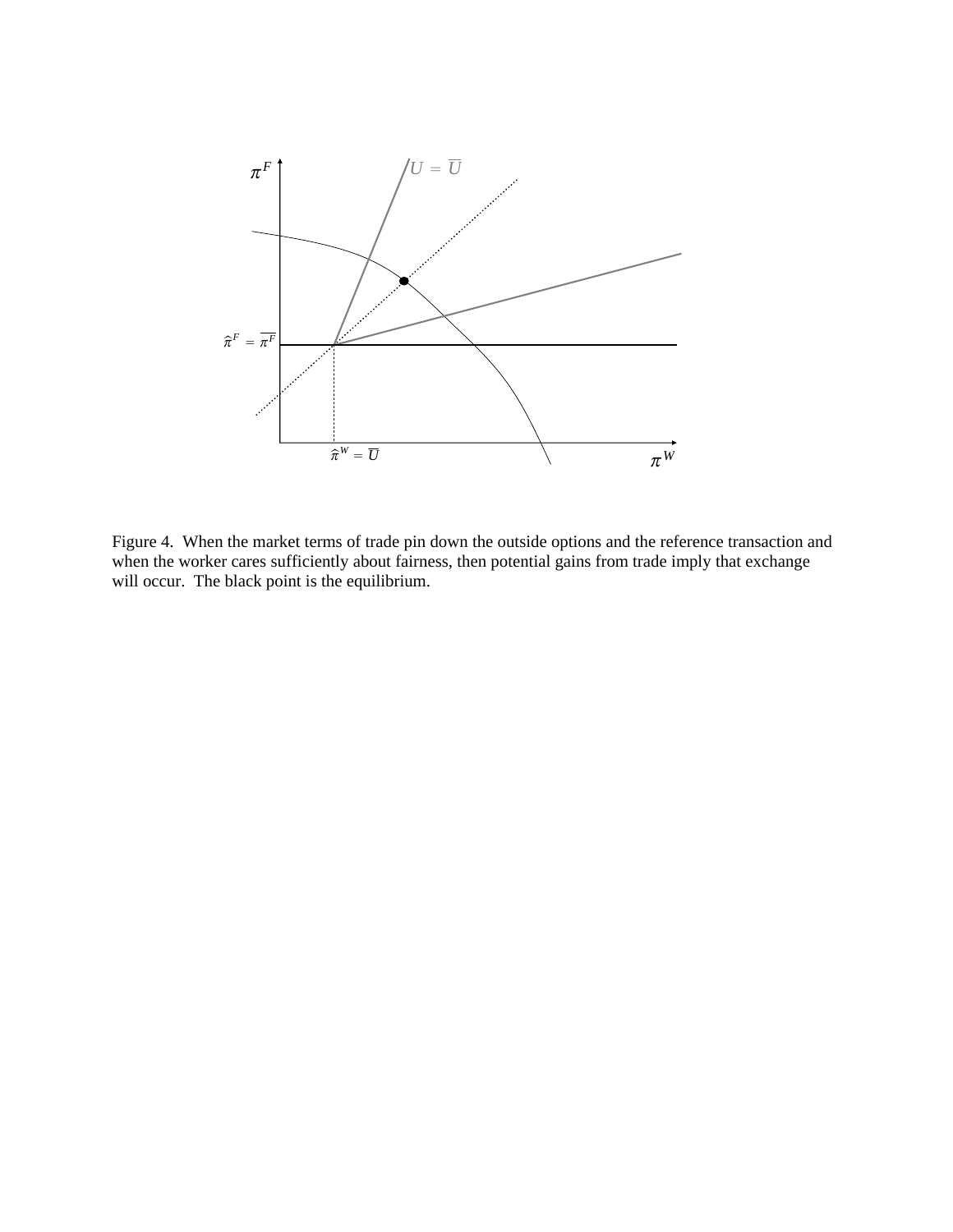Figure 4. When the market terms of trade pin down the outside options and the reference transaction and when the worker cares sufficiently about fairness, then potential gains from trade imply that exchange will occur. The black point is the equilibrium.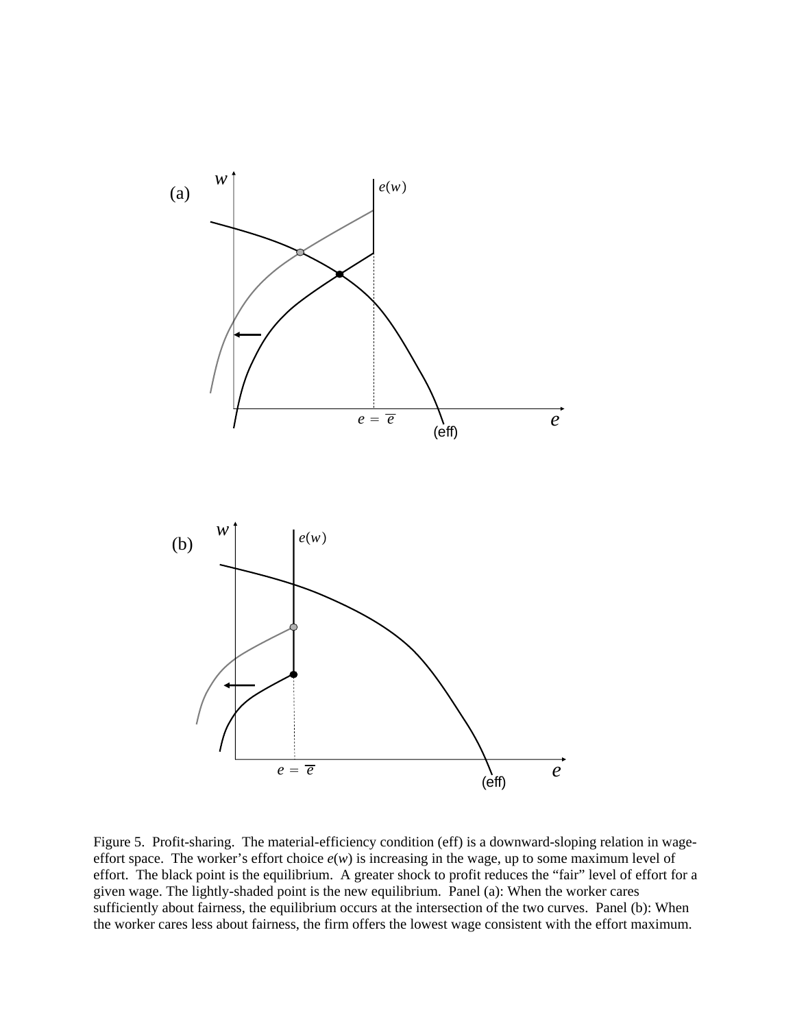(a)

$w$

$e(w)$

$e = \overline{e}$

$e$

(eff)

(b)

$w$

$e(w)$

$e = \overline{e}$

$e$

(eff)

Figure 5. Profit-sharing. The material-efficiency condition (eff) is a downward-sloping relation in wage-effort space. The worker's effort choice $e(w)$ is increasing in the wage, up to some maximum level of effort. The black point is the equilibrium. A greater shock to profit reduces the "fair" level of effort for a given wage. The lightly-shaded point is the new equilibrium. Panel (a): When the worker cares sufficiently about fairness, the equilibrium occurs at the intersection of the two curves. Panel (b): When the worker cares less about fairness, the firm offers the lowest wage consistent with the effort maximum.